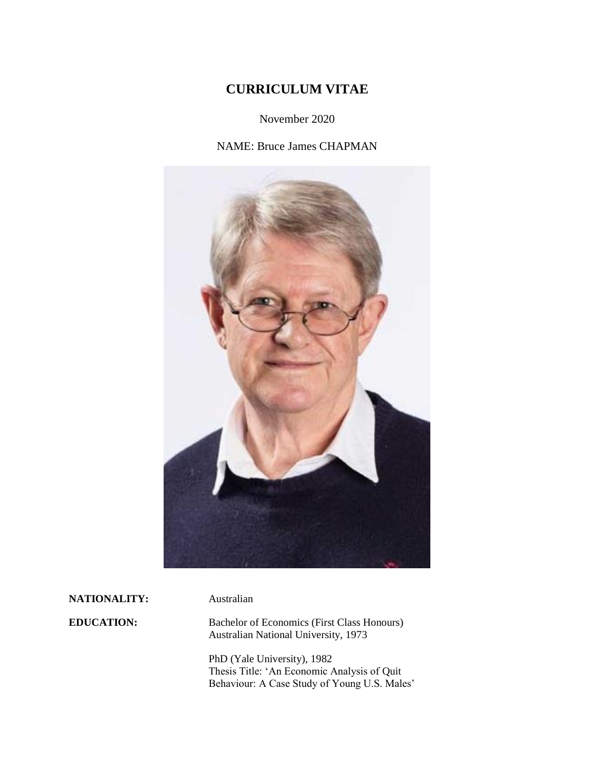# CURRICULUM VITAE

November 2020

NAME: Bruce James CHAPMAN

**NATIONALITY:** Australian

**EDUCATION:** Bachelor of Economics (First Class Honours)
Australian National University, 1973

PhD (Yale University), 1982
Thesis Title: 'An Economic Analysis of Quit Behaviour: A Case Study of Young U.S. Males'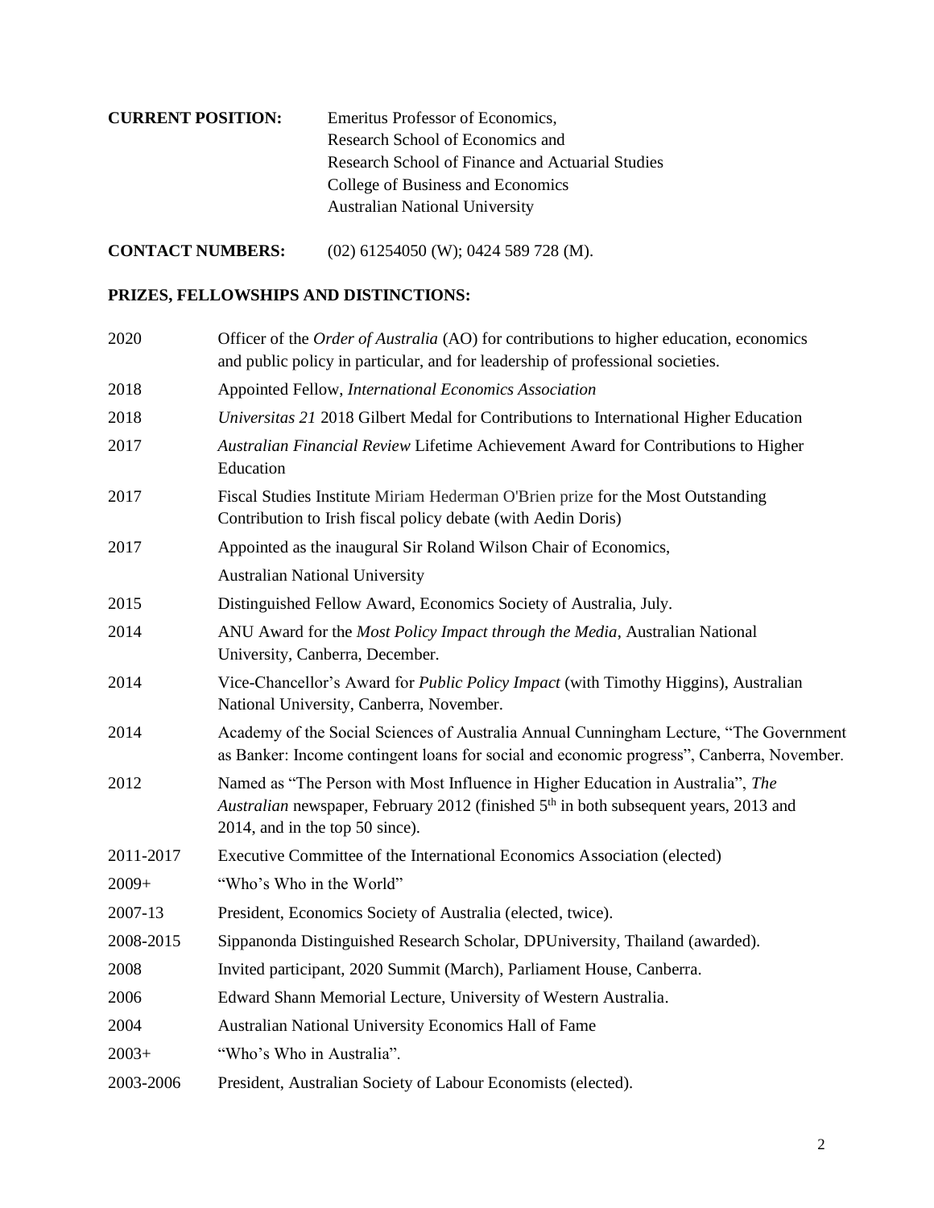**CURRENT POSITION:** Emeritus Professor of Economics,
Research School of Economics and
Research School of Finance and Actuarial Studies
College of Business and Economics
Australian National University

**CONTACT NUMBERS:** (02) 61254050 (W); 0424 589 728 (M).

**PRIZES, FELLOWSHIPS AND DISTINCTIONS:**

| | |
|---|---|
| 2020 | Officer of the *Order of Australia* (AO) for contributions to higher education, economics and public policy in particular, and for leadership of professional societies. |
| 2018 | Appointed Fellow, *International Economics Association* |
| 2018 | *Universitas 21* 2018 Gilbert Medal for Contributions to International Higher Education |
| 2017 | *Australian Financial Review* Lifetime Achievement Award for Contributions to Higher Education |
| 2017 | Fiscal Studies Institute Miriam Hederman O'Brien prize for the Most Outstanding Contribution to Irish fiscal policy debate (with Aedin Doris) |
| 2017 | Appointed as the inaugural Sir Roland Wilson Chair of Economics, Australian National University |
| 2015 | Distinguished Fellow Award, Economics Society of Australia, July. |
| 2014 | ANU Award for the *Most Policy Impact through the Media*, Australian National University, Canberra, December. |
| 2014 | Vice-Chancellor's Award for *Public Policy Impact* (with Timothy Higgins), Australian National University, Canberra, November. |
| 2014 | Academy of the Social Sciences of Australia Annual Cunningham Lecture, "The Government as Banker: Income contingent loans for social and economic progress", Canberra, November. |
| 2012 | Named as "The Person with Most Influence in Higher Education in Australia", *The Australian* newspaper, February 2012 (finished 5th in both subsequent years, 2013 and 2014, and in the top 50 since). |
| 2011-2017 | Executive Committee of the International Economics Association (elected) |
| 2009+ | "Who's Who in the World" |
| 2007-13 | President, Economics Society of Australia (elected, twice). |
| 2008-2015 | Sippanonda Distinguished Research Scholar, DPUniversity, Thailand (awarded). |
| 2008 | Invited participant, 2020 Summit (March), Parliament House, Canberra. |
| 2006 | Edward Shann Memorial Lecture, University of Western Australia. |
| 2004 | Australian National University Economics Hall of Fame |
| 2003+ | "Who's Who in Australia". |
| 2003-2006 | President, Australian Society of Labour Economists (elected). |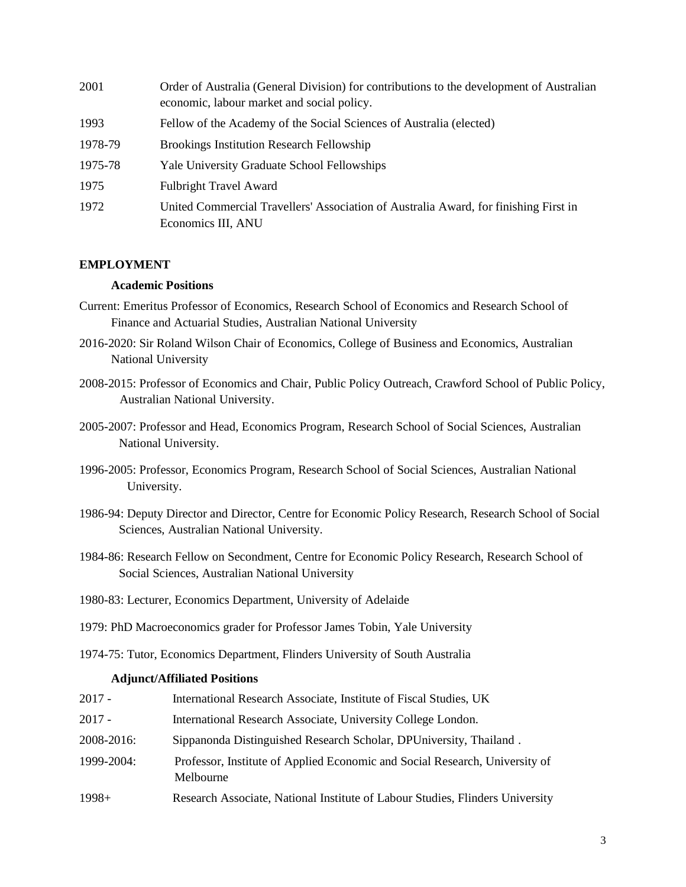| | |
|---|---|
| 2001 | Order of Australia (General Division) for contributions to the development of Australian economic, labour market and social policy. |
| 1993 | Fellow of the Academy of the Social Sciences of Australia (elected) |
| 1978-79 | Brookings Institution Research Fellowship |
| 1975-78 | Yale University Graduate School Fellowships |
| 1975 | Fulbright Travel Award |
| 1972 | United Commercial Travellers' Association of Australia Award, for finishing First in Economics III, ANU |

## EMPLOYMENT

### Academic Positions

Current: Emeritus Professor of Economics, Research School of Economics and Research School of Finance and Actuarial Studies, Australian National University

2016-2020: Sir Roland Wilson Chair of Economics, College of Business and Economics, Australian National University

2008-2015: Professor of Economics and Chair, Public Policy Outreach, Crawford School of Public Policy, Australian National University.

2005-2007: Professor and Head, Economics Program, Research School of Social Sciences, Australian National University.

1996-2005: Professor, Economics Program, Research School of Social Sciences, Australian National University.

1986-94: Deputy Director and Director, Centre for Economic Policy Research, Research School of Social Sciences, Australian National University.

1984-86: Research Fellow on Secondment, Centre for Economic Policy Research, Research School of Social Sciences, Australian National University

1980-83: Lecturer, Economics Department, University of Adelaide

1979: PhD Macroeconomics grader for Professor James Tobin, Yale University

1974-75: Tutor, Economics Department, Flinders University of South Australia

### Adjunct/Affiliated Positions

| | |
|---|---|
| 2017 - | International Research Associate, Institute of Fiscal Studies, UK |
| 2017 - | International Research Associate, University College London. |
| 2008-2016: | Sippanonda Distinguished Research Scholar, DPUniversity, Thailand . |
| 1999-2004: | Professor, Institute of Applied Economic and Social Research, University of Melbourne |
| 1998+ | Research Associate, National Institute of Labour Studies, Flinders University |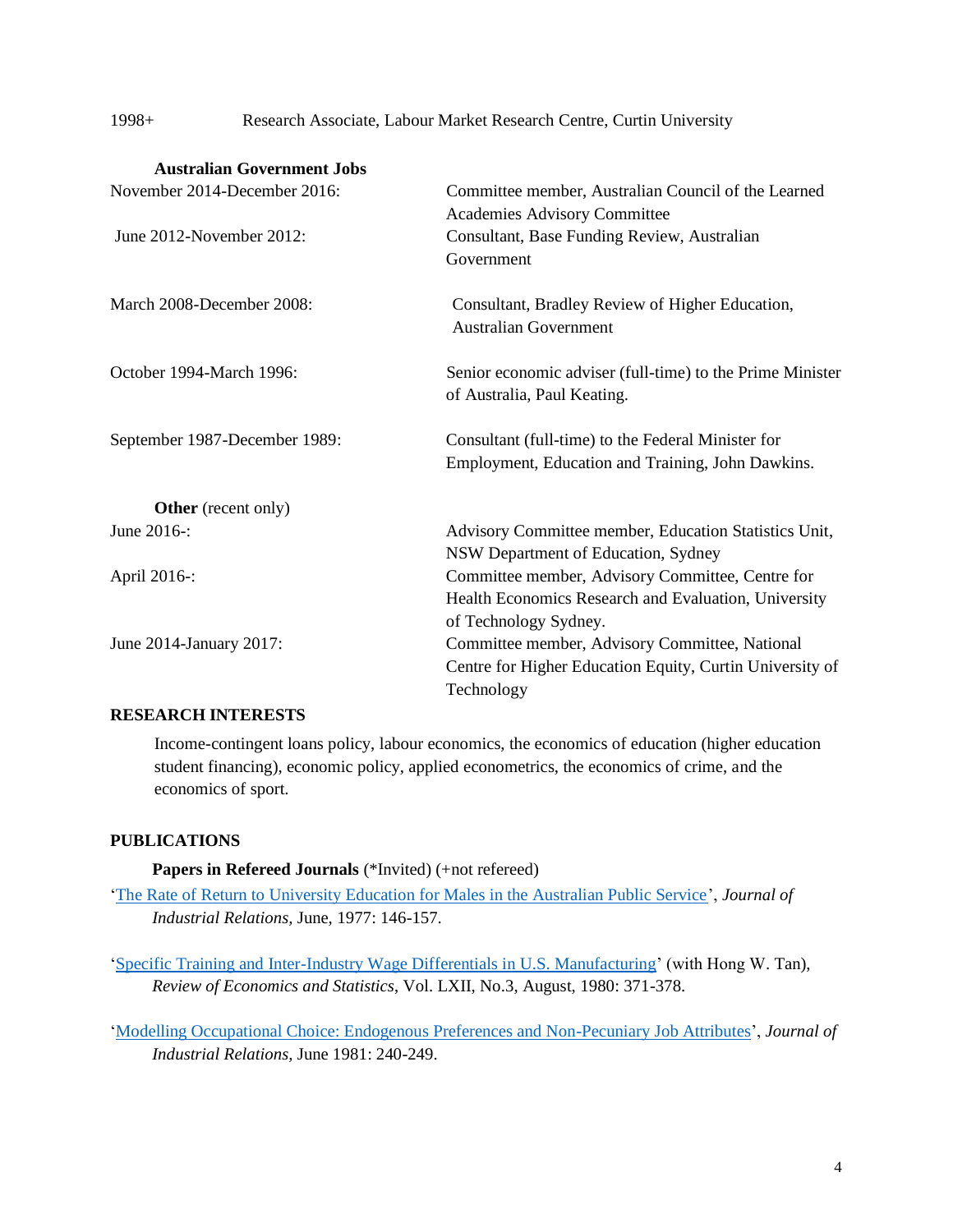1998+ Research Associate, Labour Market Research Centre, Curtin University

**Australian Government Jobs**

| | |
|---|---|
| November 2014-December 2016: | Committee member, Australian Council of the Learned Academies Advisory Committee |
| June 2012-November 2012: | Consultant, Base Funding Review, Australian Government |
| March 2008-December 2008: | Consultant, Bradley Review of Higher Education, Australian Government |
| October 1994-March 1996: | Senior economic adviser (full-time) to the Prime Minister of Australia, Paul Keating. |
| September 1987-December 1989: | Consultant (full-time) to the Federal Minister for Employment, Education and Training, John Dawkins. |

**Other** (recent only)

| | |
|---|---|
| June 2016-: | Advisory Committee member, Education Statistics Unit, NSW Department of Education, Sydney |
| April 2016-: | Committee member, Advisory Committee, Centre for Health Economics Research and Evaluation, University of Technology Sydney. |
| June 2014-January 2017: | Committee member, Advisory Committee, National Centre for Higher Education Equity, Curtin University of Technology |

## RESEARCH INTERESTS

Income-contingent loans policy, labour economics, the economics of education (higher education student financing), economic policy, applied econometrics, the economics of crime, and the economics of sport.

## PUBLICATIONS

**Papers in Refereed Journals** (*Invited) (+not refereed)

'The Rate of Return to University Education for Males in the Australian Public Service', *Journal of Industrial Relations,* June, 1977: 146-157.

'Specific Training and Inter-Industry Wage Differentials in U.S. Manufacturing' (with Hong W. Tan), *Review of Economics and Statistics*, Vol. LXII, No.3, August, 1980: 371-378.

'Modelling Occupational Choice: Endogenous Preferences and Non-Pecuniary Job Attributes', *Journal of Industrial Relations,* June 1981: 240-249.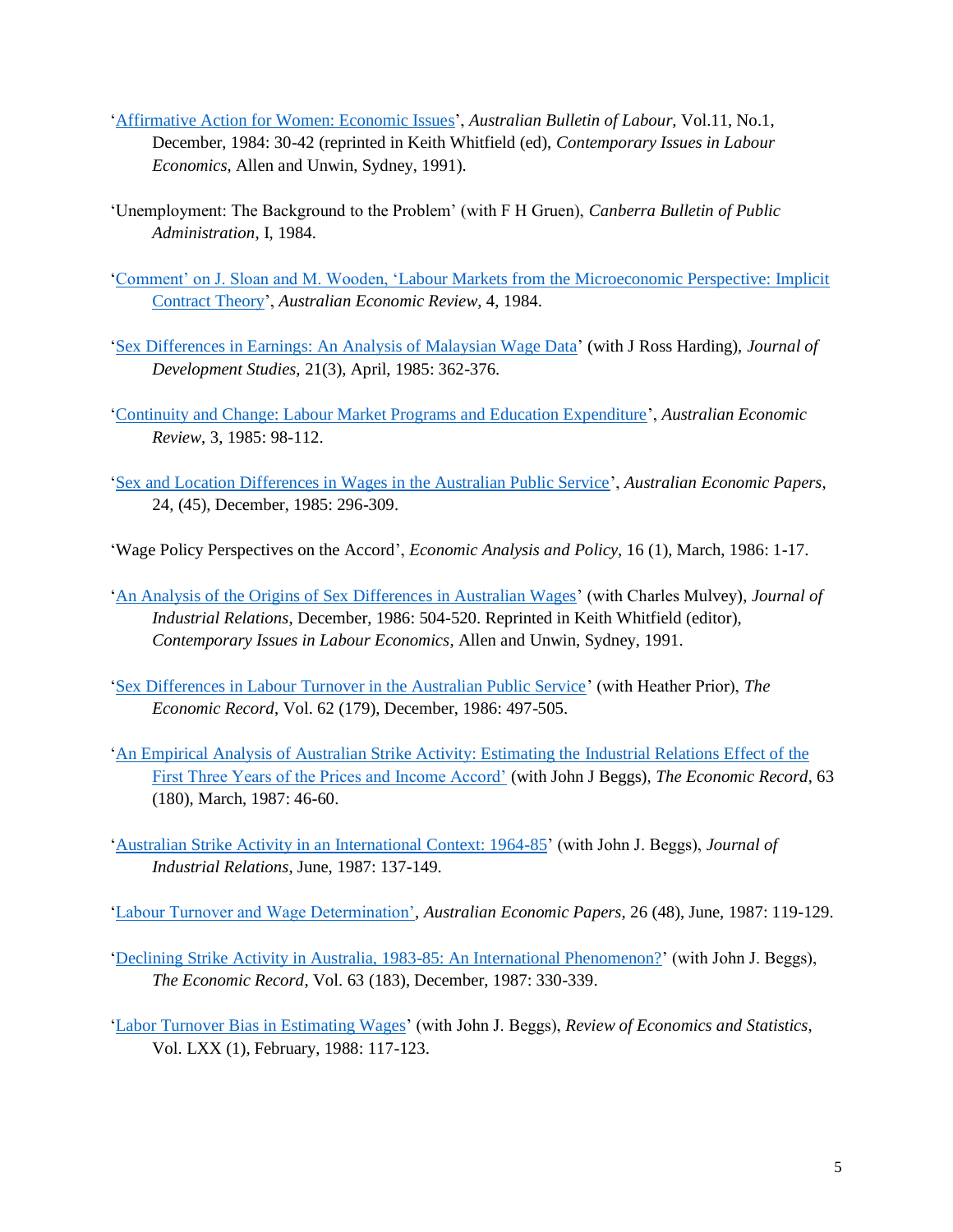'Affirmative Action for Women: Economic Issues', *Australian Bulletin of Labour*, Vol.11, No.1, December, 1984: 30-42 (reprinted in Keith Whitfield (ed), *Contemporary Issues in Labour Economics*, Allen and Unwin, Sydney, 1991).

'Unemployment: The Background to the Problem' (with F H Gruen), *Canberra Bulletin of Public Administration*, I, 1984.

'Comment' on J. Sloan and M. Wooden, 'Labour Markets from the Microeconomic Perspective: Implicit Contract Theory', *Australian Economic Review*, 4, 1984.

'Sex Differences in Earnings: An Analysis of Malaysian Wage Data' (with J Ross Harding), *Journal of Development Studies*, 21(3), April, 1985: 362-376.

'Continuity and Change: Labour Market Programs and Education Expenditure', *Australian Economic Review*, 3, 1985: 98-112.

'Sex and Location Differences in Wages in the Australian Public Service', *Australian Economic Papers*, 24, (45), December, 1985: 296-309.

'Wage Policy Perspectives on the Accord', *Economic Analysis and Policy*, 16 (1), March, 1986: 1-17.

'An Analysis of the Origins of Sex Differences in Australian Wages' (with Charles Mulvey), *Journal of Industrial Relations*, December, 1986: 504-520. Reprinted in Keith Whitfield (editor), *Contemporary Issues in Labour Economics*, Allen and Unwin, Sydney, 1991.

'Sex Differences in Labour Turnover in the Australian Public Service' (with Heather Prior), *The Economic Record*, Vol. 62 (179), December, 1986: 497-505.

'An Empirical Analysis of Australian Strike Activity: Estimating the Industrial Relations Effect of the First Three Years of the Prices and Income Accord' (with John J Beggs), *The Economic Record*, 63 (180), March, 1987: 46-60.

'Australian Strike Activity in an International Context: 1964-85' (with John J. Beggs), *Journal of Industrial Relations*, June, 1987: 137-149.

'Labour Turnover and Wage Determination', *Australian Economic Papers*, 26 (48), June, 1987: 119-129.

'Declining Strike Activity in Australia, 1983-85: An International Phenomenon?' (with John J. Beggs), *The Economic Record*, Vol. 63 (183), December, 1987: 330-339.

'Labor Turnover Bias in Estimating Wages' (with John J. Beggs), *Review of Economics and Statistics*, Vol. LXX (1), February, 1988: 117-123.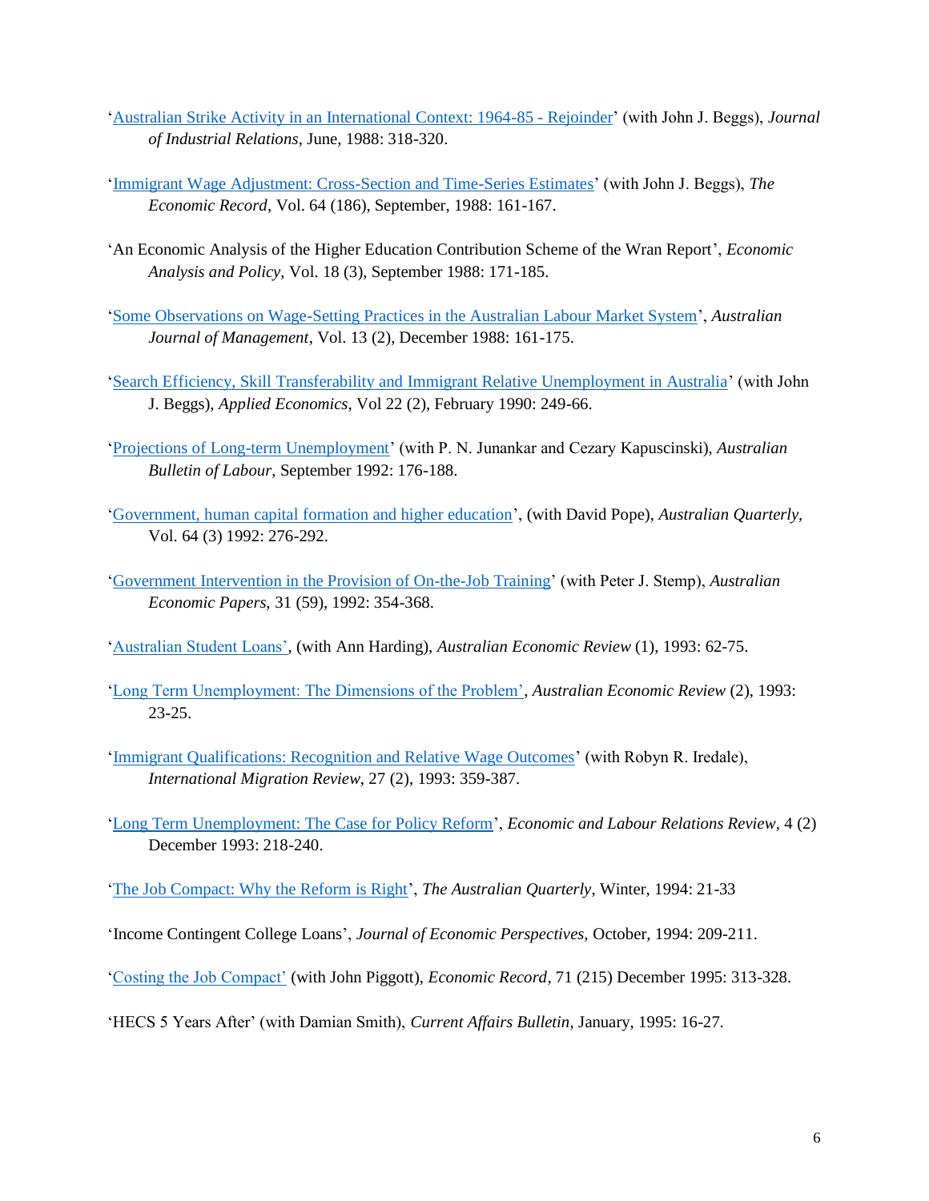'Australian Strike Activity in an International Context: 1964-85 - Rejoinder' (with John J. Beggs), *Journal of Industrial Relations*, June, 1988: 318-320.

'Immigrant Wage Adjustment: Cross-Section and Time-Series Estimates' (with John J. Beggs), *The Economic Record*, Vol. 64 (186), September, 1988: 161-167.

'An Economic Analysis of the Higher Education Contribution Scheme of the Wran Report', *Economic Analysis and Policy*, Vol. 18 (3), September 1988: 171-185.

'Some Observations on Wage-Setting Practices in the Australian Labour Market System', *Australian Journal of Management*, Vol. 13 (2), December 1988: 161-175.

'Search Efficiency, Skill Transferability and Immigrant Relative Unemployment in Australia' (with John J. Beggs), *Applied Economics*, Vol 22 (2), February 1990: 249-66.

'Projections of Long-term Unemployment' (with P. N. Junankar and Cezary Kapuscinski), *Australian Bulletin of Labour*, September 1992: 176-188.

'Government, human capital formation and higher education', (with David Pope), *Australian Quarterly*, Vol. 64 (3) 1992: 276-292.

'Government Intervention in the Provision of On-the-Job Training' (with Peter J. Stemp), *Australian Economic Papers*, 31 (59), 1992: 354-368.

'Australian Student Loans', (with Ann Harding), *Australian Economic Review* (1), 1993: 62-75.

'Long Term Unemployment: The Dimensions of the Problem', *Australian Economic Review* (2), 1993: 23-25.

'Immigrant Qualifications: Recognition and Relative Wage Outcomes' (with Robyn R. Iredale), *International Migration Review*, 27 (2), 1993: 359-387.

'Long Term Unemployment: The Case for Policy Reform', *Economic and Labour Relations Review*, 4 (2) December 1993: 218-240.

'The Job Compact: Why the Reform is Right', *The Australian Quarterly*, Winter, 1994: 21-33

'Income Contingent College Loans', *Journal of Economic Perspectives*, October, 1994: 209-211.

'Costing the Job Compact' (with John Piggott), *Economic Record*, 71 (215) December 1995: 313-328.

'HECS 5 Years After' (with Damian Smith), *Current Affairs Bulletin*, January, 1995: 16-27.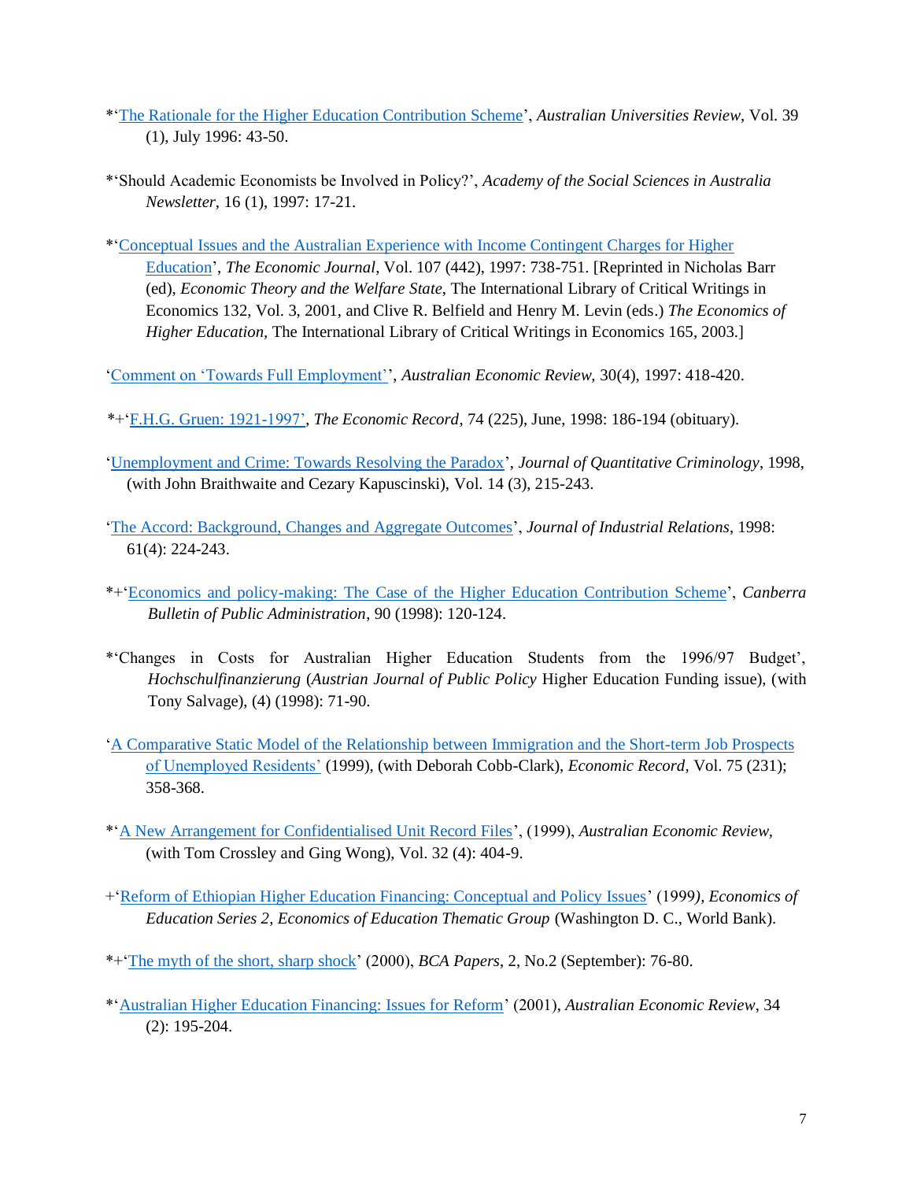*'The Rationale for the Higher Education Contribution Scheme', *Australian Universities Review*, Vol. 39 (1), July 1996: 43-50.

*'Should Academic Economists be Involved in Policy?', *Academy of the Social Sciences in Australia Newsletter*, 16 (1), 1997: 17-21.

*'Conceptual Issues and the Australian Experience with Income Contingent Charges for Higher Education', *The Economic Journal*, Vol. 107 (442), 1997: 738-751. [Reprinted in Nicholas Barr (ed), *Economic Theory and the Welfare State*, The International Library of Critical Writings in Economics 132, Vol. 3, 2001, and Clive R. Belfield and Henry M. Levin (eds.) *The Economics of Higher Education,* The International Library of Critical Writings in Economics 165, 2003.]

'Comment on 'Towards Full Employment'', *Australian Economic Review,* 30(4), 1997: 418-420.

*+'F.H.G. Gruen: 1921-1997', *The Economic Record*, 74 (225), June, 1998: 186-194 (obituary).

'Unemployment and Crime: Towards Resolving the Paradox', *Journal of Quantitative Criminology*, 1998, (with John Braithwaite and Cezary Kapuscinski), Vol. 14 (3), 215-243.

'The Accord: Background, Changes and Aggregate Outcomes', *Journal of Industrial Relations*, 1998: 61(4): 224-243.

*+'Economics and policy-making: The Case of the Higher Education Contribution Scheme', *Canberra Bulletin of Public Administration*, 90 (1998): 120-124.

*'Changes in Costs for Australian Higher Education Students from the 1996/97 Budget', *Hochschulfinanzierung* (*Austrian Journal of Public Policy* Higher Education Funding issue), (with Tony Salvage), (4) (1998): 71-90.

'A Comparative Static Model of the Relationship between Immigration and the Short-term Job Prospects of Unemployed Residents' (1999), (with Deborah Cobb-Clark), *Economic Record,* Vol. 75 (231); 358-368.

*'A New Arrangement for Confidentialised Unit Record Files', (1999), *Australian Economic Review,* (with Tom Crossley and Ging Wong), Vol. 32 (4): 404-9.

+'Reform of Ethiopian Higher Education Financing: Conceptual and Policy Issues' (1999*), Economics of Education Series 2, Economics of Education Thematic Group* (Washington D. C., World Bank).

*+'The myth of the short, sharp shock' (2000), *BCA Papers*, 2, No.2 (September): 76-80.

*'Australian Higher Education Financing: Issues for Reform' (2001), *Australian Economic Review*, 34 (2): 195-204.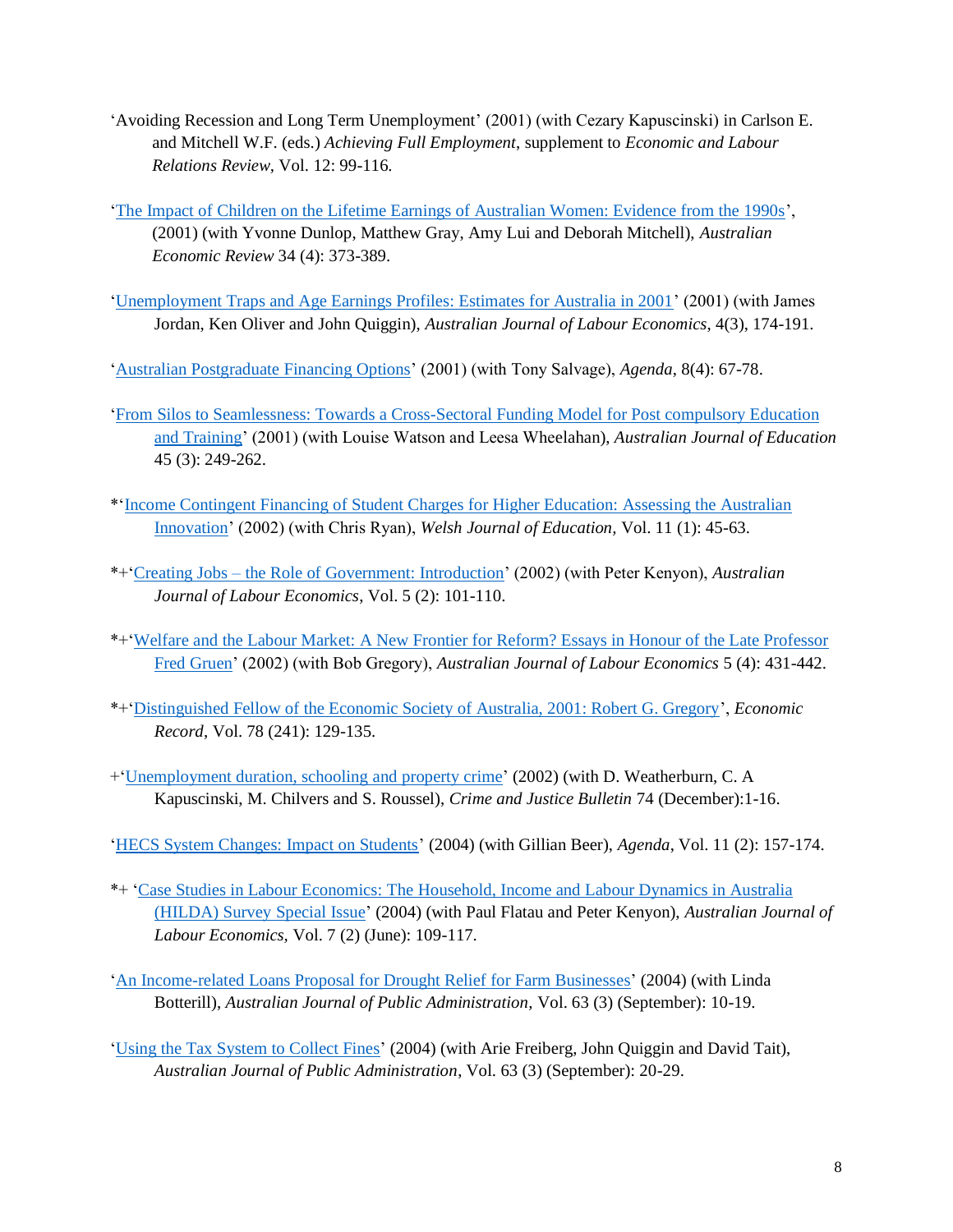‘Avoiding Recession and Long Term Unemployment’ (2001) (with Cezary Kapuscinski) in Carlson E. and Mitchell W.F. (eds.) *Achieving Full Employment*, supplement to *Economic and Labour Relations Review*, Vol. 12: 99-116.

‘The Impact of Children on the Lifetime Earnings of Australian Women: Evidence from the 1990s’, (2001) (with Yvonne Dunlop, Matthew Gray, Amy Lui and Deborah Mitchell), *Australian Economic Review* 34 (4): 373-389.

‘Unemployment Traps and Age Earnings Profiles: Estimates for Australia in 2001’ (2001) (with James Jordan, Ken Oliver and John Quiggin), *Australian Journal of Labour Economics*, 4(3), 174-191.

‘Australian Postgraduate Financing Options’ (2001) (with Tony Salvage), *Agenda*, 8(4): 67-78.

‘From Silos to Seamlessness: Towards a Cross-Sectoral Funding Model for Post compulsory Education and Training’ (2001) (with Louise Watson and Leesa Wheelahan), *Australian Journal of Education* 45 (3): 249-262.

*‘Income Contingent Financing of Student Charges for Higher Education: Assessing the Australian Innovation’ (2002) (with Chris Ryan), *Welsh Journal of Education,* Vol. 11 (1): 45-63.

*+‘Creating Jobs – the Role of Government: Introduction’ (2002) (with Peter Kenyon), *Australian Journal of Labour Economics*, Vol. 5 (2): 101-110.

*+‘Welfare and the Labour Market: A New Frontier for Reform? Essays in Honour of the Late Professor Fred Gruen’ (2002) (with Bob Gregory), *Australian Journal of Labour Economics* 5 (4): 431-442.

*+‘Distinguished Fellow of the Economic Society of Australia, 2001: Robert G. Gregory’, *Economic Record*, Vol. 78 (241): 129-135.

+‘Unemployment duration, schooling and property crime’ (2002) (with D. Weatherburn, C. A Kapuscinski, M. Chilvers and S. Roussel), *Crime and Justice Bulletin* 74 (December):1-16.

‘HECS System Changes: Impact on Students’ (2004) (with Gillian Beer), *Agenda*, Vol. 11 (2): 157-174.

*+ ‘Case Studies in Labour Economics: The Household, Income and Labour Dynamics in Australia (HILDA) Survey Special Issue’ (2004) (with Paul Flatau and Peter Kenyon), *Australian Journal of Labour Economics,* Vol. 7 (2) (June): 109-117.

‘An Income-related Loans Proposal for Drought Relief for Farm Businesses’ (2004) (with Linda Botterill), *Australian Journal of Public Administration,* Vol. 63 (3) (September): 10-19.

‘Using the Tax System to Collect Fines’ (2004) (with Arie Freiberg, John Quiggin and David Tait), *Australian Journal of Public Administration*, Vol. 63 (3) (September): 20-29.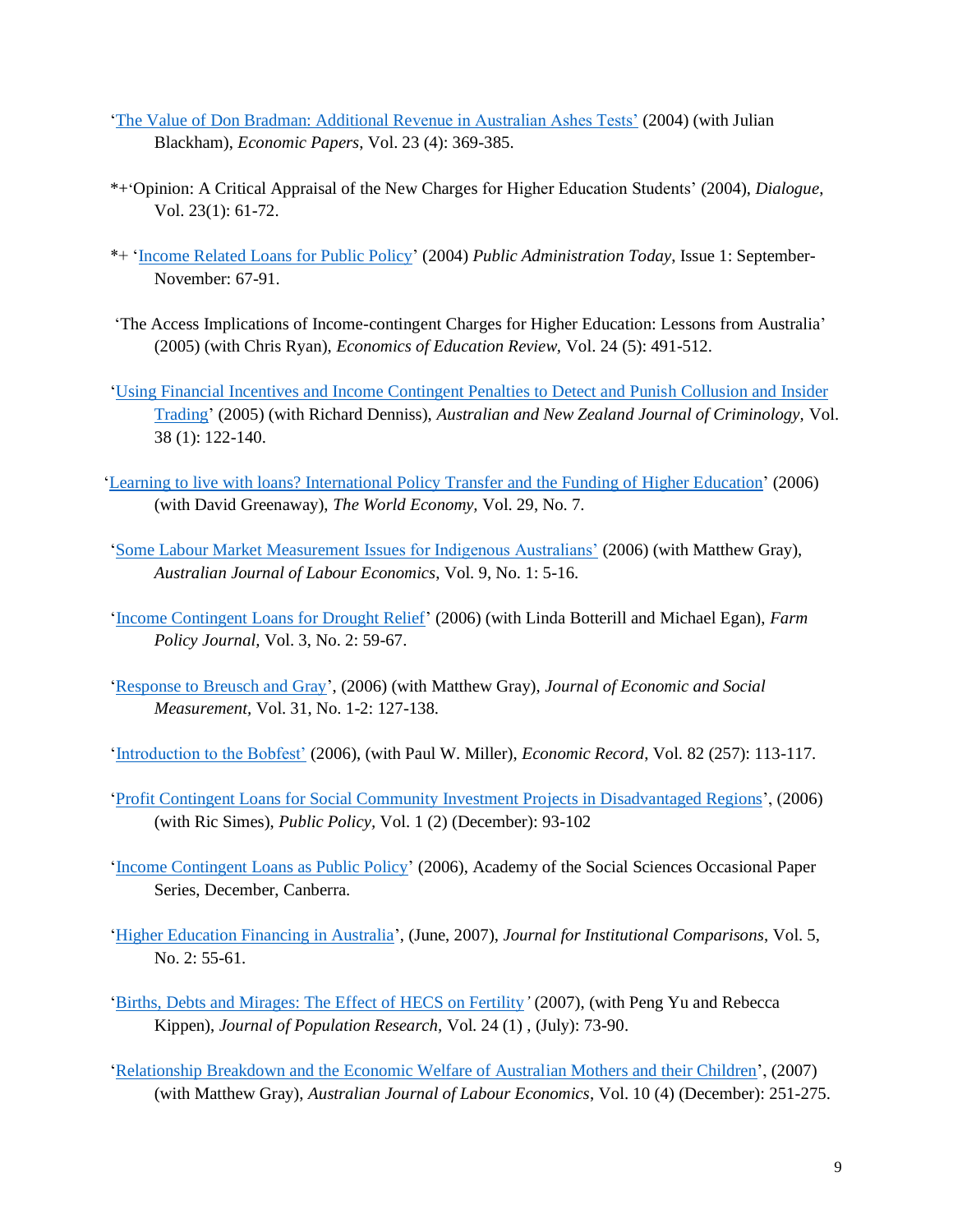'The Value of Don Bradman: Additional Revenue in Australian Ashes Tests' (2004) (with Julian Blackham), *Economic Papers*, Vol. 23 (4): 369-385.

*+'Opinion: A Critical Appraisal of the New Charges for Higher Education Students' (2004), *Dialogue*, Vol. 23(1): 61-72.

*+ 'Income Related Loans for Public Policy' (2004) *Public Administration Today*, Issue 1: September-November: 67-91.

'The Access Implications of Income-contingent Charges for Higher Education: Lessons from Australia' (2005) (with Chris Ryan), *Economics of Education Review*, Vol. 24 (5): 491-512.

'Using Financial Incentives and Income Contingent Penalties to Detect and Punish Collusion and Insider Trading' (2005) (with Richard Denniss), *Australian and New Zealand Journal of Criminology*, Vol. 38 (1): 122-140.

'Learning to live with loans? International Policy Transfer and the Funding of Higher Education' (2006) (with David Greenaway), *The World Economy*, Vol. 29, No. 7.

'Some Labour Market Measurement Issues for Indigenous Australians' (2006) (with Matthew Gray), *Australian Journal of Labour Economics*, Vol. 9, No. 1: 5-16.

'Income Contingent Loans for Drought Relief' (2006) (with Linda Botterill and Michael Egan), *Farm Policy Journal*, Vol. 3, No. 2: 59-67.

'Response to Breusch and Gray', (2006) (with Matthew Gray), *Journal of Economic and Social Measurement*, Vol. 31, No. 1-2: 127-138.

'Introduction to the Bobfest' (2006), (with Paul W. Miller), *Economic Record*, Vol. 82 (257): 113-117.

'Profit Contingent Loans for Social Community Investment Projects in Disadvantaged Regions', (2006) (with Ric Simes), *Public Policy*, Vol. 1 (2) (December): 93-102

'Income Contingent Loans as Public Policy' (2006), Academy of the Social Sciences Occasional Paper Series, December, Canberra.

'Higher Education Financing in Australia', (June, 2007), *Journal for Institutional Comparisons*, Vol. 5, No. 2: 55-61.

'Births, Debts and Mirages: The Effect of HECS on Fertility' (2007), (with Peng Yu and Rebecca Kippen), *Journal of Population Research*, Vol. 24 (1) , (July): 73-90.

'Relationship Breakdown and the Economic Welfare of Australian Mothers and their Children', (2007) (with Matthew Gray), *Australian Journal of Labour Economics*, Vol. 10 (4) (December): 251-275.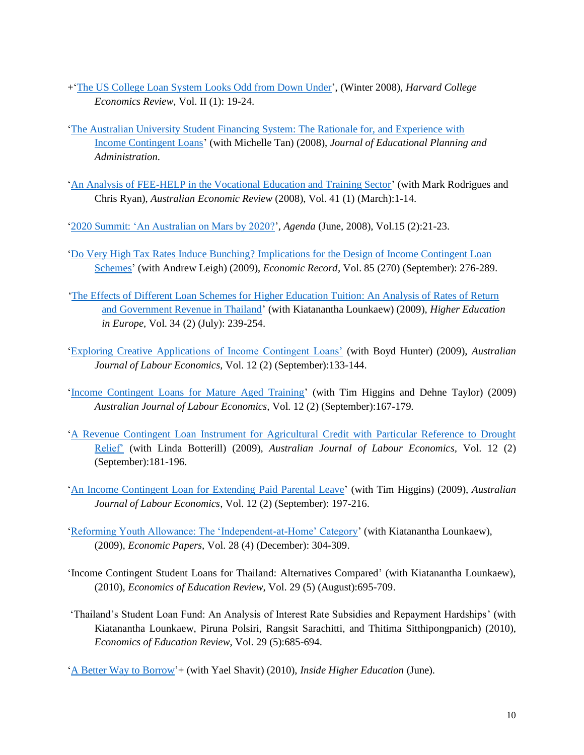+'The US College Loan System Looks Odd from Down Under', (Winter 2008), *Harvard College Economics Review*, Vol. II (1): 19-24.

'The Australian University Student Financing System: The Rationale for, and Experience with Income Contingent Loans' (with Michelle Tan) (2008), *Journal of Educational Planning and Administration*.

'An Analysis of FEE-HELP in the Vocational Education and Training Sector' (with Mark Rodrigues and Chris Ryan), *Australian Economic Review* (2008), Vol. 41 (1) (March):1-14.

'2020 Summit: 'An Australian on Mars by 2020?', *Agenda* (June, 2008), Vol.15 (2):21-23.

'Do Very High Tax Rates Induce Bunching? Implications for the Design of Income Contingent Loan Schemes' (with Andrew Leigh) (2009), *Economic Record*, Vol. 85 (270) (September): 276-289.

'The Effects of Different Loan Schemes for Higher Education Tuition: An Analysis of Rates of Return and Government Revenue in Thailand' (with Kiatanantha Lounkaew) (2009), *Higher Education in Europe*, Vol. 34 (2) (July): 239-254.

'Exploring Creative Applications of Income Contingent Loans' (with Boyd Hunter) (2009), *Australian Journal of Labour Economics*, Vol. 12 (2) (September):133-144.

'Income Contingent Loans for Mature Aged Training' (with Tim Higgins and Dehne Taylor) (2009) *Australian Journal of Labour Economics*, Vol. 12 (2) (September):167-179.

'A Revenue Contingent Loan Instrument for Agricultural Credit with Particular Reference to Drought Relief' (with Linda Botterill) (2009), *Australian Journal of Labour Economics*, Vol. 12 (2) (September):181-196.

'An Income Contingent Loan for Extending Paid Parental Leave' (with Tim Higgins) (2009), *Australian Journal of Labour Economics*, Vol. 12 (2) (September): 197-216.

'Reforming Youth Allowance: The 'Independent-at-Home' Category' (with Kiatanantha Lounkaew), (2009), *Economic Papers*, Vol. 28 (4) (December): 304-309.

'Income Contingent Student Loans for Thailand: Alternatives Compared' (with Kiatanantha Lounkaew), (2010), *Economics of Education Review*, Vol. 29 (5) (August):695-709.

'Thailand's Student Loan Fund: An Analysis of Interest Rate Subsidies and Repayment Hardships' (with Kiatanantha Lounkaew, Piruna Polsiri, Rangsit Sarachitti, and Thitima Sitthipongpanich) (2010), *Economics of Education Review*, Vol. 29 (5):685-694.

'A Better Way to Borrow'+ (with Yael Shavit) (2010), *Inside Higher Education* (June).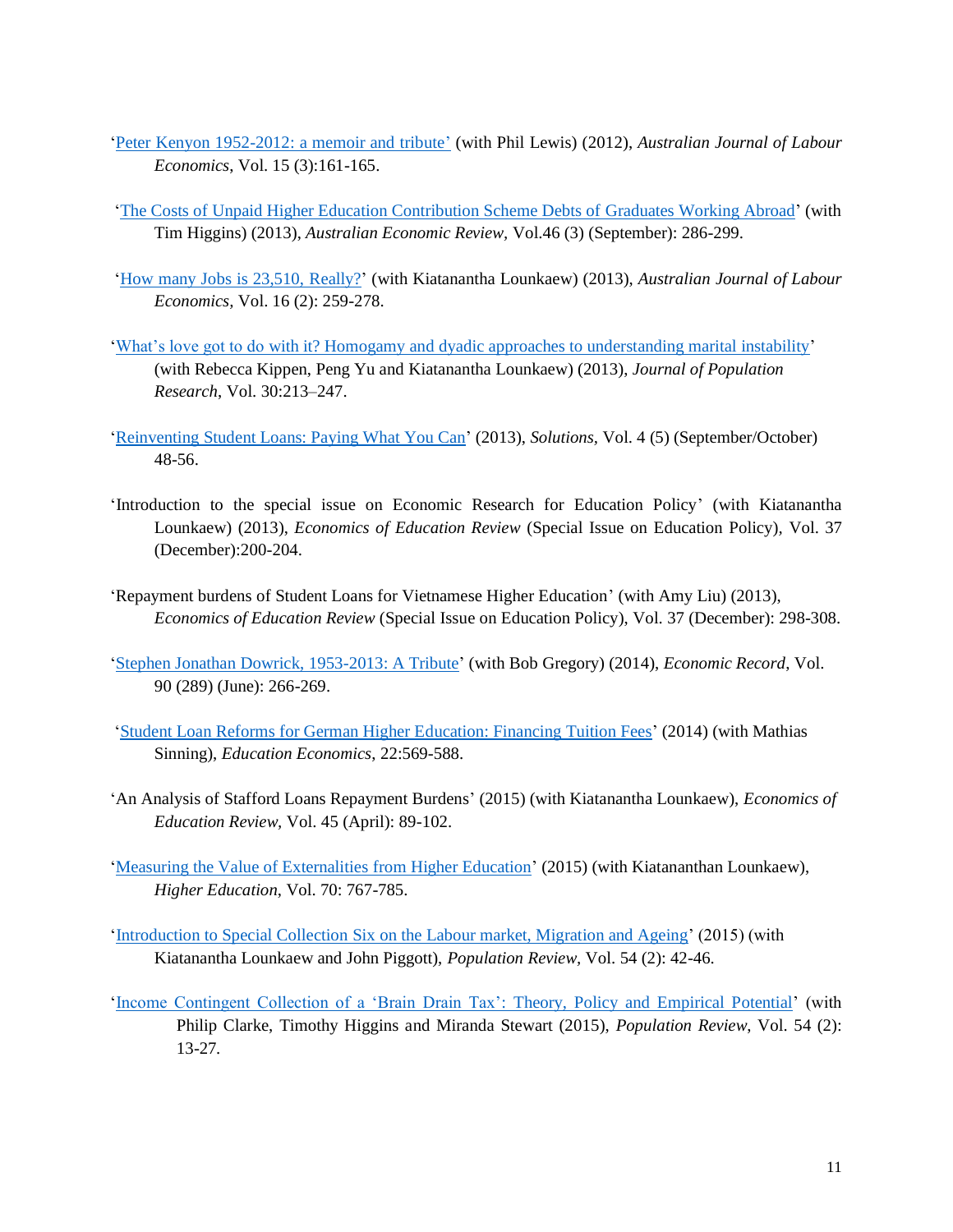'Peter Kenyon 1952-2012: a memoir and tribute' (with Phil Lewis) (2012), *Australian Journal of Labour Economics*, Vol. 15 (3):161-165.

'The Costs of Unpaid Higher Education Contribution Scheme Debts of Graduates Working Abroad' (with Tim Higgins) (2013), *Australian Economic Review*, Vol.46 (3) (September): 286-299.

'How many Jobs is 23,510, Really?' (with Kiatanantha Lounkaew) (2013), *Australian Journal of Labour Economics*, Vol. 16 (2): 259-278.

'What's love got to do with it? Homogamy and dyadic approaches to understanding marital instability' (with Rebecca Kippen, Peng Yu and Kiatanantha Lounkaew) (2013), *Journal of Population Research*, Vol. 30:213–247.

'Reinventing Student Loans: Paying What You Can' (2013), *Solutions*, Vol. 4 (5) (September/October) 48-56.

'Introduction to the special issue on Economic Research for Education Policy' (with Kiatanantha Lounkaew) (2013), *Economics of Education Review* (Special Issue on Education Policy), Vol. 37 (December):200-204.

'Repayment burdens of Student Loans for Vietnamese Higher Education' (with Amy Liu) (2013), *Economics of Education Review* (Special Issue on Education Policy), Vol. 37 (December): 298-308.

'Stephen Jonathan Dowrick, 1953-2013: A Tribute' (with Bob Gregory) (2014), *Economic Record*, Vol. 90 (289) (June): 266-269.

'Student Loan Reforms for German Higher Education: Financing Tuition Fees' (2014) (with Mathias Sinning), *Education Economics*, 22:569-588.

'An Analysis of Stafford Loans Repayment Burdens' (2015) (with Kiatanantha Lounkaew), *Economics of Education Review*, Vol. 45 (April): 89-102.

'Measuring the Value of Externalities from Higher Education' (2015) (with Kiatananthan Lounkaew), *Higher Education*, Vol. 70: 767-785.

'Introduction to Special Collection Six on the Labour market, Migration and Ageing' (2015) (with Kiatanantha Lounkaew and John Piggott), *Population Review*, Vol. 54 (2): 42-46.

'Income Contingent Collection of a 'Brain Drain Tax': Theory, Policy and Empirical Potential' (with Philip Clarke, Timothy Higgins and Miranda Stewart (2015), *Population Review*, Vol. 54 (2): 13-27.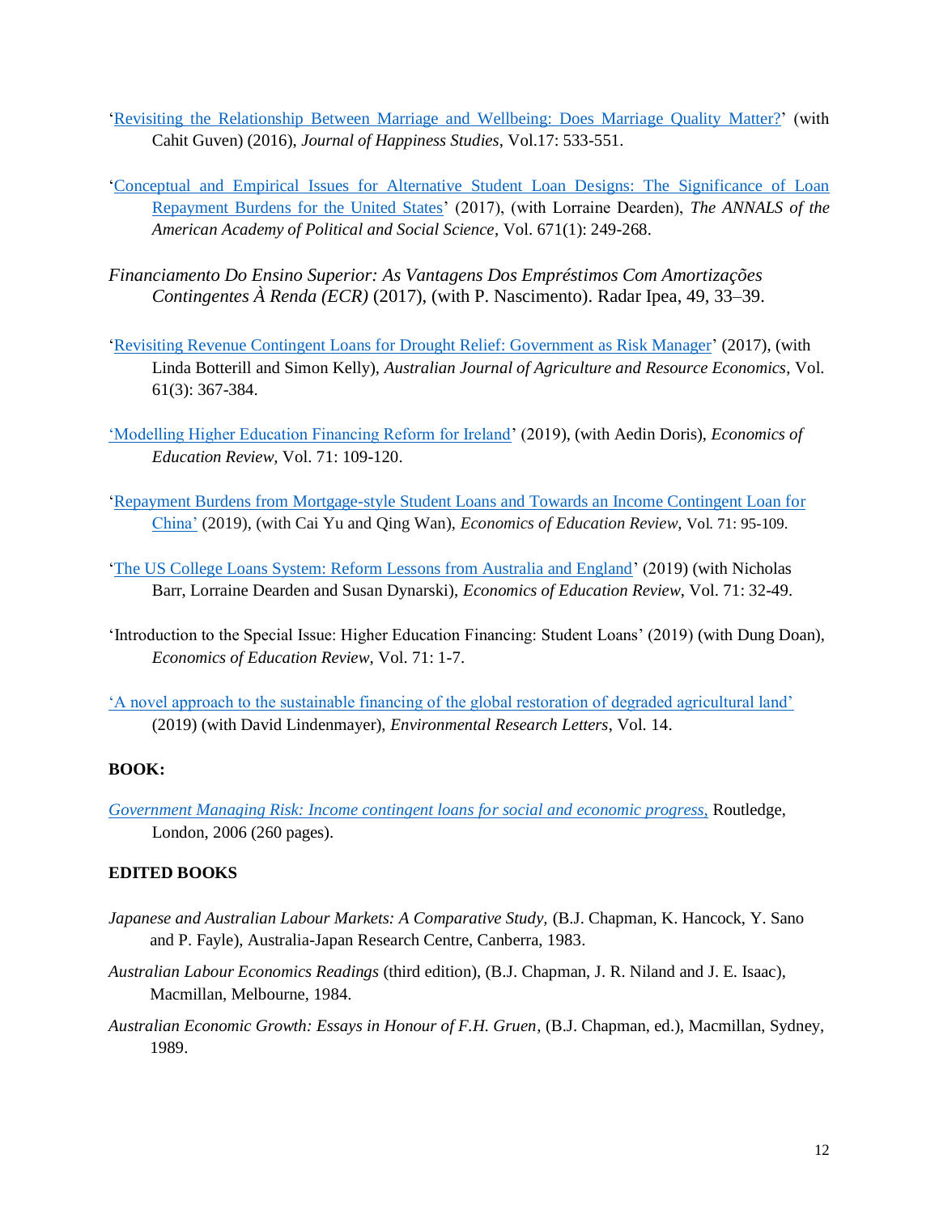'Revisiting the Relationship Between Marriage and Wellbeing: Does Marriage Quality Matter?' (with Cahit Guven) (2016), *Journal of Happiness Studies*, Vol.17: 533-551.

'Conceptual and Empirical Issues for Alternative Student Loan Designs: The Significance of Loan Repayment Burdens for the United States' (2017), (with Lorraine Dearden), *The ANNALS of the American Academy of Political and Social Science*, Vol. 671(1): 249-268.

*Financiamento Do Ensino Superior: As Vantagens Dos Empréstimos Com Amortizações Contingentes À Renda (ECR)* (2017), (with P. Nascimento). Radar Ipea, 49, 33–39.

'Revisiting Revenue Contingent Loans for Drought Relief: Government as Risk Manager' (2017), (with Linda Botterill and Simon Kelly), *Australian Journal of Agriculture and Resource Economics*, Vol. 61(3): 367-384.

'Modelling Higher Education Financing Reform for Ireland' (2019), (with Aedin Doris), *Economics of Education Review*, Vol. 71: 109-120.

'Repayment Burdens from Mortgage-style Student Loans and Towards an Income Contingent Loan for China' (2019), (with Cai Yu and Qing Wan), *Economics of Education Review*, Vol. 71: 95-109.

'The US College Loans System: Reform Lessons from Australia and England' (2019) (with Nicholas Barr, Lorraine Dearden and Susan Dynarski), *Economics of Education Review*, Vol. 71: 32-49.

'Introduction to the Special Issue: Higher Education Financing: Student Loans' (2019) (with Dung Doan), *Economics of Education Review*, Vol. 71: 1-7.

'A novel approach to the sustainable financing of the global restoration of degraded agricultural land' (2019) (with David Lindenmayer), *Environmental Research Letters*, Vol. 14.

**BOOK:**

*Government Managing Risk: Income contingent loans for social and economic progress,* Routledge, London, 2006 (260 pages).

**EDITED BOOKS**

*Japanese and Australian Labour Markets: A Comparative Study,* (B.J. Chapman, K. Hancock, Y. Sano and P. Fayle), Australia-Japan Research Centre, Canberra, 1983.

*Australian Labour Economics Readings* (third edition), (B.J. Chapman, J. R. Niland and J. E. Isaac), Macmillan, Melbourne, 1984.

*Australian Economic Growth: Essays in Honour of F.H. Gruen*, (B.J. Chapman, ed.), Macmillan, Sydney, 1989.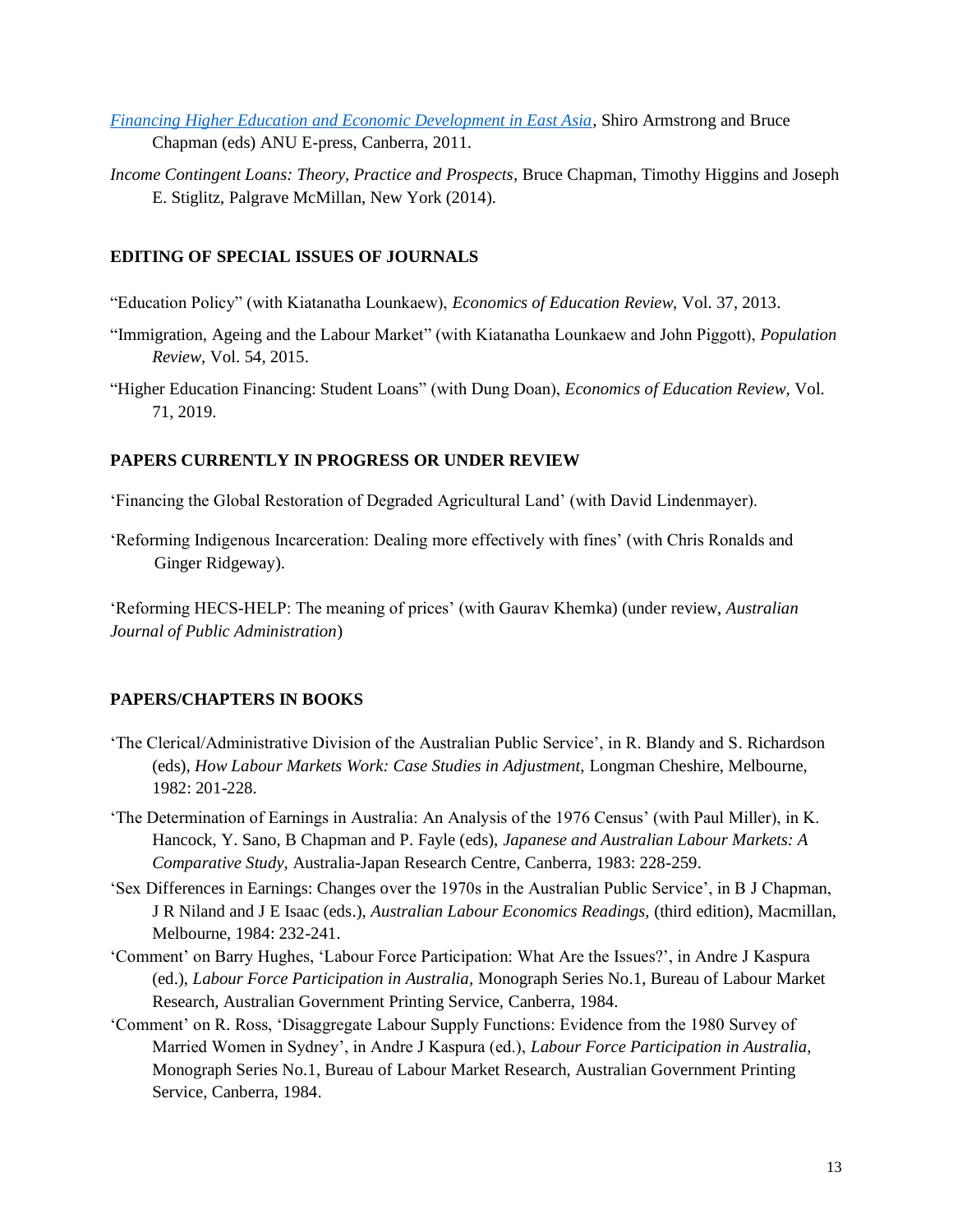*Financing Higher Education and Economic Development in East Asia*, Shiro Armstrong and Bruce Chapman (eds) ANU E-press, Canberra, 2011.

*Income Contingent Loans: Theory, Practice and Prospects*, Bruce Chapman, Timothy Higgins and Joseph E. Stiglitz, Palgrave McMillan, New York (2014).

**EDITING OF SPECIAL ISSUES OF JOURNALS**

"Education Policy" (with Kiatanatha Lounkaew), *Economics of Education Review,* Vol. 37, 2013.

"Immigration, Ageing and the Labour Market" (with Kiatanatha Lounkaew and John Piggott), *Population Review,* Vol. 54, 2015.

"Higher Education Financing: Student Loans" (with Dung Doan), *Economics of Education Review,* Vol. 71, 2019.

**PAPERS CURRENTLY IN PROGRESS OR UNDER REVIEW**

'Financing the Global Restoration of Degraded Agricultural Land' (with David Lindenmayer).

'Reforming Indigenous Incarceration: Dealing more effectively with fines' (with Chris Ronalds and Ginger Ridgeway).

'Reforming HECS-HELP: The meaning of prices' (with Gaurav Khemka) (under review, *Australian Journal of Public Administration*)

**PAPERS/CHAPTERS IN BOOKS**

'The Clerical/Administrative Division of the Australian Public Service', in R. Blandy and S. Richardson (eds), *How Labour Markets Work: Case Studies in Adjustment,* Longman Cheshire, Melbourne, 1982: 201-228.

'The Determination of Earnings in Australia: An Analysis of the 1976 Census' (with Paul Miller), in K. Hancock, Y. Sano, B Chapman and P. Fayle (eds), *Japanese and Australian Labour Markets: A Comparative Study,* Australia-Japan Research Centre, Canberra, 1983: 228-259.

'Sex Differences in Earnings: Changes over the 1970s in the Australian Public Service', in B J Chapman, J R Niland and J E Isaac (eds.), *Australian Labour Economics Readings,* (third edition), Macmillan, Melbourne, 1984: 232-241.

'Comment' on Barry Hughes, 'Labour Force Participation: What Are the Issues?', in Andre J Kaspura (ed.), *Labour Force Participation in Australia,* Monograph Series No.1, Bureau of Labour Market Research, Australian Government Printing Service, Canberra, 1984.

'Comment' on R. Ross, 'Disaggregate Labour Supply Functions: Evidence from the 1980 Survey of Married Women in Sydney', in Andre J Kaspura (ed.), *Labour Force Participation in Australia,* Monograph Series No.1, Bureau of Labour Market Research, Australian Government Printing Service, Canberra, 1984.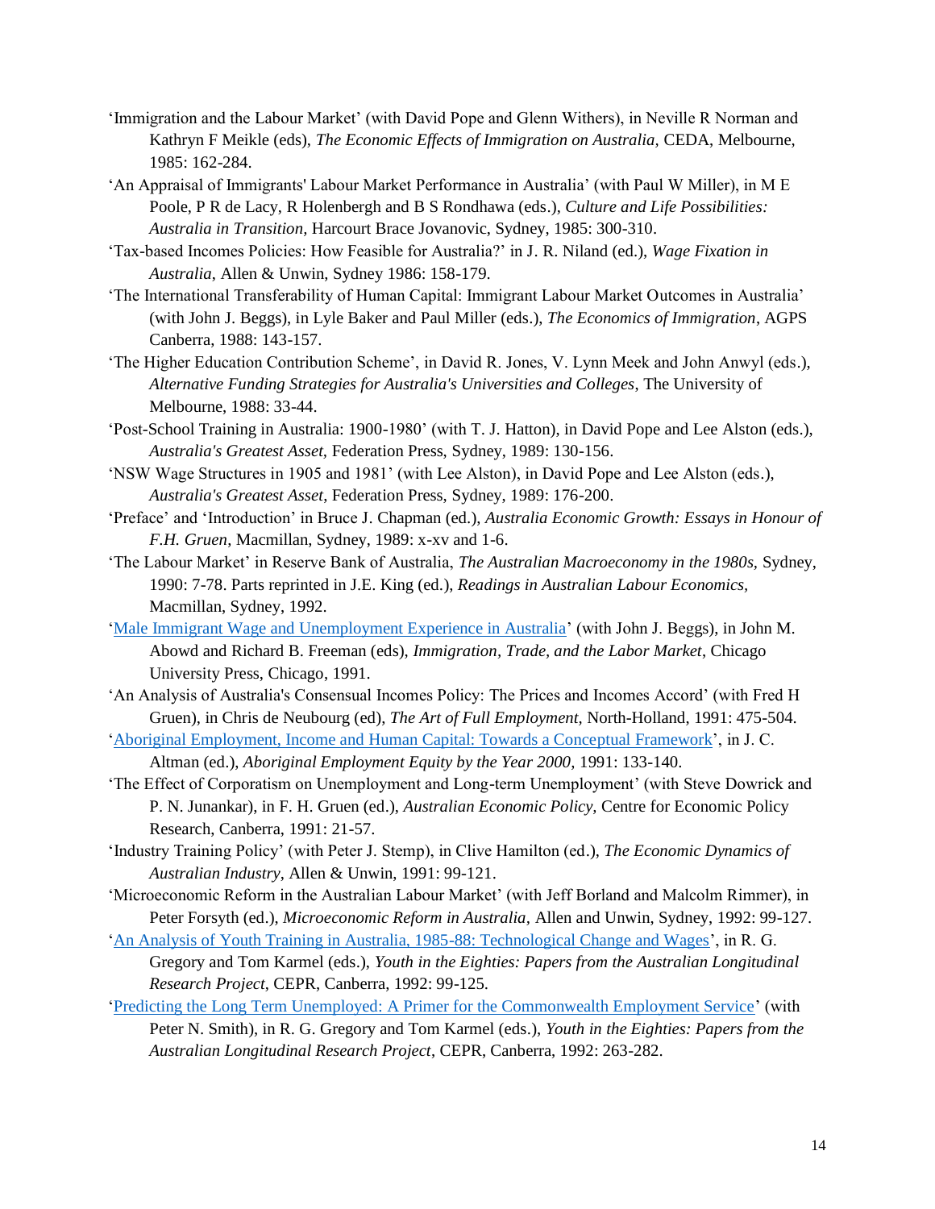‘Immigration and the Labour Market’ (with David Pope and Glenn Withers), in Neville R Norman and Kathryn F Meikle (eds), *The Economic Effects of Immigration on Australia,* CEDA, Melbourne, 1985: 162-284.

‘An Appraisal of Immigrants' Labour Market Performance in Australia’ (with Paul W Miller), in M E Poole, P R de Lacy, R Holenbergh and B S Rondhawa (eds.), *Culture and Life Possibilities: Australia in Transition,* Harcourt Brace Jovanovic, Sydney, 1985: 300-310.

‘Tax-based Incomes Policies: How Feasible for Australia?’ in J. R. Niland (ed.), *Wage Fixation in Australia*, Allen & Unwin, Sydney 1986: 158-179.

‘The International Transferability of Human Capital: Immigrant Labour Market Outcomes in Australia’ (with John J. Beggs), in Lyle Baker and Paul Miller (eds.), *The Economics of Immigration*, AGPS Canberra, 1988: 143-157.

‘The Higher Education Contribution Scheme’, in David R. Jones, V. Lynn Meek and John Anwyl (eds.), *Alternative Funding Strategies for Australia's Universities and Colleges*, The University of Melbourne, 1988: 33-44.

‘Post-School Training in Australia: 1900-1980’ (with T. J. Hatton), in David Pope and Lee Alston (eds.), *Australia's Greatest Asset*, Federation Press, Sydney, 1989: 130-156.

‘NSW Wage Structures in 1905 and 1981’ (with Lee Alston), in David Pope and Lee Alston (eds.), *Australia's Greatest Asset*, Federation Press, Sydney, 1989: 176-200.

‘Preface’ and ‘Introduction’ in Bruce J. Chapman (ed.), *Australia Economic Growth: Essays in Honour of F.H. Gruen*, Macmillan, Sydney, 1989: x-xv and 1-6.

‘The Labour Market’ in Reserve Bank of Australia, *The Australian Macroeconomy in the 1980s*, Sydney, 1990: 7-78. Parts reprinted in J.E. King (ed.), *Readings in Australian Labour Economics,* Macmillan, Sydney, 1992.

‘Male Immigrant Wage and Unemployment Experience in Australia’ (with John J. Beggs), in John M. Abowd and Richard B. Freeman (eds), *Immigration, Trade, and the Labor Market*, Chicago University Press, Chicago, 1991.

‘An Analysis of Australia's Consensual Incomes Policy: The Prices and Incomes Accord’ (with Fred H Gruen), in Chris de Neubourg (ed), *The Art of Full Employment,* North-Holland, 1991: 475-504.

‘Aboriginal Employment, Income and Human Capital: Towards a Conceptual Framework’, in J. C. Altman (ed.), *Aboriginal Employment Equity by the Year 2000,* 1991: 133-140.

‘The Effect of Corporatism on Unemployment and Long-term Unemployment’ (with Steve Dowrick and P. N. Junankar), in F. H. Gruen (ed.), *Australian Economic Policy,* Centre for Economic Policy Research, Canberra, 1991: 21-57.

‘Industry Training Policy’ (with Peter J. Stemp), in Clive Hamilton (ed.), *The Economic Dynamics of Australian Industry*, Allen & Unwin, 1991: 99-121.

‘Microeconomic Reform in the Australian Labour Market’ (with Jeff Borland and Malcolm Rimmer), in Peter Forsyth (ed.), *Microeconomic Reform in Australia,* Allen and Unwin, Sydney, 1992: 99-127.

‘An Analysis of Youth Training in Australia, 1985-88: Technological Change and Wages’, in R. G. Gregory and Tom Karmel (eds.), *Youth in the Eighties: Papers from the Australian Longitudinal Research Project*, CEPR, Canberra, 1992: 99-125.

‘Predicting the Long Term Unemployed: A Primer for the Commonwealth Employment Service’ (with Peter N. Smith), in R. G. Gregory and Tom Karmel (eds.), *Youth in the Eighties: Papers from the Australian Longitudinal Research Project*, CEPR, Canberra, 1992: 263-282.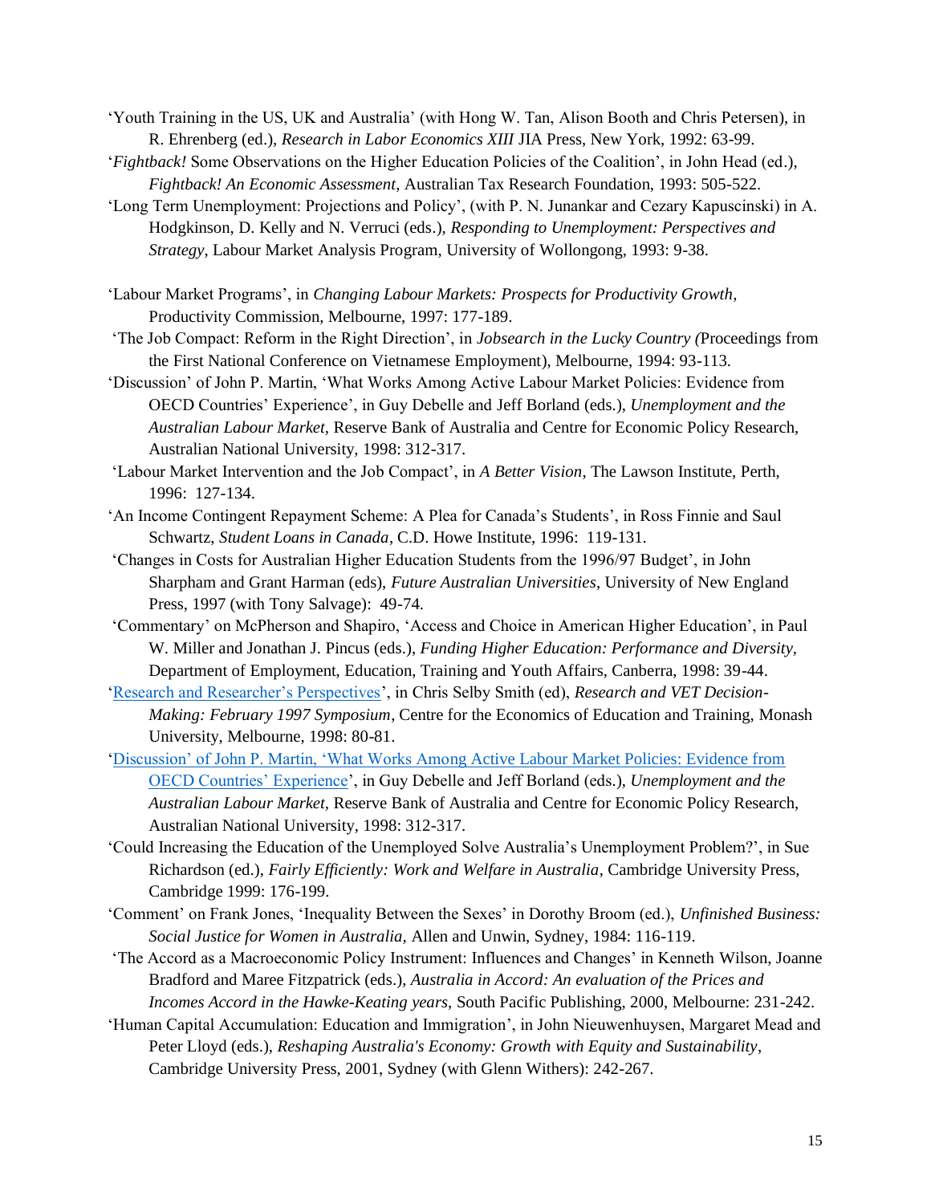'Youth Training in the US, UK and Australia' (with Hong W. Tan, Alison Booth and Chris Petersen), in R. Ehrenberg (ed.), *Research in Labor Economics XIII* JIA Press, New York, 1992: 63-99.

'*Fightback!* Some Observations on the Higher Education Policies of the Coalition', in John Head (ed.), *Fightback! An Economic Assessment*, Australian Tax Research Foundation, 1993: 505-522.

'Long Term Unemployment: Projections and Policy', (with P. N. Junankar and Cezary Kapuscinski) in A. Hodgkinson, D. Kelly and N. Verruci (eds.), *Responding to Unemployment: Perspectives and Strategy*, Labour Market Analysis Program, University of Wollongong, 1993: 9-38.

'Labour Market Programs', in *Changing Labour Markets: Prospects for Productivity Growth*, Productivity Commission, Melbourne, 1997: 177-189.

'The Job Compact: Reform in the Right Direction', in *Jobsearch in the Lucky Country (*Proceedings from the First National Conference on Vietnamese Employment), Melbourne, 1994: 93-113.

'Discussion' of John P. Martin, 'What Works Among Active Labour Market Policies: Evidence from OECD Countries' Experience', in Guy Debelle and Jeff Borland (eds.), *Unemployment and the Australian Labour Market*, Reserve Bank of Australia and Centre for Economic Policy Research, Australian National University, 1998: 312-317.

'Labour Market Intervention and the Job Compact', in *A Better Vision*, The Lawson Institute, Perth, 1996: 127-134.

'An Income Contingent Repayment Scheme: A Plea for Canada's Students', in Ross Finnie and Saul Schwartz, *Student Loans in Canada*, C.D. Howe Institute, 1996: 119-131.

'Changes in Costs for Australian Higher Education Students from the 1996/97 Budget', in John Sharpham and Grant Harman (eds), *Future Australian Universities*, University of New England Press, 1997 (with Tony Salvage): 49-74.

'Commentary' on McPherson and Shapiro, 'Access and Choice in American Higher Education', in Paul W. Miller and Jonathan J. Pincus (eds.), *Funding Higher Education: Performance and Diversity*, Department of Employment, Education, Training and Youth Affairs, Canberra, 1998: 39-44.

'Research and Researcher's Perspectives', in Chris Selby Smith (ed), *Research and VET Decision-Making: February 1997 Symposium*, Centre for the Economics of Education and Training, Monash University, Melbourne, 1998: 80-81.

'Discussion' of John P. Martin, 'What Works Among Active Labour Market Policies: Evidence from OECD Countries' Experience', in Guy Debelle and Jeff Borland (eds.), *Unemployment and the Australian Labour Market*, Reserve Bank of Australia and Centre for Economic Policy Research, Australian National University, 1998: 312-317.

'Could Increasing the Education of the Unemployed Solve Australia's Unemployment Problem?', in Sue Richardson (ed.), *Fairly Efficiently: Work and Welfare in Australia*, Cambridge University Press, Cambridge 1999: 176-199.

'Comment' on Frank Jones, 'Inequality Between the Sexes' in Dorothy Broom (ed.), *Unfinished Business: Social Justice for Women in Australia*, Allen and Unwin, Sydney, 1984: 116-119.

'The Accord as a Macroeconomic Policy Instrument: Influences and Changes' in Kenneth Wilson, Joanne Bradford and Maree Fitzpatrick (eds.), *Australia in Accord: An evaluation of the Prices and Incomes Accord in the Hawke-Keating years*, South Pacific Publishing, 2000, Melbourne: 231-242.

'Human Capital Accumulation: Education and Immigration', in John Nieuwenhuysen, Margaret Mead and Peter Lloyd (eds.), *Reshaping Australia's Economy: Growth with Equity and Sustainability*, Cambridge University Press, 2001, Sydney (with Glenn Withers): 242-267.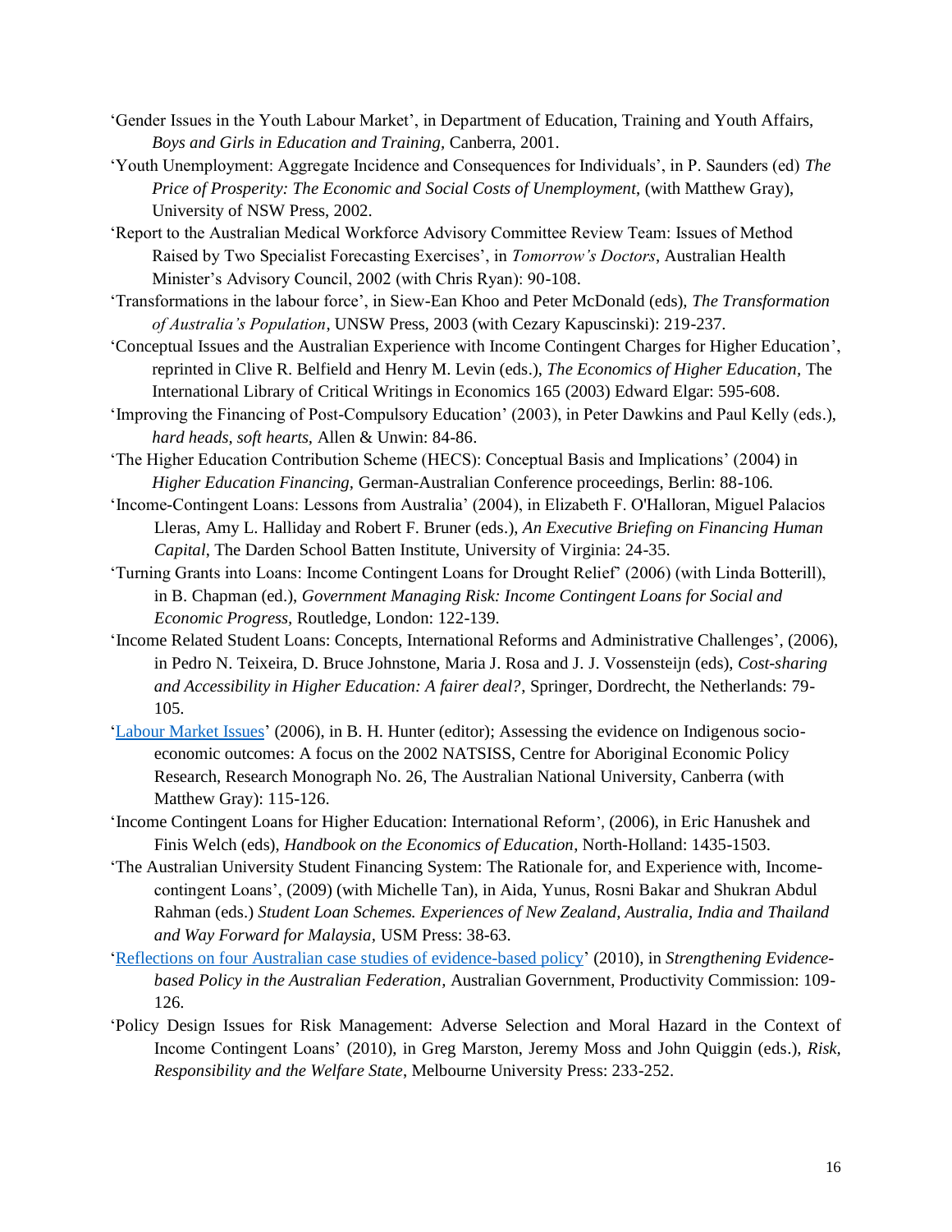'Gender Issues in the Youth Labour Market', in Department of Education, Training and Youth Affairs, *Boys and Girls in Education and Training,* Canberra, 2001.

'Youth Unemployment: Aggregate Incidence and Consequences for Individuals', in P. Saunders (ed) *The Price of Prosperity: The Economic and Social Costs of Unemployment*, (with Matthew Gray), University of NSW Press, 2002.

'Report to the Australian Medical Workforce Advisory Committee Review Team: Issues of Method Raised by Two Specialist Forecasting Exercises', in *Tomorrow's Doctors*, Australian Health Minister's Advisory Council, 2002 (with Chris Ryan): 90-108.

'Transformations in the labour force', in Siew-Ean Khoo and Peter McDonald (eds), *The Transformation of Australia's Population*, UNSW Press, 2003 (with Cezary Kapuscinski): 219-237.

'Conceptual Issues and the Australian Experience with Income Contingent Charges for Higher Education', reprinted in Clive R. Belfield and Henry M. Levin (eds.), *The Economics of Higher Education,* The International Library of Critical Writings in Economics 165 (2003) Edward Elgar: 595-608.

'Improving the Financing of Post-Compulsory Education' (2003), in Peter Dawkins and Paul Kelly (eds.), *hard heads, soft hearts,* Allen & Unwin: 84-86.

'The Higher Education Contribution Scheme (HECS): Conceptual Basis and Implications' (2004) in *Higher Education Financing,* German-Australian Conference proceedings, Berlin: 88-106.

'Income-Contingent Loans: Lessons from Australia' (2004), in Elizabeth F. O'Halloran, Miguel Palacios Lleras, Amy L. Halliday and Robert F. Bruner (eds.), *An Executive Briefing on Financing Human Capital*, The Darden School Batten Institute, University of Virginia: 24-35.

'Turning Grants into Loans: Income Contingent Loans for Drought Relief' (2006) (with Linda Botterill), in B. Chapman (ed.), *Government Managing Risk: Income Contingent Loans for Social and Economic Progress,* Routledge, London: 122-139.

'Income Related Student Loans: Concepts, International Reforms and Administrative Challenges', (2006), in Pedro N. Teixeira, D. Bruce Johnstone, Maria J. Rosa and J. J. Vossensteijn (eds), *Cost-sharing and Accessibility in Higher Education: A fairer deal?*, Springer, Dordrecht, the Netherlands: 79-105.

'Labour Market Issues' (2006), in B. H. Hunter (editor); Assessing the evidence on Indigenous socio-economic outcomes: A focus on the 2002 NATSISS, Centre for Aboriginal Economic Policy Research, Research Monograph No. 26, The Australian National University, Canberra (with Matthew Gray): 115-126.

'Income Contingent Loans for Higher Education: International Reform', (2006), in Eric Hanushek and Finis Welch (eds), *Handbook on the Economics of Education*, North-Holland: 1435-1503.

'The Australian University Student Financing System: The Rationale for, and Experience with, Income-contingent Loans', (2009) (with Michelle Tan), in Aida, Yunus, Rosni Bakar and Shukran Abdul Rahman (eds.) *Student Loan Schemes. Experiences of New Zealand, Australia, India and Thailand and Way Forward for Malaysia,* USM Press: 38-63.

'Reflections on four Australian case studies of evidence-based policy' (2010), in *Strengthening Evidence-based Policy in the Australian Federation,* Australian Government, Productivity Commission: 109-126.

'Policy Design Issues for Risk Management: Adverse Selection and Moral Hazard in the Context of Income Contingent Loans' (2010), in Greg Marston, Jeremy Moss and John Quiggin (eds.), *Risk, Responsibility and the Welfare State*, Melbourne University Press: 233-252.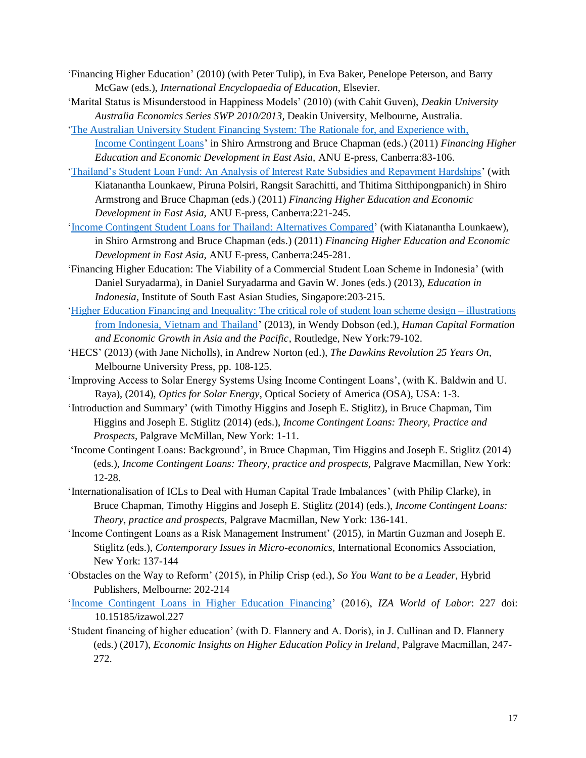'Financing Higher Education' (2010) (with Peter Tulip), in Eva Baker, Penelope Peterson, and Barry McGaw (eds.), *International Encyclopaedia of Education,* Elsevier.

'Marital Status is Misunderstood in Happiness Models' (2010) (with Cahit Guven), *Deakin University Australia Economics Series SWP 2010/2013*, Deakin University, Melbourne, Australia.

'The Australian University Student Financing System: The Rationale for, and Experience with, Income Contingent Loans' in Shiro Armstrong and Bruce Chapman (eds.) (2011) *Financing Higher Education and Economic Development in East Asia,* ANU E-press, Canberra:83-106.

'Thailand's Student Loan Fund: An Analysis of Interest Rate Subsidies and Repayment Hardships' (with Kiatanantha Lounkaew, Piruna Polsiri, Rangsit Sarachitti, and Thitima Sitthipongpanich) in Shiro Armstrong and Bruce Chapman (eds.) (2011) *Financing Higher Education and Economic Development in East Asia,* ANU E-press, Canberra:221-245.

'Income Contingent Student Loans for Thailand: Alternatives Compared' (with Kiatanantha Lounkaew), in Shiro Armstrong and Bruce Chapman (eds.) (2011) *Financing Higher Education and Economic Development in East Asia,* ANU E-press, Canberra:245-281.

'Financing Higher Education: The Viability of a Commercial Student Loan Scheme in Indonesia' (with Daniel Suryadarma), in Daniel Suryadarma and Gavin W. Jones (eds.) (2013), *Education in Indonesia*, Institute of South East Asian Studies, Singapore:203-215.

'Higher Education Financing and Inequality: The critical role of student loan scheme design – illustrations from Indonesia, Vietnam and Thailand' (2013), in Wendy Dobson (ed.), *Human Capital Formation and Economic Growth in Asia and the Pacific*, Routledge, New York:79-102.

'HECS' (2013) (with Jane Nicholls), in Andrew Norton (ed.), *The Dawkins Revolution 25 Years On,* Melbourne University Press, pp. 108-125.

'Improving Access to Solar Energy Systems Using Income Contingent Loans', (with K. Baldwin and U. Raya), (2014), *Optics for Solar Energy*, Optical Society of America (OSA), USA: 1-3.

'Introduction and Summary' (with Timothy Higgins and Joseph E. Stiglitz), in Bruce Chapman, Tim Higgins and Joseph E. Stiglitz (2014) (eds.), *Income Contingent Loans: Theory, Practice and Prospects*, Palgrave McMillan, New York: 1-11.

'Income Contingent Loans: Background', in Bruce Chapman, Tim Higgins and Joseph E. Stiglitz (2014) (eds.), *Income Contingent Loans: Theory, practice and prospects*, Palgrave Macmillan, New York: 12-28.

'Internationalisation of ICLs to Deal with Human Capital Trade Imbalances' (with Philip Clarke), in Bruce Chapman, Timothy Higgins and Joseph E. Stiglitz (2014) (eds.), *Income Contingent Loans: Theory, practice and prospects*, Palgrave Macmillan, New York: 136-141.

'Income Contingent Loans as a Risk Management Instrument' (2015), in Martin Guzman and Joseph E. Stiglitz (eds.), *Contemporary Issues in Micro-economics*, International Economics Association, New York: 137-144

'Obstacles on the Way to Reform' (2015), in Philip Crisp (ed.), *So You Want to be a Leader,* Hybrid Publishers, Melbourne: 202-214

'Income Contingent Loans in Higher Education Financing' (2016), *IZA World of Labor*: 227 doi: 10.15185/izawol.227

'Student financing of higher education' (with D. Flannery and A. Doris), in J. Cullinan and D. Flannery (eds.) (2017), *Economic Insights on Higher Education Policy in Ireland,* Palgrave Macmillan, 247-272.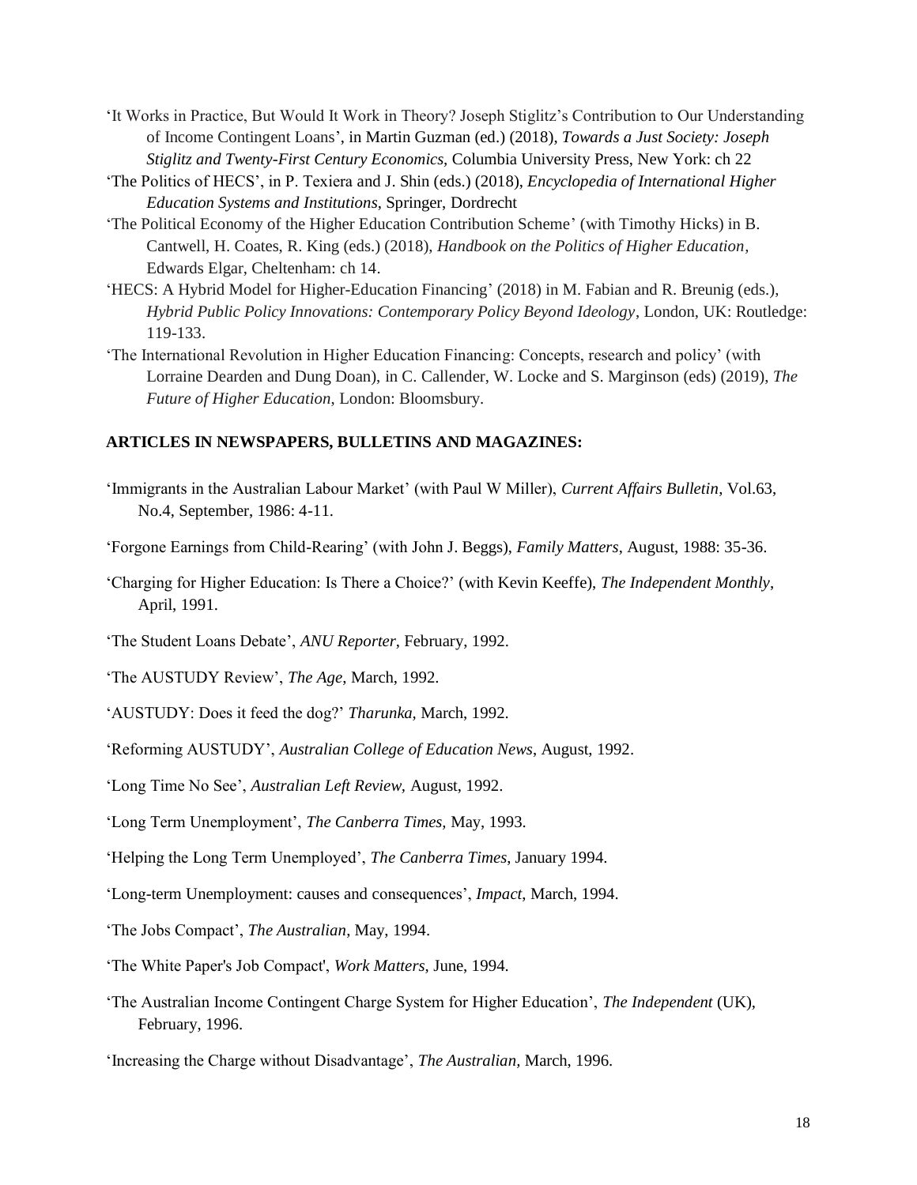'It Works in Practice, But Would It Work in Theory? Joseph Stiglitz's Contribution to Our Understanding of Income Contingent Loans', in Martin Guzman (ed.) (2018), *Towards a Just Society: Joseph Stiglitz and Twenty-First Century Economics,* Columbia University Press, New York: ch 22

'The Politics of HECS', in P. Texiera and J. Shin (eds.) (2018), *Encyclopedia of International Higher Education Systems and Institutions*, Springer, Dordrecht

'The Political Economy of the Higher Education Contribution Scheme' (with Timothy Hicks) in B. Cantwell, H. Coates, R. King (eds.) (2018), *Handbook on the Politics of Higher Education,* Edwards Elgar, Cheltenham: ch 14.

'HECS: A Hybrid Model for Higher-Education Financing' (2018) in M. Fabian and R. Breunig (eds.), *Hybrid Public Policy Innovations: Contemporary Policy Beyond Ideology*, London, UK: Routledge: 119-133.

'The International Revolution in Higher Education Financing: Concepts, research and policy' (with Lorraine Dearden and Dung Doan), in C. Callender, W. Locke and S. Marginson (eds) (2019), *The Future of Higher Education*, London: Bloomsbury.

**ARTICLES IN NEWSPAPERS, BULLETINS AND MAGAZINES:**

'Immigrants in the Australian Labour Market' (with Paul W Miller), *Current Affairs Bulletin*, Vol.63, No.4, September, 1986: 4-11.

'Forgone Earnings from Child-Rearing' (with John J. Beggs), *Family Matters*, August, 1988: 35-36.

'Charging for Higher Education: Is There a Choice?' (with Kevin Keeffe), *The Independent Monthly*, April, 1991.

'The Student Loans Debate', *ANU Reporter,* February, 1992.

'The AUSTUDY Review', *The Age,* March, 1992.

'AUSTUDY: Does it feed the dog?' *Tharunka,* March, 1992.

'Reforming AUSTUDY', *Australian College of Education News*, August, 1992.

'Long Time No See', *Australian Left Review,* August, 1992.

'Long Term Unemployment', *The Canberra Times,* May, 1993.

'Helping the Long Term Unemployed', *The Canberra Times*, January 1994.

'Long-term Unemployment: causes and consequences', *Impact*, March, 1994.

'The Jobs Compact', *The Australian,* May, 1994.

'The White Paper's Job Compact', *Work Matters*, June, 1994.

'The Australian Income Contingent Charge System for Higher Education', *The Independent* (UK), February, 1996.

'Increasing the Charge without Disadvantage', *The Australian,* March, 1996.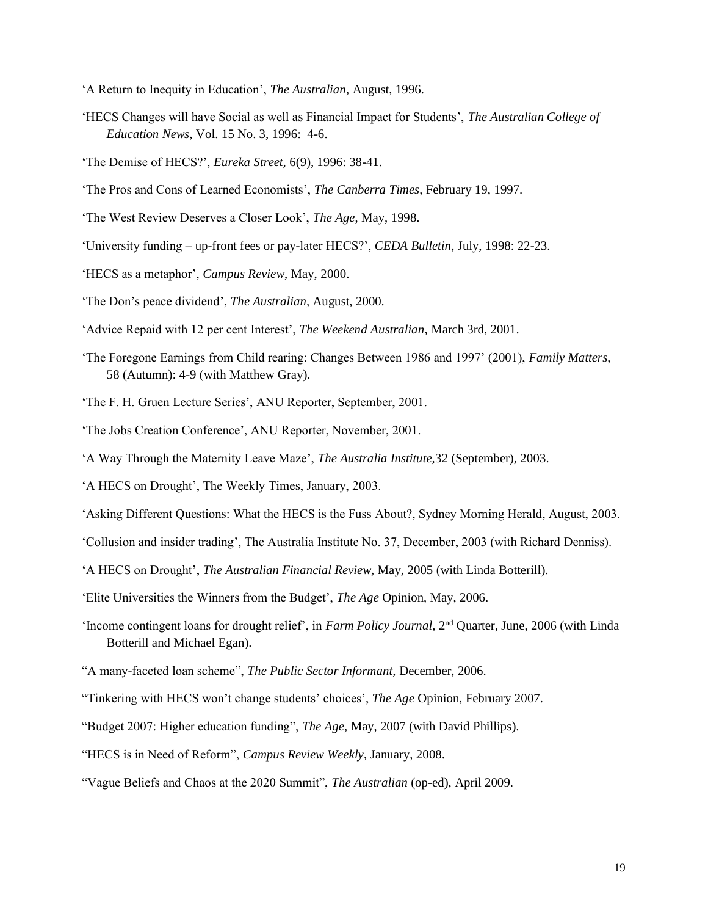'A Return to Inequity in Education', *The Australian*, August, 1996.

'HECS Changes will have Social as well as Financial Impact for Students', *The Australian College of Education News*, Vol. 15 No. 3, 1996: 4-6.

'The Demise of HECS?', *Eureka Street,* 6(9), 1996: 38-41.

'The Pros and Cons of Learned Economists', *The Canberra Times*, February 19, 1997.

'The West Review Deserves a Closer Look', *The Age,* May, 1998.

'University funding – up-front fees or pay-later HECS?', *CEDA Bulletin*, July, 1998: 22-23.

'HECS as a metaphor', *Campus Review*, May, 2000.

'The Don's peace dividend', *The Australian,* August, 2000.

'Advice Repaid with 12 per cent Interest', *The Weekend Australian*, March 3rd, 2001.

'The Foregone Earnings from Child rearing: Changes Between 1986 and 1997' (2001), *Family Matters*, 58 (Autumn): 4-9 (with Matthew Gray).

'The F. H. Gruen Lecture Series', ANU Reporter, September, 2001.

'The Jobs Creation Conference', ANU Reporter, November, 2001.

'A Way Through the Maternity Leave Maze', *The Australia Institute,*32 (September), 2003.

'A HECS on Drought', The Weekly Times, January, 2003.

'Asking Different Questions: What the HECS is the Fuss About?, Sydney Morning Herald, August, 2003.

'Collusion and insider trading', The Australia Institute No. 37, December, 2003 (with Richard Denniss).

'A HECS on Drought', *The Australian Financial Review*, May, 2005 (with Linda Botterill).

'Elite Universities the Winners from the Budget', *The Age* Opinion, May, 2006.

'Income contingent loans for drought relief', in *Farm Policy Journal,* 2nd Quarter, June, 2006 (with Linda Botterill and Michael Egan).

"A many-faceted loan scheme", *The Public Sector Informant,* December, 2006.

"Tinkering with HECS won't change students' choices', *The Age* Opinion, February 2007.

"Budget 2007: Higher education funding", *The Age,* May, 2007 (with David Phillips).

"HECS is in Need of Reform", *Campus Review Weekly*, January, 2008.

"Vague Beliefs and Chaos at the 2020 Summit", *The Australian* (op-ed), April 2009.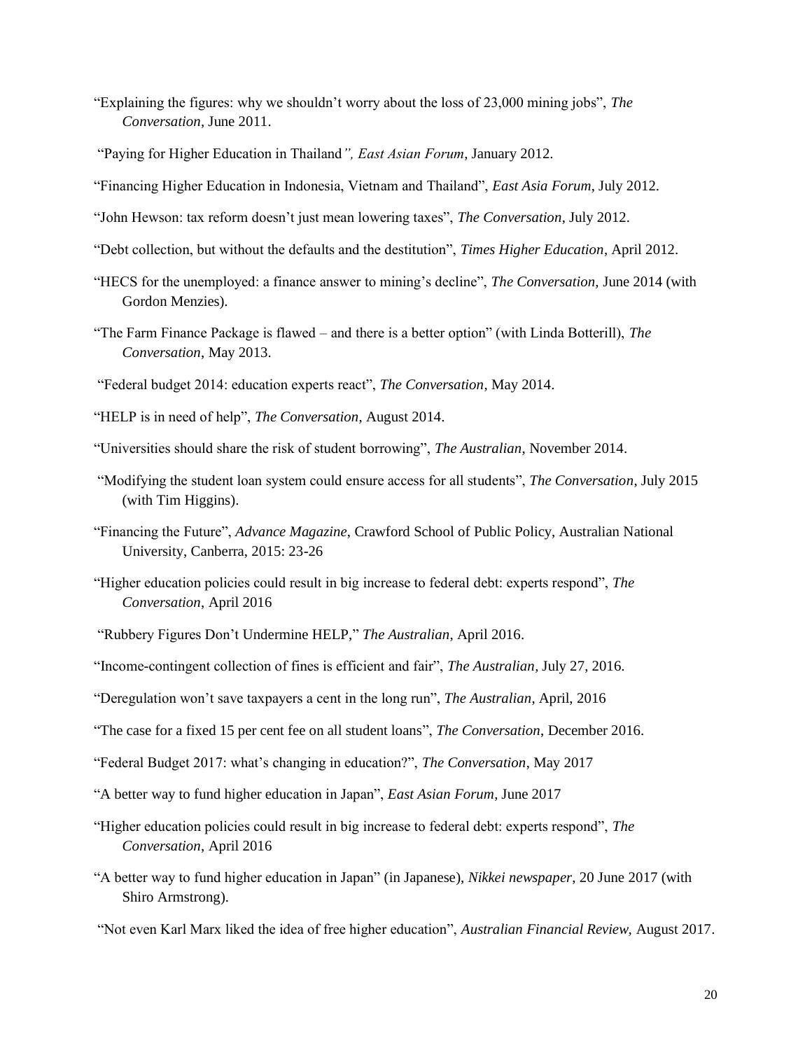“Explaining the figures: why we shouldn’t worry about the loss of 23,000 mining jobs”, *The Conversation*, June 2011.

“Paying for Higher Education in Thailand*”, East Asian Forum*, January 2012.

“Financing Higher Education in Indonesia, Vietnam and Thailand”, *East Asia Forum*, July 2012.

“John Hewson: tax reform doesn’t just mean lowering taxes”, *The Conversation*, July 2012.

“Debt collection, but without the defaults and the destitution”, *Times Higher Education*, April 2012.

“HECS for the unemployed: a finance answer to mining’s decline”, *The Conversation,* June 2014 (with Gordon Menzies).

“The Farm Finance Package is flawed – and there is a better option” (with Linda Botterill), *The Conversation*, May 2013.

“Federal budget 2014: education experts react”, *The Conversation*, May 2014.

“HELP is in need of help”, *The Conversation*, August 2014.

“Universities should share the risk of student borrowing”, *The Australian*, November 2014.

“Modifying the student loan system could ensure access for all students”, *The Conversation*, July 2015 (with Tim Higgins).

“Financing the Future”, *Advance Magazine*, Crawford School of Public Policy, Australian National University, Canberra, 2015: 23-26

“Higher education policies could result in big increase to federal debt: experts respond”, *The Conversation*, April 2016

“Rubbery Figures Don’t Undermine HELP,” *The Australian*, April 2016.

“Income-contingent collection of fines is efficient and fair”, *The Australian,* July 27, 2016.

“Deregulation won’t save taxpayers a cent in the long run”, *The Australian*, April, 2016

“The case for a fixed 15 per cent fee on all student loans”, *The Conversation*, December 2016.

“Federal Budget 2017: what’s changing in education?”, *The Conversation*, May 2017

“A better way to fund higher education in Japan”, *East Asian Forum*, June 2017

“Higher education policies could result in big increase to federal debt: experts respond”, *The Conversation*, April 2016

“A better way to fund higher education in Japan” (in Japanese), *Nikkei newspaper*, 20 June 2017 (with Shiro Armstrong).

“Not even Karl Marx liked the idea of free higher education”, *Australian Financial Review,* August 2017.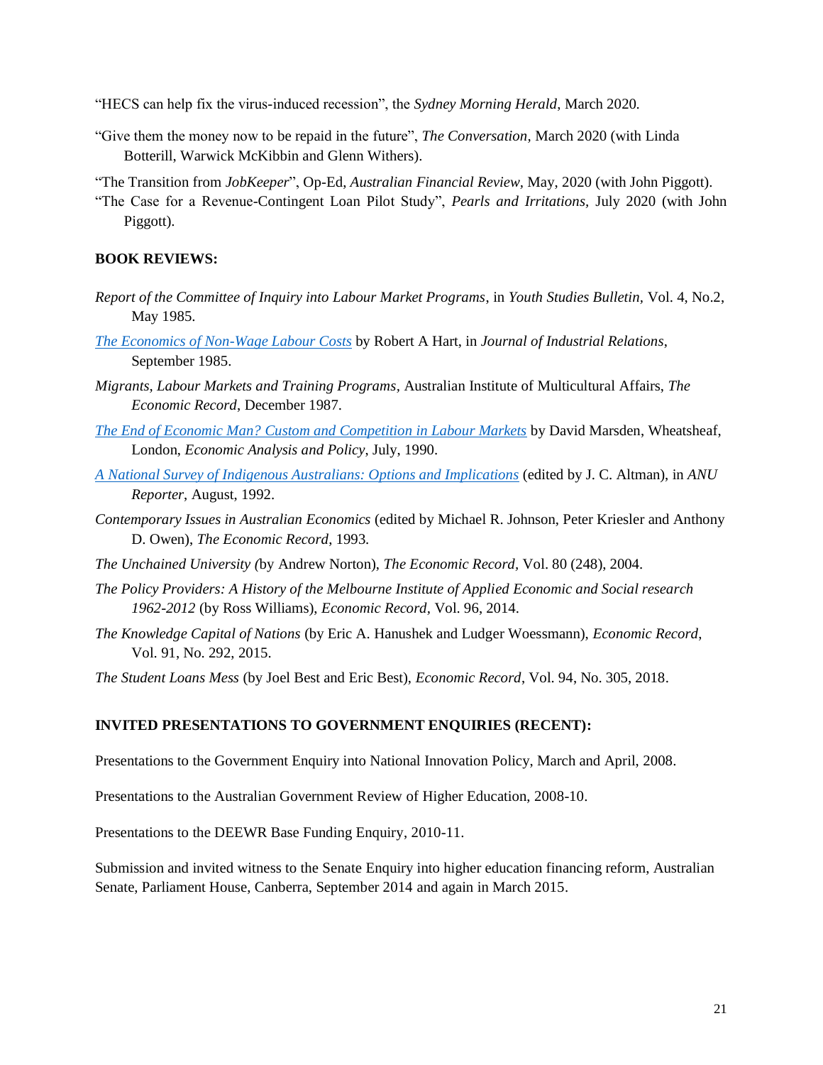"HECS can help fix the virus-induced recession", the *Sydney Morning Herald*, March 2020.

"Give them the money now to be repaid in the future", *The Conversation*, March 2020 (with Linda Botterill, Warwick McKibbin and Glenn Withers).

"The Transition from *JobKeeper*", Op-Ed, *Australian Financial Review*, May, 2020 (with John Piggott).

"The Case for a Revenue-Contingent Loan Pilot Study", *Pearls and Irritations*, July 2020 (with John Piggott).

**BOOK REVIEWS:**

*Report of the Committee of Inquiry into Labour Market Programs*, in *Youth Studies Bulletin*, Vol. 4, No.2, May 1985.

*The Economics of Non-Wage Labour Costs* by Robert A Hart, in *Journal of Industrial Relations*, September 1985.

*Migrants, Labour Markets and Training Programs*, Australian Institute of Multicultural Affairs, *The Economic Record*, December 1987.

*The End of Economic Man? Custom and Competition in Labour Markets* by David Marsden, Wheatsheaf, London, *Economic Analysis and Policy*, July, 1990.

*A National Survey of Indigenous Australians: Options and Implications* (edited by J. C. Altman), in *ANU Reporter*, August, 1992.

*Contemporary Issues in Australian Economics* (edited by Michael R. Johnson, Peter Kriesler and Anthony D. Owen), *The Economic Record*, 1993.

*The Unchained University (*by Andrew Norton), *The Economic Record*, Vol. 80 (248), 2004.

*The Policy Providers: A History of the Melbourne Institute of Applied Economic and Social research 1962-2012* (by Ross Williams), *Economic Record*, Vol. 96, 2014.

*The Knowledge Capital of Nations* (by Eric A. Hanushek and Ludger Woessmann), *Economic Record*, Vol. 91, No. 292, 2015.

*The Student Loans Mess* (by Joel Best and Eric Best), *Economic Record*, Vol. 94, No. 305, 2018.

**INVITED PRESENTATIONS TO GOVERNMENT ENQUIRIES (RECENT):**

Presentations to the Government Enquiry into National Innovation Policy, March and April, 2008.

Presentations to the Australian Government Review of Higher Education, 2008-10.

Presentations to the DEEWR Base Funding Enquiry, 2010-11.

Submission and invited witness to the Senate Enquiry into higher education financing reform, Australian Senate, Parliament House, Canberra, September 2014 and again in March 2015.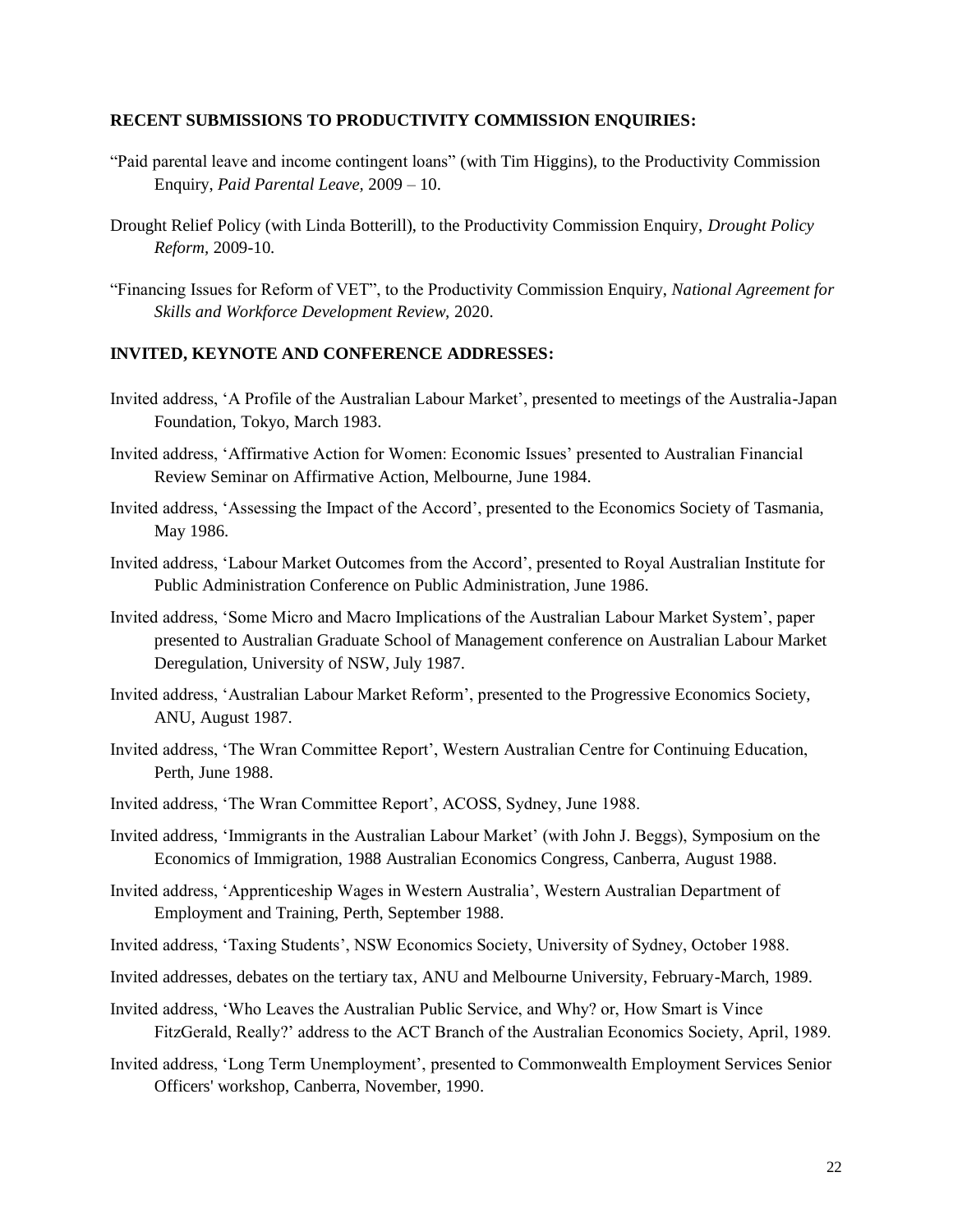## RECENT SUBMISSIONS TO PRODUCTIVITY COMMISSION ENQUIRIES:

"Paid parental leave and income contingent loans" (with Tim Higgins), to the Productivity Commission Enquiry, *Paid Parental Leave,* 2009 – 10.

Drought Relief Policy (with Linda Botterill), to the Productivity Commission Enquiry, *Drought Policy Reform,* 2009-10.

"Financing Issues for Reform of VET", to the Productivity Commission Enquiry, *National Agreement for Skills and Workforce Development Review,* 2020.

## INVITED, KEYNOTE AND CONFERENCE ADDRESSES:

Invited address, 'A Profile of the Australian Labour Market', presented to meetings of the Australia-Japan Foundation, Tokyo, March 1983.

Invited address, 'Affirmative Action for Women: Economic Issues' presented to Australian Financial Review Seminar on Affirmative Action, Melbourne, June 1984.

Invited address, 'Assessing the Impact of the Accord', presented to the Economics Society of Tasmania, May 1986.

Invited address, 'Labour Market Outcomes from the Accord', presented to Royal Australian Institute for Public Administration Conference on Public Administration, June 1986.

Invited address, 'Some Micro and Macro Implications of the Australian Labour Market System', paper presented to Australian Graduate School of Management conference on Australian Labour Market Deregulation, University of NSW, July 1987.

Invited address, 'Australian Labour Market Reform', presented to the Progressive Economics Society, ANU, August 1987.

Invited address, 'The Wran Committee Report', Western Australian Centre for Continuing Education, Perth, June 1988.

Invited address, 'The Wran Committee Report', ACOSS, Sydney, June 1988.

Invited address, 'Immigrants in the Australian Labour Market' (with John J. Beggs), Symposium on the Economics of Immigration, 1988 Australian Economics Congress, Canberra, August 1988.

Invited address, 'Apprenticeship Wages in Western Australia', Western Australian Department of Employment and Training, Perth, September 1988.

Invited address, 'Taxing Students', NSW Economics Society, University of Sydney, October 1988.

Invited addresses, debates on the tertiary tax, ANU and Melbourne University, February-March, 1989.

Invited address, 'Who Leaves the Australian Public Service, and Why? or, How Smart is Vince FitzGerald, Really?' address to the ACT Branch of the Australian Economics Society, April, 1989.

Invited address, 'Long Term Unemployment', presented to Commonwealth Employment Services Senior Officers' workshop, Canberra, November, 1990.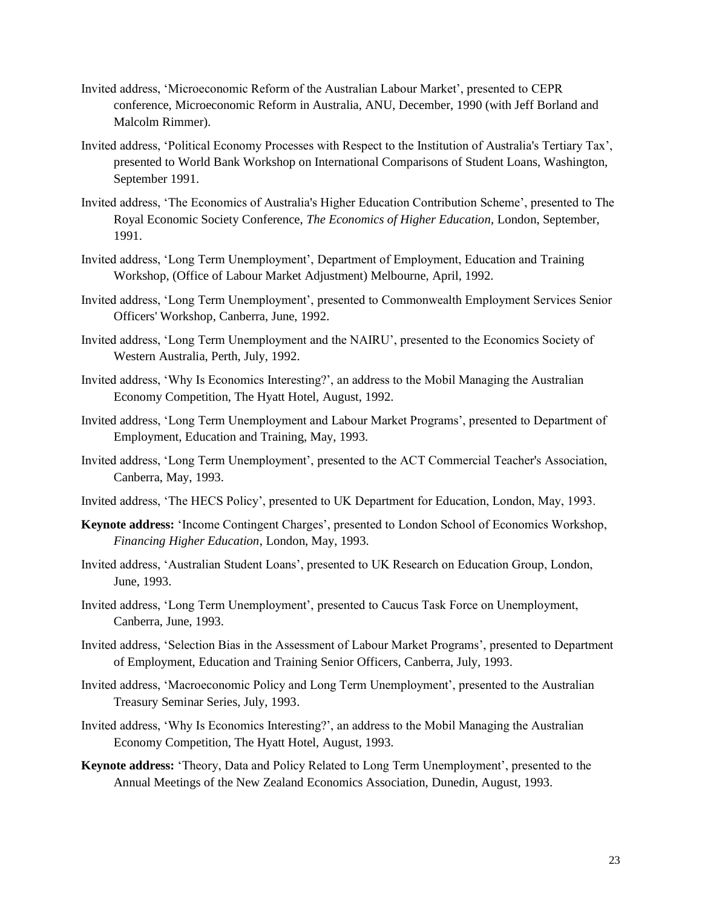Invited address, 'Microeconomic Reform of the Australian Labour Market', presented to CEPR conference, Microeconomic Reform in Australia, ANU, December, 1990 (with Jeff Borland and Malcolm Rimmer).

Invited address, 'Political Economy Processes with Respect to the Institution of Australia's Tertiary Tax', presented to World Bank Workshop on International Comparisons of Student Loans, Washington, September 1991.

Invited address, 'The Economics of Australia's Higher Education Contribution Scheme', presented to The Royal Economic Society Conference, *The Economics of Higher Education*, London, September, 1991.

Invited address, 'Long Term Unemployment', Department of Employment, Education and Training Workshop, (Office of Labour Market Adjustment) Melbourne, April, 1992.

Invited address, 'Long Term Unemployment', presented to Commonwealth Employment Services Senior Officers' Workshop, Canberra, June, 1992.

Invited address, 'Long Term Unemployment and the NAIRU', presented to the Economics Society of Western Australia, Perth, July, 1992.

Invited address, 'Why Is Economics Interesting?', an address to the Mobil Managing the Australian Economy Competition, The Hyatt Hotel, August, 1992.

Invited address, 'Long Term Unemployment and Labour Market Programs', presented to Department of Employment, Education and Training, May, 1993.

Invited address, 'Long Term Unemployment', presented to the ACT Commercial Teacher's Association, Canberra, May, 1993.

Invited address, 'The HECS Policy', presented to UK Department for Education, London, May, 1993.

**Keynote address:** 'Income Contingent Charges', presented to London School of Economics Workshop, *Financing Higher Education*, London, May, 1993.

Invited address, 'Australian Student Loans', presented to UK Research on Education Group, London, June, 1993.

Invited address, 'Long Term Unemployment', presented to Caucus Task Force on Unemployment, Canberra, June, 1993.

Invited address, 'Selection Bias in the Assessment of Labour Market Programs', presented to Department of Employment, Education and Training Senior Officers, Canberra, July, 1993.

Invited address, 'Macroeconomic Policy and Long Term Unemployment', presented to the Australian Treasury Seminar Series, July, 1993.

Invited address, 'Why Is Economics Interesting?', an address to the Mobil Managing the Australian Economy Competition, The Hyatt Hotel, August, 1993.

**Keynote address:** 'Theory, Data and Policy Related to Long Term Unemployment', presented to the Annual Meetings of the New Zealand Economics Association, Dunedin, August, 1993.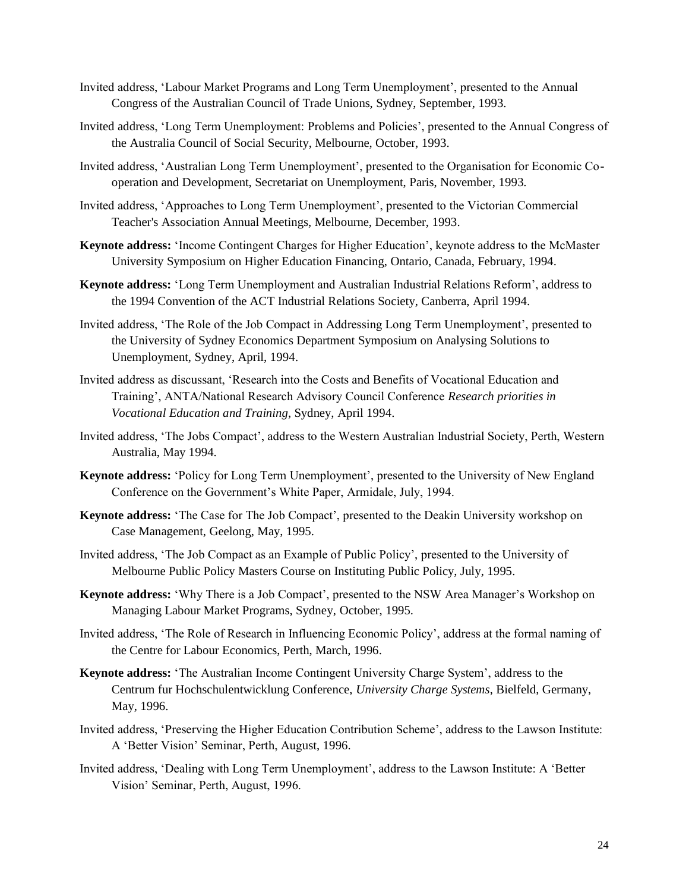Invited address, 'Labour Market Programs and Long Term Unemployment', presented to the Annual Congress of the Australian Council of Trade Unions, Sydney, September, 1993.

Invited address, 'Long Term Unemployment: Problems and Policies', presented to the Annual Congress of the Australia Council of Social Security, Melbourne, October, 1993.

Invited address, 'Australian Long Term Unemployment', presented to the Organisation for Economic Co-operation and Development, Secretariat on Unemployment, Paris, November, 1993.

Invited address, 'Approaches to Long Term Unemployment', presented to the Victorian Commercial Teacher's Association Annual Meetings, Melbourne, December, 1993.

**Keynote address:** 'Income Contingent Charges for Higher Education', keynote address to the McMaster University Symposium on Higher Education Financing, Ontario, Canada, February, 1994.

**Keynote address:** 'Long Term Unemployment and Australian Industrial Relations Reform', address to the 1994 Convention of the ACT Industrial Relations Society, Canberra, April 1994.

Invited address, 'The Role of the Job Compact in Addressing Long Term Unemployment', presented to the University of Sydney Economics Department Symposium on Analysing Solutions to Unemployment, Sydney, April, 1994.

Invited address as discussant, 'Research into the Costs and Benefits of Vocational Education and Training', ANTA/National Research Advisory Council Conference *Research priorities in Vocational Education and Training*, Sydney, April 1994.

Invited address, 'The Jobs Compact', address to the Western Australian Industrial Society, Perth, Western Australia, May 1994.

**Keynote address:** 'Policy for Long Term Unemployment', presented to the University of New England Conference on the Government's White Paper, Armidale, July, 1994.

**Keynote address:** 'The Case for The Job Compact', presented to the Deakin University workshop on Case Management, Geelong, May, 1995.

Invited address, 'The Job Compact as an Example of Public Policy', presented to the University of Melbourne Public Policy Masters Course on Instituting Public Policy, July, 1995.

**Keynote address:** 'Why There is a Job Compact', presented to the NSW Area Manager's Workshop on Managing Labour Market Programs, Sydney, October, 1995.

Invited address, 'The Role of Research in Influencing Economic Policy', address at the formal naming of the Centre for Labour Economics, Perth, March, 1996.

**Keynote address:** 'The Australian Income Contingent University Charge System', address to the Centrum fur Hochschulentwicklung Conference, *University Charge Systems*, Bielfeld, Germany, May, 1996.

Invited address, 'Preserving the Higher Education Contribution Scheme', address to the Lawson Institute: A 'Better Vision' Seminar, Perth, August, 1996.

Invited address, 'Dealing with Long Term Unemployment', address to the Lawson Institute: A 'Better Vision' Seminar, Perth, August, 1996.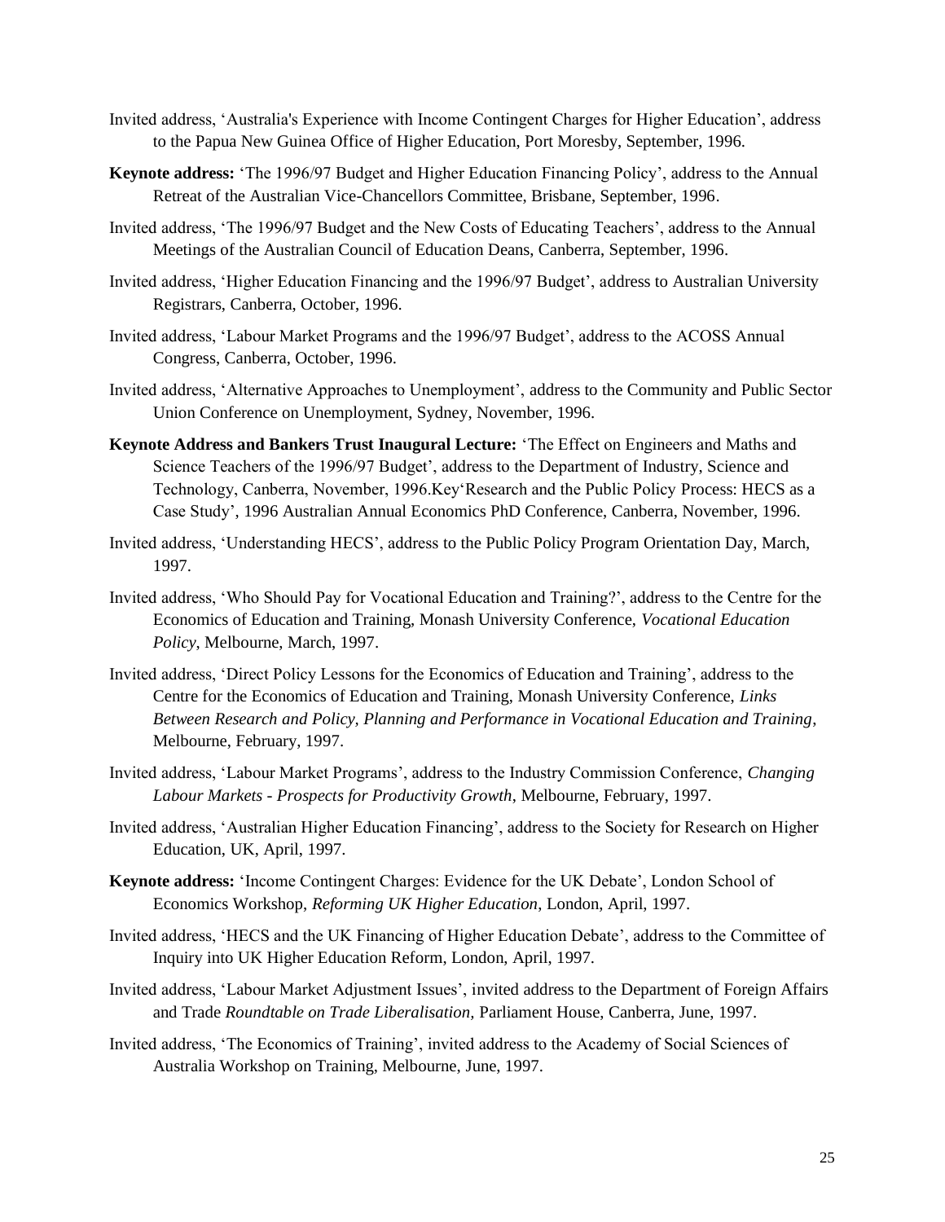Invited address, 'Australia's Experience with Income Contingent Charges for Higher Education', address to the Papua New Guinea Office of Higher Education, Port Moresby, September, 1996.

**Keynote address:** 'The 1996/97 Budget and Higher Education Financing Policy', address to the Annual Retreat of the Australian Vice-Chancellors Committee, Brisbane, September, 1996.

Invited address, 'The 1996/97 Budget and the New Costs of Educating Teachers', address to the Annual Meetings of the Australian Council of Education Deans, Canberra, September, 1996.

Invited address, 'Higher Education Financing and the 1996/97 Budget', address to Australian University Registrars, Canberra, October, 1996.

Invited address, 'Labour Market Programs and the 1996/97 Budget', address to the ACOSS Annual Congress, Canberra, October, 1996.

Invited address, 'Alternative Approaches to Unemployment', address to the Community and Public Sector Union Conference on Unemployment, Sydney, November, 1996.

**Keynote Address and Bankers Trust Inaugural Lecture:** 'The Effect on Engineers and Maths and Science Teachers of the 1996/97 Budget', address to the Department of Industry, Science and Technology, Canberra, November, 1996.Key'Research and the Public Policy Process: HECS as a Case Study', 1996 Australian Annual Economics PhD Conference, Canberra, November, 1996.

Invited address, 'Understanding HECS', address to the Public Policy Program Orientation Day, March, 1997.

Invited address, 'Who Should Pay for Vocational Education and Training?', address to the Centre for the Economics of Education and Training, Monash University Conference, *Vocational Education Policy*, Melbourne, March, 1997.

Invited address, 'Direct Policy Lessons for the Economics of Education and Training', address to the Centre for the Economics of Education and Training, Monash University Conference, *Links Between Research and Policy, Planning and Performance in Vocational Education and Training*, Melbourne, February, 1997.

Invited address, 'Labour Market Programs', address to the Industry Commission Conference, *Changing Labour Markets - Prospects for Productivity Growth*, Melbourne, February, 1997.

Invited address, 'Australian Higher Education Financing', address to the Society for Research on Higher Education, UK, April, 1997.

**Keynote address:** 'Income Contingent Charges: Evidence for the UK Debate', London School of Economics Workshop, *Reforming UK Higher Education*, London, April, 1997.

Invited address, 'HECS and the UK Financing of Higher Education Debate', address to the Committee of Inquiry into UK Higher Education Reform, London, April, 1997.

Invited address, 'Labour Market Adjustment Issues', invited address to the Department of Foreign Affairs and Trade *Roundtable on Trade Liberalisation,* Parliament House, Canberra, June, 1997.

Invited address, 'The Economics of Training', invited address to the Academy of Social Sciences of Australia Workshop on Training, Melbourne, June, 1997.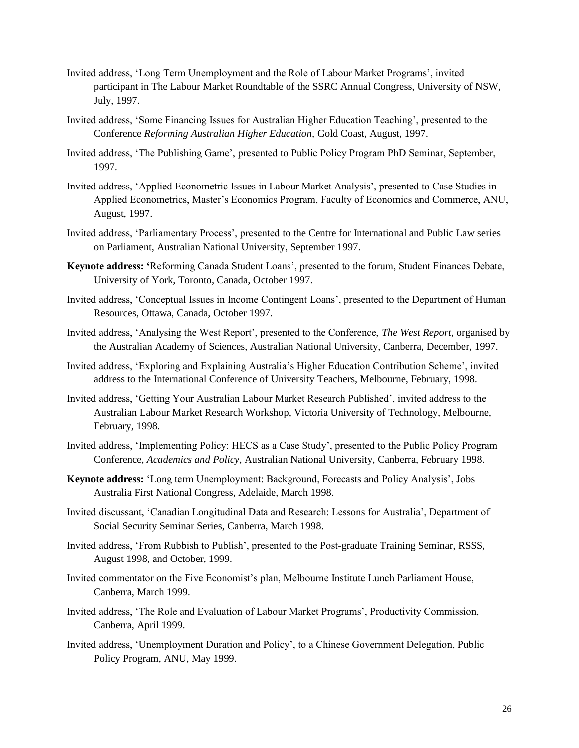Invited address, 'Long Term Unemployment and the Role of Labour Market Programs', invited participant in The Labour Market Roundtable of the SSRC Annual Congress, University of NSW, July, 1997.

Invited address, 'Some Financing Issues for Australian Higher Education Teaching', presented to the Conference *Reforming Australian Higher Education,* Gold Coast, August, 1997.

Invited address, 'The Publishing Game', presented to Public Policy Program PhD Seminar, September, 1997.

Invited address, 'Applied Econometric Issues in Labour Market Analysis', presented to Case Studies in Applied Econometrics, Master's Economics Program, Faculty of Economics and Commerce, ANU, August, 1997.

Invited address, 'Parliamentary Process', presented to the Centre for International and Public Law series on Parliament, Australian National University, September 1997.

**Keynote address: '**Reforming Canada Student Loans', presented to the forum, Student Finances Debate, University of York, Toronto, Canada, October 1997.

Invited address, 'Conceptual Issues in Income Contingent Loans', presented to the Department of Human Resources, Ottawa, Canada, October 1997.

Invited address, 'Analysing the West Report', presented to the Conference, *The West Report*, organised by the Australian Academy of Sciences, Australian National University, Canberra, December, 1997.

Invited address, 'Exploring and Explaining Australia's Higher Education Contribution Scheme', invited address to the International Conference of University Teachers, Melbourne, February, 1998.

Invited address, 'Getting Your Australian Labour Market Research Published', invited address to the Australian Labour Market Research Workshop, Victoria University of Technology, Melbourne, February, 1998.

Invited address, 'Implementing Policy: HECS as a Case Study', presented to the Public Policy Program Conference, *Academics and Policy*, Australian National University, Canberra, February 1998.

**Keynote address:** 'Long term Unemployment: Background, Forecasts and Policy Analysis', Jobs Australia First National Congress, Adelaide, March 1998.

Invited discussant, 'Canadian Longitudinal Data and Research: Lessons for Australia', Department of Social Security Seminar Series, Canberra, March 1998.

Invited address, 'From Rubbish to Publish', presented to the Post-graduate Training Seminar, RSSS, August 1998, and October, 1999.

Invited commentator on the Five Economist's plan, Melbourne Institute Lunch Parliament House, Canberra, March 1999.

Invited address, 'The Role and Evaluation of Labour Market Programs', Productivity Commission, Canberra, April 1999.

Invited address, 'Unemployment Duration and Policy', to a Chinese Government Delegation, Public Policy Program, ANU, May 1999.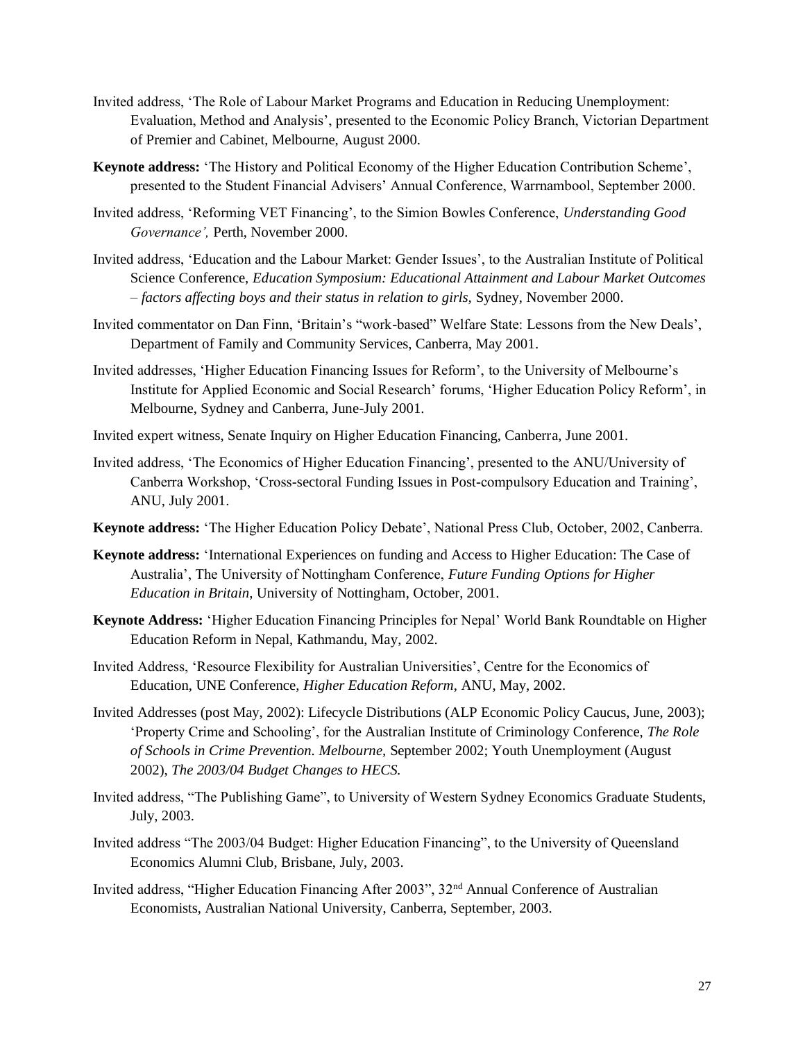Invited address, 'The Role of Labour Market Programs and Education in Reducing Unemployment: Evaluation, Method and Analysis', presented to the Economic Policy Branch, Victorian Department of Premier and Cabinet, Melbourne, August 2000.

**Keynote address:** 'The History and Political Economy of the Higher Education Contribution Scheme', presented to the Student Financial Advisers' Annual Conference, Warrnambool, September 2000.

Invited address, 'Reforming VET Financing', to the Simion Bowles Conference, *Understanding Good Governance',* Perth, November 2000.

Invited address, 'Education and the Labour Market: Gender Issues', to the Australian Institute of Political Science Conference, *Education Symposium: Educational Attainment and Labour Market Outcomes – factors affecting boys and their status in relation to girls,* Sydney, November 2000.

Invited commentator on Dan Finn, 'Britain's "work-based" Welfare State: Lessons from the New Deals', Department of Family and Community Services, Canberra, May 2001.

Invited addresses, 'Higher Education Financing Issues for Reform', to the University of Melbourne's Institute for Applied Economic and Social Research' forums, 'Higher Education Policy Reform', in Melbourne, Sydney and Canberra, June-July 2001.

Invited expert witness, Senate Inquiry on Higher Education Financing, Canberra, June 2001.

Invited address, 'The Economics of Higher Education Financing', presented to the ANU/University of Canberra Workshop, 'Cross-sectoral Funding Issues in Post-compulsory Education and Training', ANU, July 2001.

**Keynote address:** 'The Higher Education Policy Debate', National Press Club, October, 2002, Canberra.

**Keynote address:** 'International Experiences on funding and Access to Higher Education: The Case of Australia', The University of Nottingham Conference, *Future Funding Options for Higher Education in Britain,* University of Nottingham, October, 2001.

**Keynote Address:** 'Higher Education Financing Principles for Nepal' World Bank Roundtable on Higher Education Reform in Nepal, Kathmandu, May, 2002.

Invited Address, 'Resource Flexibility for Australian Universities', Centre for the Economics of Education, UNE Conference, *Higher Education Reform*, ANU, May, 2002.

Invited Addresses (post May, 2002): Lifecycle Distributions (ALP Economic Policy Caucus, June, 2003); 'Property Crime and Schooling', for the Australian Institute of Criminology Conference, *The Role of Schools in Crime Prevention. Melbourne,* September 2002; Youth Unemployment (August 2002), *The 2003/04 Budget Changes to HECS.*

Invited address, "The Publishing Game", to University of Western Sydney Economics Graduate Students, July, 2003.

Invited address "The 2003/04 Budget: Higher Education Financing", to the University of Queensland Economics Alumni Club, Brisbane, July, 2003.

Invited address, "Higher Education Financing After 2003", 32nd Annual Conference of Australian Economists, Australian National University, Canberra, September, 2003.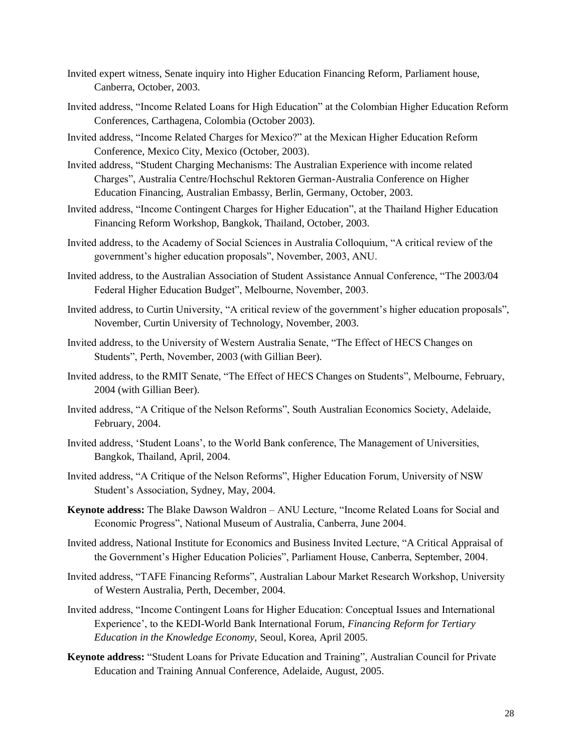Invited expert witness, Senate inquiry into Higher Education Financing Reform, Parliament house, Canberra, October, 2003.

Invited address, "Income Related Loans for High Education" at the Colombian Higher Education Reform Conferences, Carthagena, Colombia (October 2003).

Invited address, "Income Related Charges for Mexico?" at the Mexican Higher Education Reform Conference, Mexico City, Mexico (October, 2003).

Invited address, "Student Charging Mechanisms: The Australian Experience with income related Charges", Australia Centre/Hochschul Rektoren German-Australia Conference on Higher Education Financing, Australian Embassy, Berlin, Germany, October, 2003.

Invited address, "Income Contingent Charges for Higher Education", at the Thailand Higher Education Financing Reform Workshop, Bangkok, Thailand, October, 2003.

Invited address, to the Academy of Social Sciences in Australia Colloquium, "A critical review of the government's higher education proposals", November, 2003, ANU.

Invited address, to the Australian Association of Student Assistance Annual Conference, "The 2003/04 Federal Higher Education Budget", Melbourne, November, 2003.

Invited address, to Curtin University, "A critical review of the government's higher education proposals", November, Curtin University of Technology, November, 2003.

Invited address, to the University of Western Australia Senate, "The Effect of HECS Changes on Students", Perth, November, 2003 (with Gillian Beer).

Invited address, to the RMIT Senate, "The Effect of HECS Changes on Students", Melbourne, February, 2004 (with Gillian Beer).

Invited address, "A Critique of the Nelson Reforms", South Australian Economics Society, Adelaide, February, 2004.

Invited address, 'Student Loans', to the World Bank conference, The Management of Universities, Bangkok, Thailand, April, 2004.

Invited address, "A Critique of the Nelson Reforms", Higher Education Forum, University of NSW Student's Association, Sydney, May, 2004.

**Keynote address:** The Blake Dawson Waldron – ANU Lecture, "Income Related Loans for Social and Economic Progress", National Museum of Australia, Canberra, June 2004.

Invited address, National Institute for Economics and Business Invited Lecture, "A Critical Appraisal of the Government's Higher Education Policies", Parliament House, Canberra, September, 2004.

Invited address, "TAFE Financing Reforms", Australian Labour Market Research Workshop, University of Western Australia, Perth, December, 2004.

Invited address, "Income Contingent Loans for Higher Education: Conceptual Issues and International Experience', to the KEDI-World Bank International Forum, *Financing Reform for Tertiary Education in the Knowledge Economy*, Seoul, Korea, April 2005.

**Keynote address:** "Student Loans for Private Education and Training", Australian Council for Private Education and Training Annual Conference, Adelaide, August, 2005.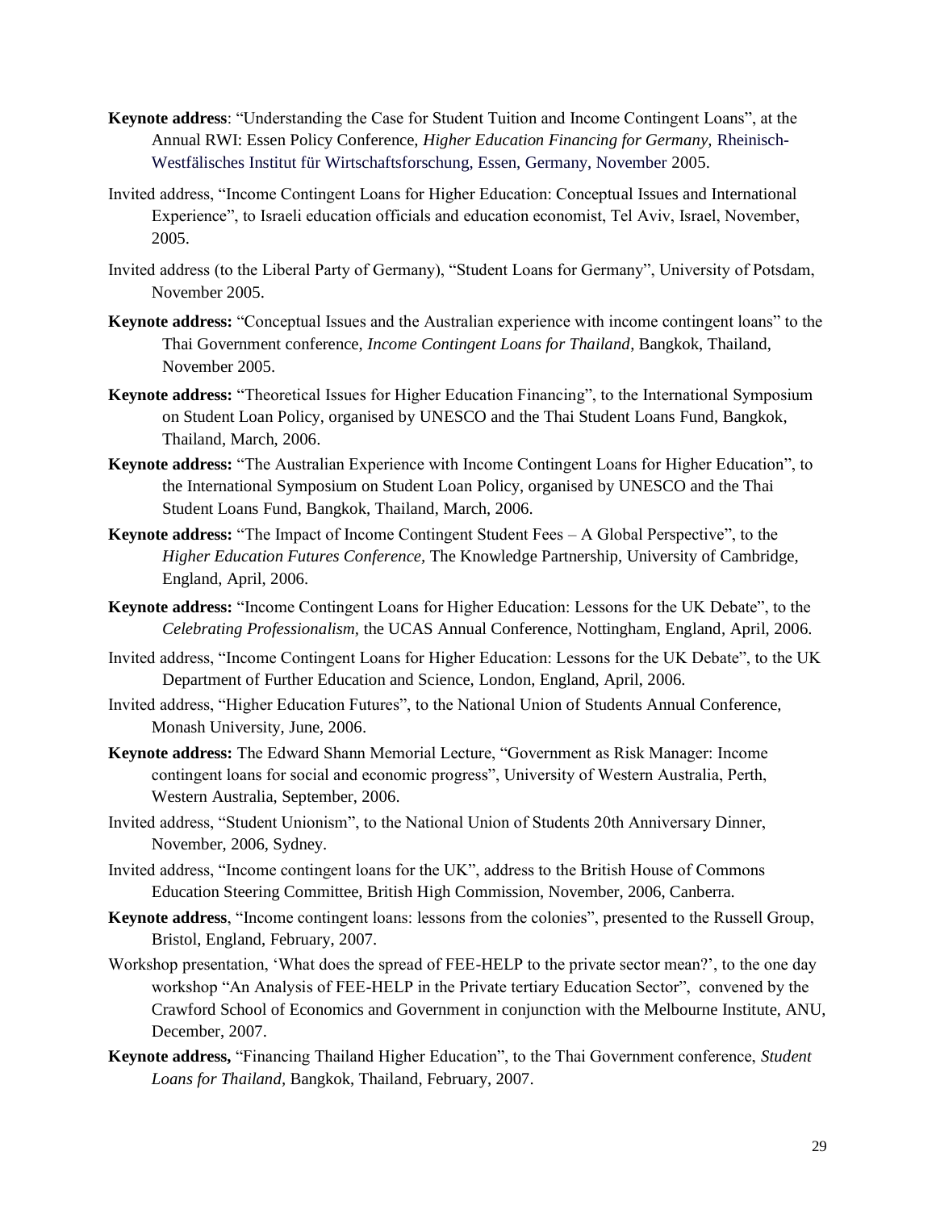**Keynote address**: "Understanding the Case for Student Tuition and Income Contingent Loans", at the Annual RWI: Essen Policy Conference, *Higher Education Financing for Germany,* Rheinisch-Westfälisches Institut für Wirtschaftsforschung, Essen, Germany, November 2005.

Invited address, "Income Contingent Loans for Higher Education: Conceptual Issues and International Experience", to Israeli education officials and education economist, Tel Aviv, Israel, November, 2005.

Invited address (to the Liberal Party of Germany), "Student Loans for Germany", University of Potsdam, November 2005.

**Keynote address:** "Conceptual Issues and the Australian experience with income contingent loans" to the Thai Government conference, *Income Contingent Loans for Thailand*, Bangkok, Thailand, November 2005.

**Keynote address:** "Theoretical Issues for Higher Education Financing", to the International Symposium on Student Loan Policy, organised by UNESCO and the Thai Student Loans Fund, Bangkok, Thailand, March, 2006.

**Keynote address:** "The Australian Experience with Income Contingent Loans for Higher Education", to the International Symposium on Student Loan Policy, organised by UNESCO and the Thai Student Loans Fund, Bangkok, Thailand, March, 2006.

**Keynote address:** "The Impact of Income Contingent Student Fees – A Global Perspective", to the *Higher Education Futures Conference,* The Knowledge Partnership, University of Cambridge, England, April, 2006.

**Keynote address:** "Income Contingent Loans for Higher Education: Lessons for the UK Debate", to the *Celebrating Professionalism,* the UCAS Annual Conference, Nottingham, England, April, 2006.

Invited address, "Income Contingent Loans for Higher Education: Lessons for the UK Debate", to the UK Department of Further Education and Science, London, England, April, 2006.

Invited address, "Higher Education Futures", to the National Union of Students Annual Conference, Monash University, June, 2006.

**Keynote address:** The Edward Shann Memorial Lecture, "Government as Risk Manager: Income contingent loans for social and economic progress", University of Western Australia, Perth, Western Australia, September, 2006.

Invited address, "Student Unionism", to the National Union of Students 20th Anniversary Dinner, November, 2006, Sydney.

Invited address, "Income contingent loans for the UK", address to the British House of Commons Education Steering Committee, British High Commission, November, 2006, Canberra.

**Keynote address**, "Income contingent loans: lessons from the colonies", presented to the Russell Group, Bristol, England, February, 2007.

Workshop presentation, 'What does the spread of FEE-HELP to the private sector mean?', to the one day workshop "An Analysis of FEE-HELP in the Private tertiary Education Sector", convened by the Crawford School of Economics and Government in conjunction with the Melbourne Institute, ANU, December, 2007.

**Keynote address,** "Financing Thailand Higher Education", to the Thai Government conference, *Student Loans for Thailand,* Bangkok, Thailand, February, 2007.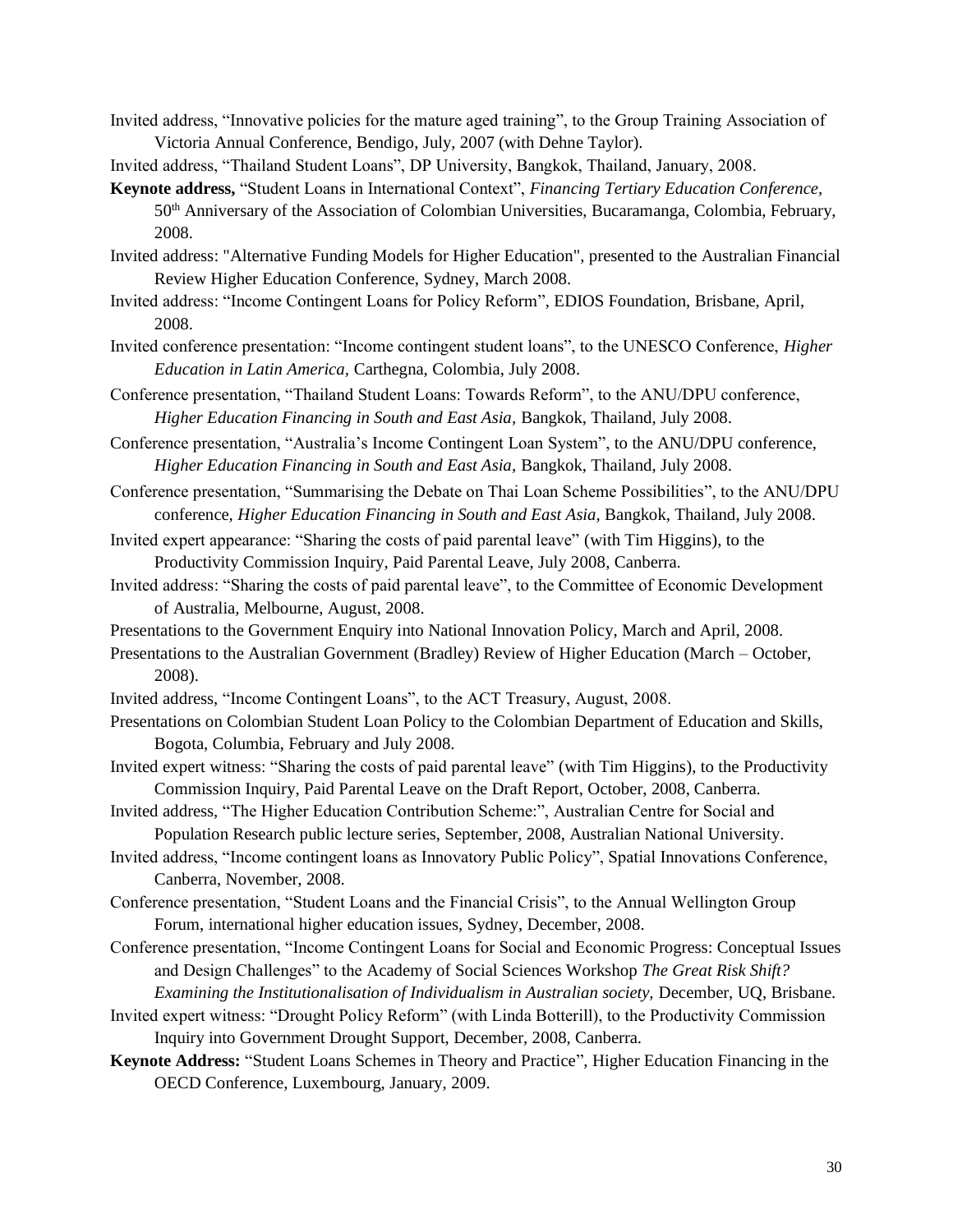Invited address, "Innovative policies for the mature aged training", to the Group Training Association of Victoria Annual Conference, Bendigo, July, 2007 (with Dehne Taylor).

Invited address, "Thailand Student Loans", DP University, Bangkok, Thailand, January, 2008.

**Keynote address,** "Student Loans in International Context", *Financing Tertiary Education Conference,* 50th Anniversary of the Association of Colombian Universities, Bucaramanga, Colombia, February, 2008.

Invited address: "Alternative Funding Models for Higher Education", presented to the Australian Financial Review Higher Education Conference, Sydney, March 2008.

Invited address: "Income Contingent Loans for Policy Reform", EDIOS Foundation, Brisbane, April, 2008.

Invited conference presentation: "Income contingent student loans", to the UNESCO Conference, *Higher Education in Latin America,* Carthegna, Colombia, July 2008.

Conference presentation, "Thailand Student Loans: Towards Reform", to the ANU/DPU conference, *Higher Education Financing in South and East Asia,* Bangkok, Thailand, July 2008.

Conference presentation, "Australia's Income Contingent Loan System", to the ANU/DPU conference, *Higher Education Financing in South and East Asia,* Bangkok, Thailand, July 2008.

Conference presentation, "Summarising the Debate on Thai Loan Scheme Possibilities", to the ANU/DPU conference, *Higher Education Financing in South and East Asia,* Bangkok, Thailand, July 2008.

Invited expert appearance: "Sharing the costs of paid parental leave" (with Tim Higgins), to the Productivity Commission Inquiry, Paid Parental Leave, July 2008, Canberra.

Invited address: "Sharing the costs of paid parental leave", to the Committee of Economic Development of Australia, Melbourne, August, 2008.

Presentations to the Government Enquiry into National Innovation Policy, March and April, 2008.

Presentations to the Australian Government (Bradley) Review of Higher Education (March – October, 2008).

Invited address, "Income Contingent Loans", to the ACT Treasury, August, 2008.

Presentations on Colombian Student Loan Policy to the Colombian Department of Education and Skills, Bogota, Columbia, February and July 2008.

Invited expert witness: "Sharing the costs of paid parental leave" (with Tim Higgins), to the Productivity Commission Inquiry, Paid Parental Leave on the Draft Report, October, 2008, Canberra.

Invited address, "The Higher Education Contribution Scheme:", Australian Centre for Social and Population Research public lecture series, September, 2008, Australian National University.

Invited address, "Income contingent loans as Innovatory Public Policy", Spatial Innovations Conference, Canberra, November, 2008.

Conference presentation, "Student Loans and the Financial Crisis", to the Annual Wellington Group Forum, international higher education issues, Sydney, December, 2008.

Conference presentation, "Income Contingent Loans for Social and Economic Progress: Conceptual Issues and Design Challenges" to the Academy of Social Sciences Workshop *The Great Risk Shift? Examining the Institutionalisation of Individualism in Australian society,* December, UQ, Brisbane.

Invited expert witness: "Drought Policy Reform" (with Linda Botterill), to the Productivity Commission Inquiry into Government Drought Support, December, 2008, Canberra.

**Keynote Address:** "Student Loans Schemes in Theory and Practice", Higher Education Financing in the OECD Conference, Luxembourg, January, 2009.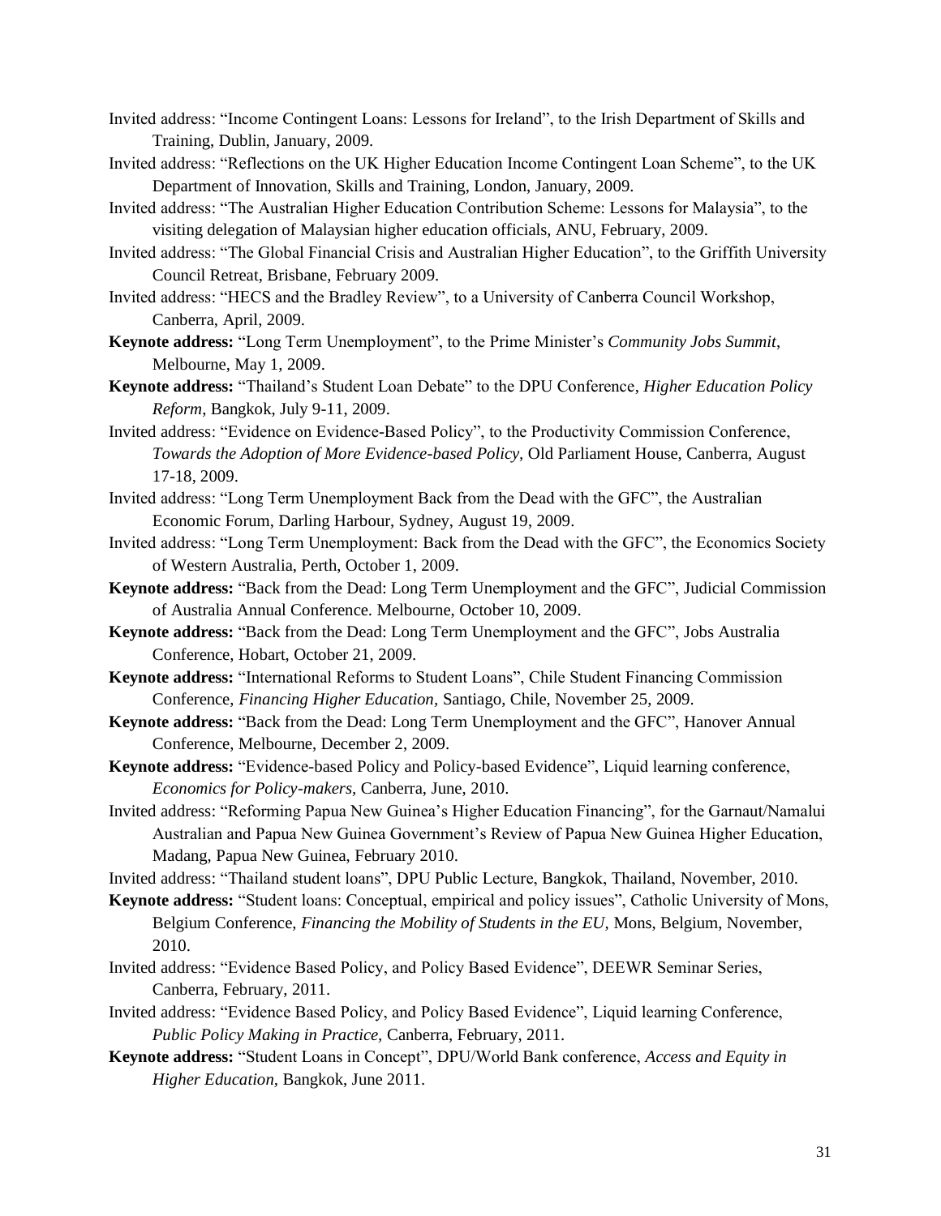Invited address: "Income Contingent Loans: Lessons for Ireland", to the Irish Department of Skills and Training, Dublin, January, 2009.

Invited address: "Reflections on the UK Higher Education Income Contingent Loan Scheme", to the UK Department of Innovation, Skills and Training, London, January, 2009.

Invited address: "The Australian Higher Education Contribution Scheme: Lessons for Malaysia", to the visiting delegation of Malaysian higher education officials, ANU, February, 2009.

Invited address: "The Global Financial Crisis and Australian Higher Education", to the Griffith University Council Retreat, Brisbane, February 2009.

Invited address: "HECS and the Bradley Review", to a University of Canberra Council Workshop, Canberra, April, 2009.

**Keynote address:** "Long Term Unemployment", to the Prime Minister's *Community Jobs Summit*, Melbourne, May 1, 2009.

**Keynote address:** "Thailand's Student Loan Debate" to the DPU Conference, *Higher Education Policy Reform*, Bangkok, July 9-11, 2009.

Invited address: "Evidence on Evidence-Based Policy", to the Productivity Commission Conference, *Towards the Adoption of More Evidence-based Policy*, Old Parliament House, Canberra, August 17-18, 2009.

Invited address: "Long Term Unemployment Back from the Dead with the GFC", the Australian Economic Forum, Darling Harbour, Sydney, August 19, 2009.

Invited address: "Long Term Unemployment: Back from the Dead with the GFC", the Economics Society of Western Australia, Perth, October 1, 2009.

**Keynote address:** "Back from the Dead: Long Term Unemployment and the GFC", Judicial Commission of Australia Annual Conference. Melbourne, October 10, 2009.

**Keynote address:** "Back from the Dead: Long Term Unemployment and the GFC", Jobs Australia Conference, Hobart, October 21, 2009.

**Keynote address:** "International Reforms to Student Loans", Chile Student Financing Commission Conference, *Financing Higher Education*, Santiago, Chile, November 25, 2009.

**Keynote address:** "Back from the Dead: Long Term Unemployment and the GFC", Hanover Annual Conference, Melbourne, December 2, 2009.

**Keynote address:** "Evidence-based Policy and Policy-based Evidence", Liquid learning conference, *Economics for Policy-makers,* Canberra, June, 2010.

Invited address: "Reforming Papua New Guinea's Higher Education Financing", for the Garnaut/Namalui Australian and Papua New Guinea Government's Review of Papua New Guinea Higher Education, Madang, Papua New Guinea, February 2010.

Invited address: "Thailand student loans", DPU Public Lecture, Bangkok, Thailand, November, 2010.

**Keynote address:** "Student loans: Conceptual, empirical and policy issues", Catholic University of Mons, Belgium Conference, *Financing the Mobility of Students in the EU,* Mons, Belgium, November, 2010.

Invited address: "Evidence Based Policy, and Policy Based Evidence", DEEWR Seminar Series, Canberra, February, 2011.

Invited address: "Evidence Based Policy, and Policy Based Evidence", Liquid learning Conference, *Public Policy Making in Practice,* Canberra, February, 2011.

**Keynote address:** "Student Loans in Concept", DPU/World Bank conference, *Access and Equity in Higher Education,* Bangkok, June 2011.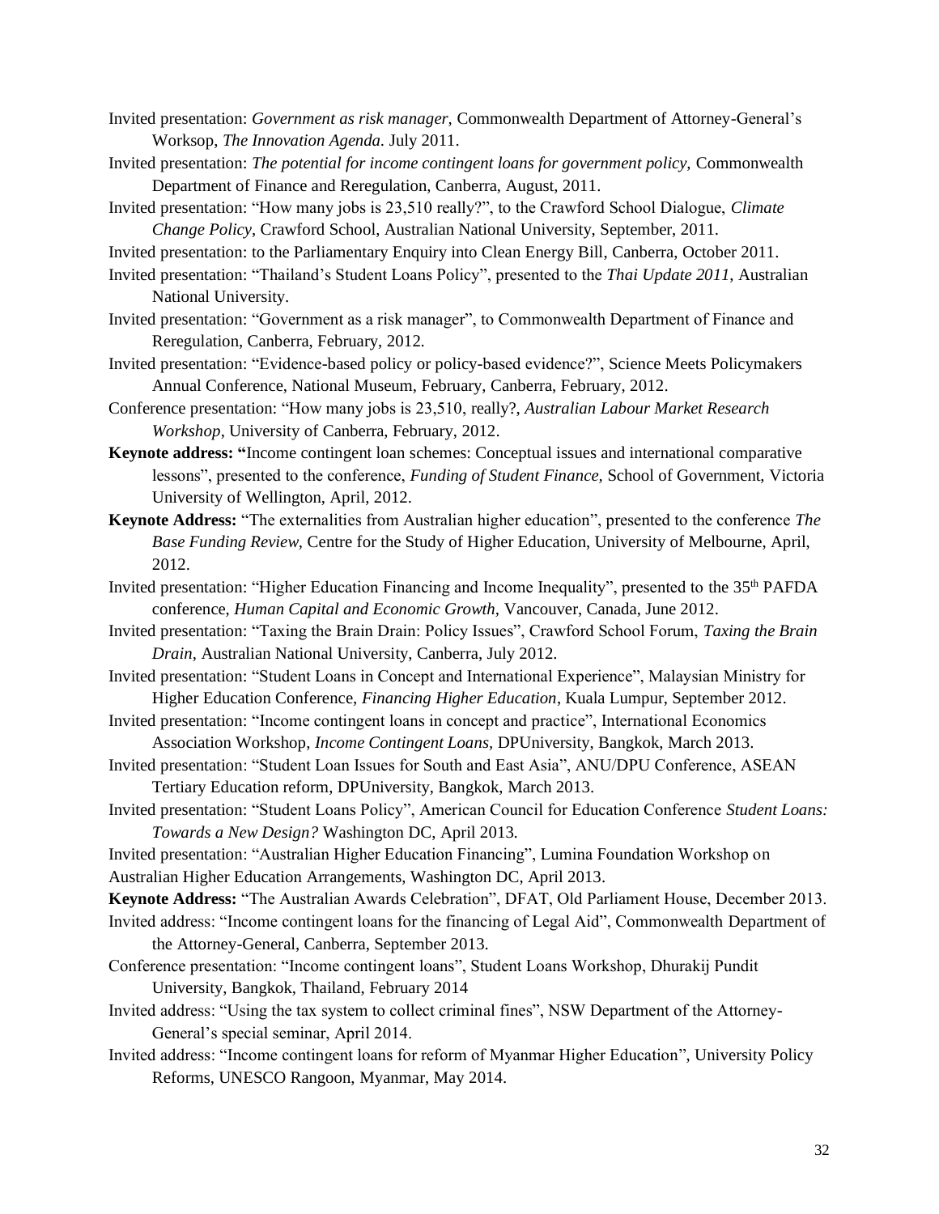Invited presentation: *Government as risk manager,* Commonwealth Department of Attorney-General's Worksop, *The Innovation Agenda.* July 2011.

Invited presentation: *The potential for income contingent loans for government policy,* Commonwealth Department of Finance and Reregulation, Canberra, August, 2011.

Invited presentation: "How many jobs is 23,510 really?", to the Crawford School Dialogue, *Climate Change Policy*, Crawford School, Australian National University, September, 2011.

Invited presentation: to the Parliamentary Enquiry into Clean Energy Bill, Canberra, October 2011.

Invited presentation: "Thailand's Student Loans Policy", presented to the *Thai Update 2011,* Australian National University.

Invited presentation: "Government as a risk manager", to Commonwealth Department of Finance and Reregulation, Canberra, February, 2012.

Invited presentation: "Evidence-based policy or policy-based evidence?", Science Meets Policymakers Annual Conference, National Museum, February, Canberra, February, 2012.

Conference presentation: "How many jobs is 23,510, really?, *Australian Labour Market Research Workshop*, University of Canberra, February, 2012.

**Keynote address: "**Income contingent loan schemes: Conceptual issues and international comparative lessons", presented to the conference, *Funding of Student Finance,* School of Government, Victoria University of Wellington, April, 2012.

**Keynote Address:** "The externalities from Australian higher education", presented to the conference *The Base Funding Review,* Centre for the Study of Higher Education, University of Melbourne, April, 2012.

Invited presentation: "Higher Education Financing and Income Inequality", presented to the 35th PAFDA conference, *Human Capital and Economic Growth,* Vancouver, Canada, June 2012.

Invited presentation: "Taxing the Brain Drain: Policy Issues", Crawford School Forum, *Taxing the Brain Drain,* Australian National University, Canberra, July 2012.

Invited presentation: "Student Loans in Concept and International Experience", Malaysian Ministry for Higher Education Conference, *Financing Higher Education*, Kuala Lumpur, September 2012.

Invited presentation: "Income contingent loans in concept and practice", International Economics Association Workshop, *Income Contingent Loans,* DPUniversity, Bangkok, March 2013.

Invited presentation: "Student Loan Issues for South and East Asia", ANU/DPU Conference, ASEAN Tertiary Education reform, DPUniversity, Bangkok, March 2013.

Invited presentation: "Student Loans Policy", American Council for Education Conference *Student Loans: Towards a New Design?* Washington DC, April 2013.

Invited presentation: "Australian Higher Education Financing", Lumina Foundation Workshop on Australian Higher Education Arrangements, Washington DC, April 2013.

**Keynote Address:** "The Australian Awards Celebration", DFAT, Old Parliament House, December 2013.

Invited address: "Income contingent loans for the financing of Legal Aid", Commonwealth Department of the Attorney-General, Canberra, September 2013.

Conference presentation: "Income contingent loans", Student Loans Workshop, Dhurakij Pundit University, Bangkok, Thailand, February 2014

Invited address: "Using the tax system to collect criminal fines", NSW Department of the Attorney-General's special seminar, April 2014.

Invited address: "Income contingent loans for reform of Myanmar Higher Education", University Policy Reforms, UNESCO Rangoon, Myanmar, May 2014.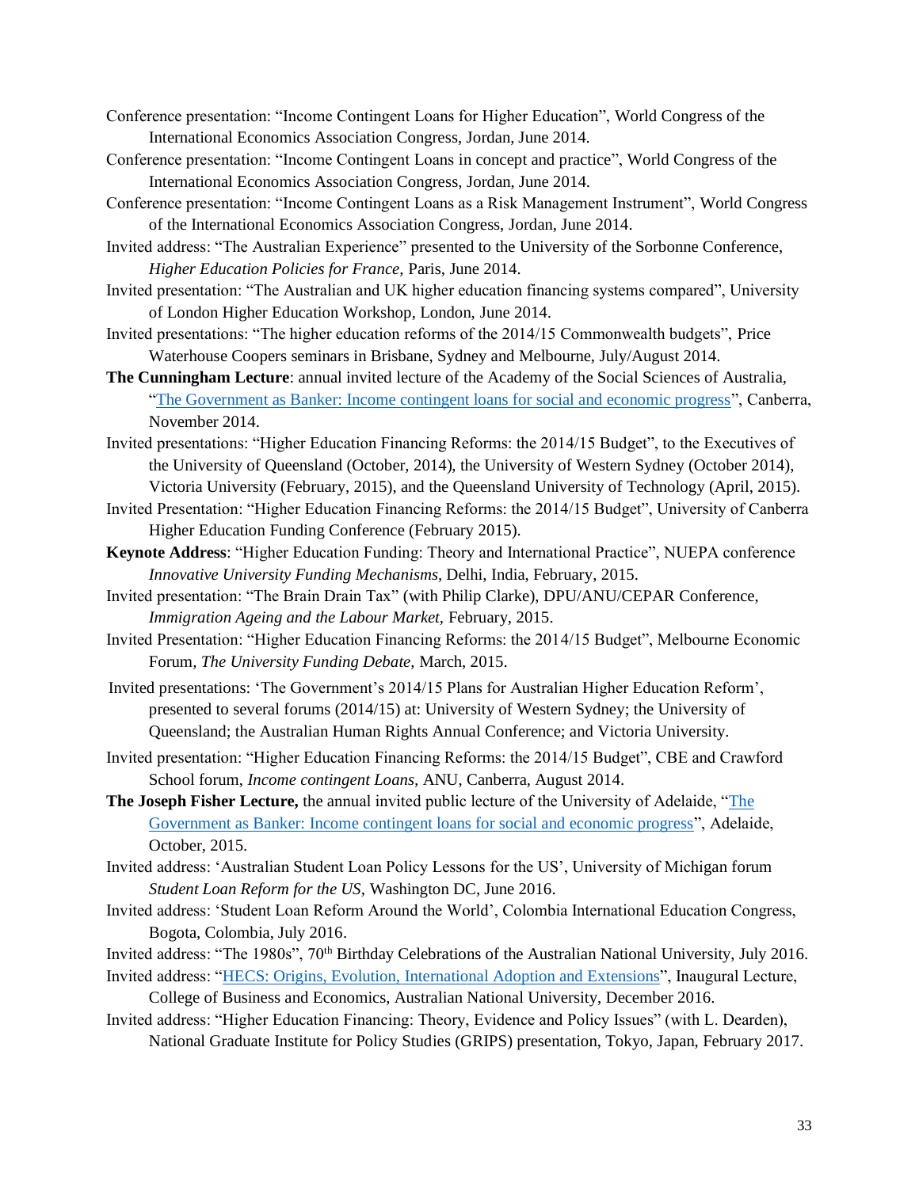Conference presentation: "Income Contingent Loans for Higher Education", World Congress of the International Economics Association Congress, Jordan, June 2014.

Conference presentation: "Income Contingent Loans in concept and practice", World Congress of the International Economics Association Congress, Jordan, June 2014.

Conference presentation: "Income Contingent Loans as a Risk Management Instrument", World Congress of the International Economics Association Congress, Jordan, June 2014.

Invited address: "The Australian Experience" presented to the University of the Sorbonne Conference, *Higher Education Policies for France,* Paris, June 2014.

Invited presentation: "The Australian and UK higher education financing systems compared", University of London Higher Education Workshop, London, June 2014.

Invited presentations: "The higher education reforms of the 2014/15 Commonwealth budgets", Price Waterhouse Coopers seminars in Brisbane, Sydney and Melbourne, July/August 2014.

**The Cunningham Lecture**: annual invited lecture of the Academy of the Social Sciences of Australia, "The Government as Banker: Income contingent loans for social and economic progress", Canberra, November 2014.

Invited presentations: "Higher Education Financing Reforms: the 2014/15 Budget", to the Executives of the University of Queensland (October, 2014), the University of Western Sydney (October 2014), Victoria University (February, 2015), and the Queensland University of Technology (April, 2015).

Invited Presentation: "Higher Education Financing Reforms: the 2014/15 Budget", University of Canberra Higher Education Funding Conference (February 2015).

**Keynote Address**: "Higher Education Funding: Theory and International Practice", NUEPA conference *Innovative University Funding Mechanisms,* Delhi, India, February, 2015.

Invited presentation: "The Brain Drain Tax" (with Philip Clarke), DPU/ANU/CEPAR Conference, *Immigration Ageing and the Labour Market,* February, 2015.

Invited Presentation: "Higher Education Financing Reforms: the 2014/15 Budget", Melbourne Economic Forum, *The University Funding Debate,* March, 2015.

Invited presentations: 'The Government's 2014/15 Plans for Australian Higher Education Reform', presented to several forums (2014/15) at: University of Western Sydney; the University of Queensland; the Australian Human Rights Annual Conference; and Victoria University.

Invited presentation: "Higher Education Financing Reforms: the 2014/15 Budget", CBE and Crawford School forum, *Income contingent Loans,* ANU, Canberra, August 2014.

**The Joseph Fisher Lecture,** the annual invited public lecture of the University of Adelaide, "The Government as Banker: Income contingent loans for social and economic progress", Adelaide, October, 2015.

Invited address: 'Australian Student Loan Policy Lessons for the US', University of Michigan forum *Student Loan Reform for the US,* Washington DC, June 2016.

Invited address: 'Student Loan Reform Around the World', Colombia International Education Congress, Bogota, Colombia, July 2016.

Invited address: "The 1980s", 70th Birthday Celebrations of the Australian National University, July 2016.

Invited address: "HECS: Origins, Evolution, International Adoption and Extensions", Inaugural Lecture, College of Business and Economics, Australian National University, December 2016.

Invited address: "Higher Education Financing: Theory, Evidence and Policy Issues" (with L. Dearden), National Graduate Institute for Policy Studies (GRIPS) presentation, Tokyo, Japan, February 2017.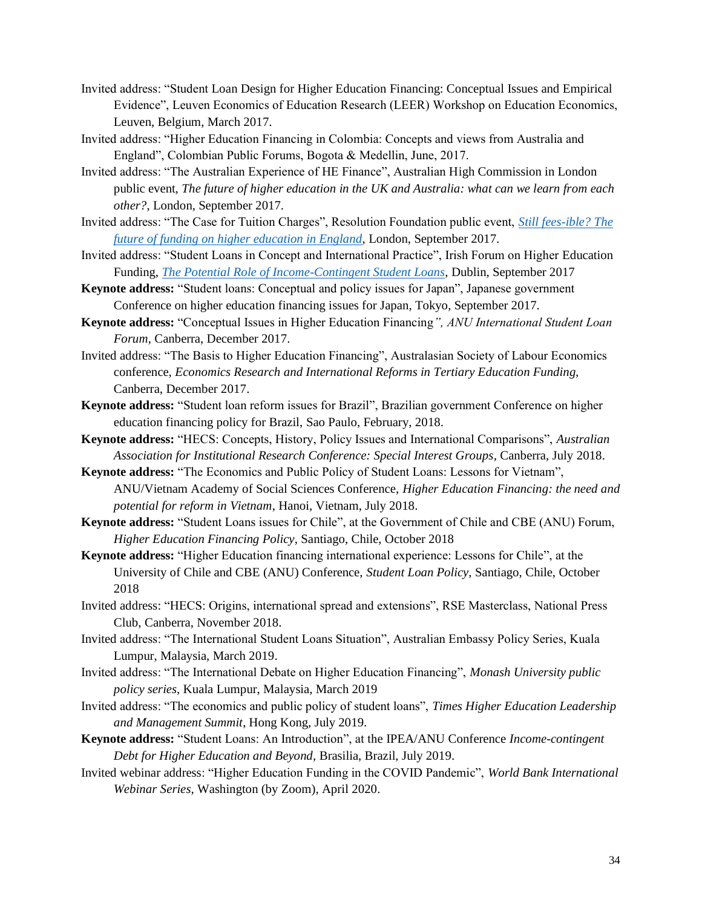Invited address: "Student Loan Design for Higher Education Financing: Conceptual Issues and Empirical Evidence", Leuven Economics of Education Research (LEER) Workshop on Education Economics, Leuven, Belgium, March 2017.

Invited address: "Higher Education Financing in Colombia: Concepts and views from Australia and England", Colombian Public Forums, Bogota & Medellin, June, 2017.

Invited address: "The Australian Experience of HE Finance", Australian High Commission in London public event, *The future of higher education in the UK and Australia: what can we learn from each other?*, London, September 2017.

Invited address: "The Case for Tuition Charges", Resolution Foundation public event, *Still fees-ible? The future of funding on higher education in England*, London, September 2017.

Invited address: "Student Loans in Concept and International Practice", Irish Forum on Higher Education Funding, *The Potential Role of Income-Contingent Student Loans*, Dublin, September 2017

**Keynote address:** "Student loans: Conceptual and policy issues for Japan", Japanese government Conference on higher education financing issues for Japan, Tokyo, September 2017.

**Keynote address:** "Conceptual Issues in Higher Education Financing*", ANU International Student Loan Forum*, Canberra, December 2017.

Invited address: "The Basis to Higher Education Financing", Australasian Society of Labour Economics conference, *Economics Research and International Reforms in Tertiary Education Funding,* Canberra, December 2017.

**Keynote address:** "Student loan reform issues for Brazil", Brazilian government Conference on higher education financing policy for Brazil, Sao Paulo, February, 2018.

**Keynote address:** "HECS: Concepts, History, Policy Issues and International Comparisons", *Australian Association for Institutional Research Conference: Special Interest Groups*, Canberra, July 2018.

**Keynote address:** "The Economics and Public Policy of Student Loans: Lessons for Vietnam", ANU/Vietnam Academy of Social Sciences Conference, *Higher Education Financing: the need and potential for reform in Vietnam*, Hanoi, Vietnam, July 2018.

**Keynote address:** "Student Loans issues for Chile", at the Government of Chile and CBE (ANU) Forum, *Higher Education Financing Policy*, Santiago, Chile, October 2018

**Keynote address:** "Higher Education financing international experience: Lessons for Chile", at the University of Chile and CBE (ANU) Conference, *Student Loan Policy*, Santiago, Chile, October 2018

Invited address: "HECS: Origins, international spread and extensions", RSE Masterclass, National Press Club, Canberra, November 2018.

Invited address: "The International Student Loans Situation", Australian Embassy Policy Series, Kuala Lumpur, Malaysia, March 2019.

Invited address: "The International Debate on Higher Education Financing", *Monash University public policy series,* Kuala Lumpur, Malaysia, March 2019

Invited address: "The economics and public policy of student loans", *Times Higher Education Leadership and Management Summit*, Hong Kong, July 2019.

**Keynote address:** "Student Loans: An Introduction", at the IPEA/ANU Conference *Income-contingent Debt for Higher Education and Beyond*, Brasilia, Brazil, July 2019.

Invited webinar address: "Higher Education Funding in the COVID Pandemic", *World Bank International Webinar Series*, Washington (by Zoom), April 2020.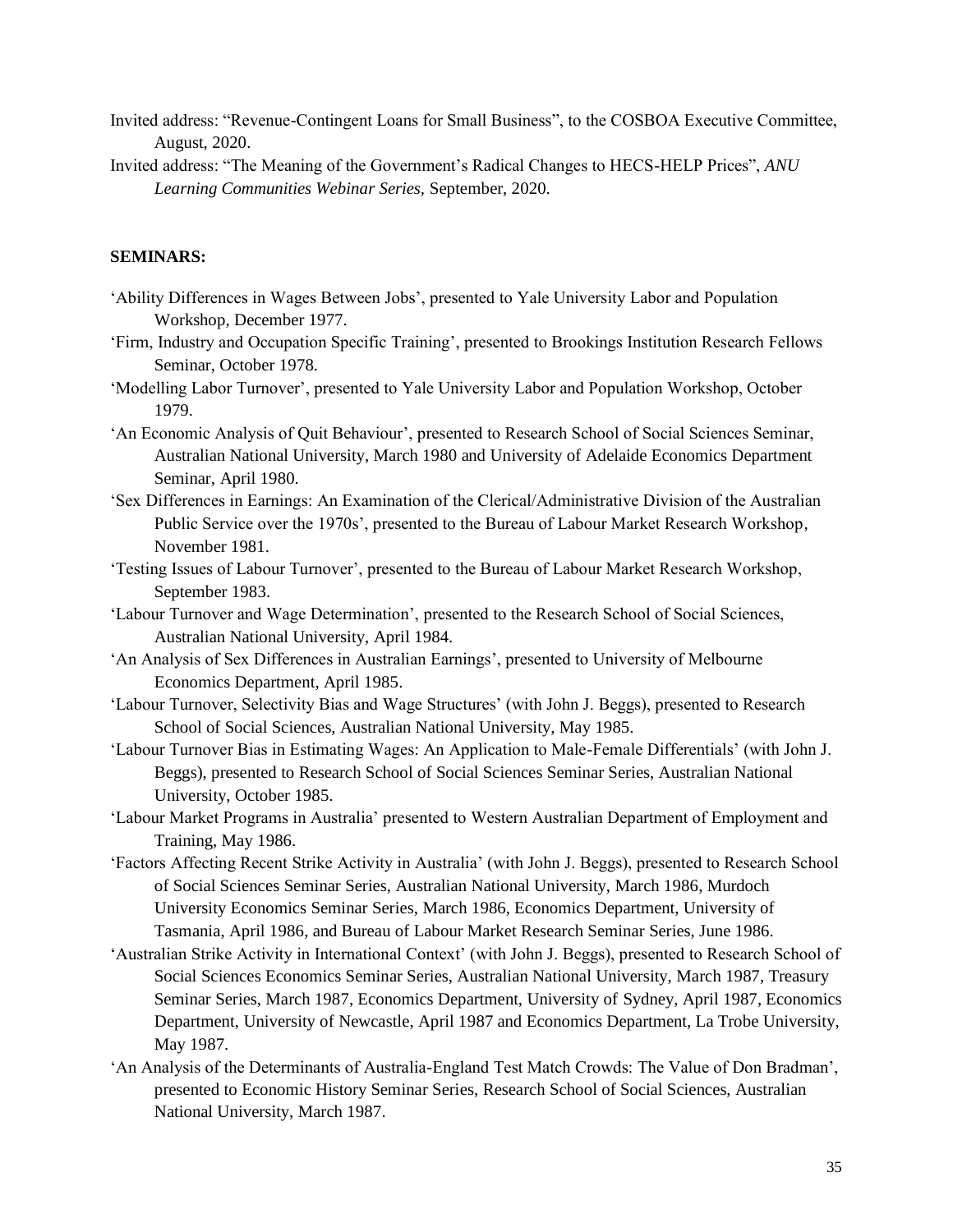Invited address: "Revenue-Contingent Loans for Small Business", to the COSBOA Executive Committee, August, 2020.

Invited address: "The Meaning of the Government's Radical Changes to HECS-HELP Prices", *ANU Learning Communities Webinar Series,* September, 2020.

**SEMINARS:**

'Ability Differences in Wages Between Jobs', presented to Yale University Labor and Population Workshop, December 1977.

'Firm, Industry and Occupation Specific Training', presented to Brookings Institution Research Fellows Seminar, October 1978.

'Modelling Labor Turnover', presented to Yale University Labor and Population Workshop, October 1979.

'An Economic Analysis of Quit Behaviour', presented to Research School of Social Sciences Seminar, Australian National University, March 1980 and University of Adelaide Economics Department Seminar, April 1980.

'Sex Differences in Earnings: An Examination of the Clerical/Administrative Division of the Australian Public Service over the 1970s', presented to the Bureau of Labour Market Research Workshop, November 1981.

'Testing Issues of Labour Turnover', presented to the Bureau of Labour Market Research Workshop, September 1983.

'Labour Turnover and Wage Determination', presented to the Research School of Social Sciences, Australian National University, April 1984.

'An Analysis of Sex Differences in Australian Earnings', presented to University of Melbourne Economics Department, April 1985.

'Labour Turnover, Selectivity Bias and Wage Structures' (with John J. Beggs), presented to Research School of Social Sciences, Australian National University, May 1985.

'Labour Turnover Bias in Estimating Wages: An Application to Male-Female Differentials' (with John J. Beggs), presented to Research School of Social Sciences Seminar Series, Australian National University, October 1985.

'Labour Market Programs in Australia' presented to Western Australian Department of Employment and Training, May 1986.

'Factors Affecting Recent Strike Activity in Australia' (with John J. Beggs), presented to Research School of Social Sciences Seminar Series, Australian National University, March 1986, Murdoch University Economics Seminar Series, March 1986, Economics Department, University of Tasmania, April 1986, and Bureau of Labour Market Research Seminar Series, June 1986.

'Australian Strike Activity in International Context' (with John J. Beggs), presented to Research School of Social Sciences Economics Seminar Series, Australian National University, March 1987, Treasury Seminar Series, March 1987, Economics Department, University of Sydney, April 1987, Economics Department, University of Newcastle, April 1987 and Economics Department, La Trobe University, May 1987.

'An Analysis of the Determinants of Australia-England Test Match Crowds: The Value of Don Bradman', presented to Economic History Seminar Series, Research School of Social Sciences, Australian National University, March 1987.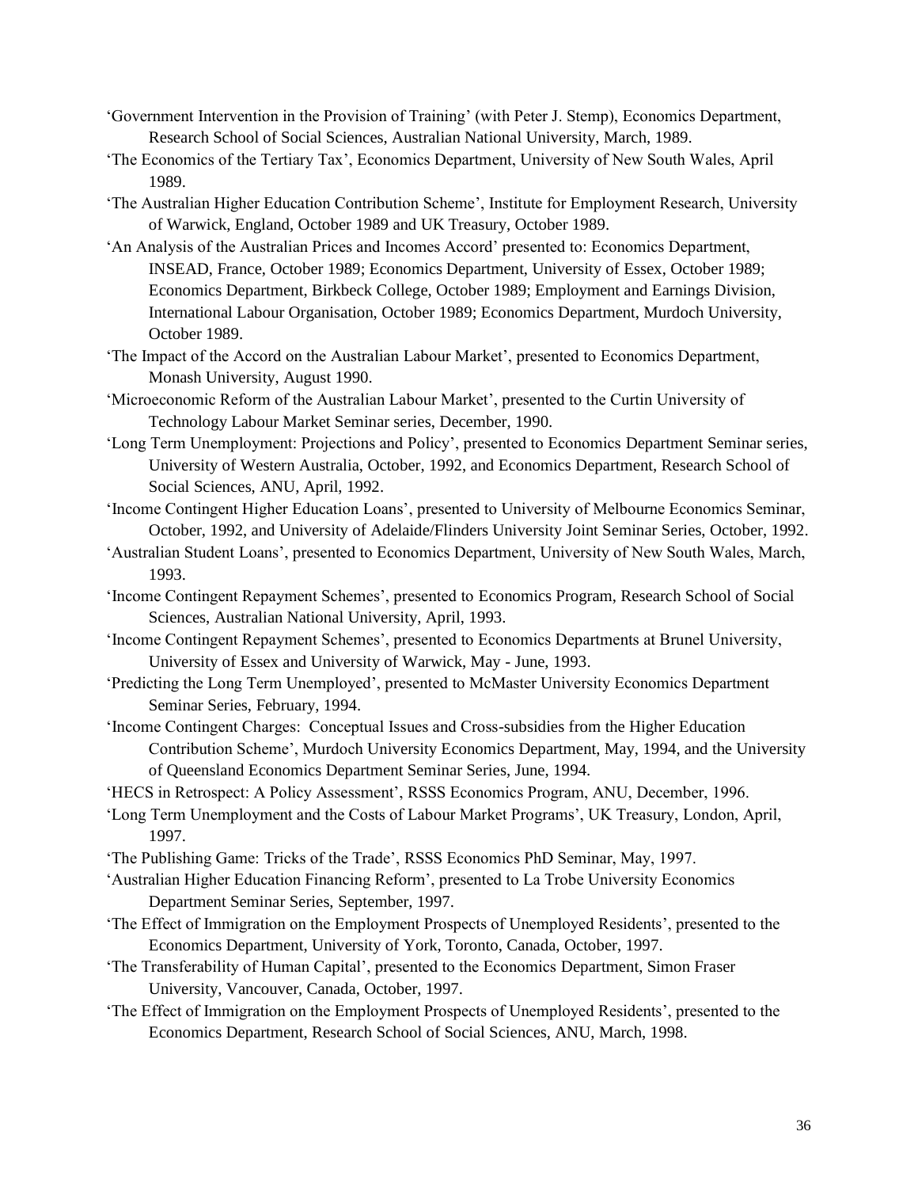‘Government Intervention in the Provision of Training’ (with Peter J. Stemp), Economics Department, Research School of Social Sciences, Australian National University, March, 1989.

‘The Economics of the Tertiary Tax’, Economics Department, University of New South Wales, April 1989.

‘The Australian Higher Education Contribution Scheme’, Institute for Employment Research, University of Warwick, England, October 1989 and UK Treasury, October 1989.

‘An Analysis of the Australian Prices and Incomes Accord’ presented to: Economics Department, INSEAD, France, October 1989; Economics Department, University of Essex, October 1989; Economics Department, Birkbeck College, October 1989; Employment and Earnings Division, International Labour Organisation, October 1989; Economics Department, Murdoch University, October 1989.

‘The Impact of the Accord on the Australian Labour Market’, presented to Economics Department, Monash University, August 1990.

‘Microeconomic Reform of the Australian Labour Market’, presented to the Curtin University of Technology Labour Market Seminar series, December, 1990.

‘Long Term Unemployment: Projections and Policy’, presented to Economics Department Seminar series, University of Western Australia, October, 1992, and Economics Department, Research School of Social Sciences, ANU, April, 1992.

‘Income Contingent Higher Education Loans’, presented to University of Melbourne Economics Seminar, October, 1992, and University of Adelaide/Flinders University Joint Seminar Series, October, 1992.

‘Australian Student Loans’, presented to Economics Department, University of New South Wales, March, 1993.

‘Income Contingent Repayment Schemes’, presented to Economics Program, Research School of Social Sciences, Australian National University, April, 1993.

‘Income Contingent Repayment Schemes’, presented to Economics Departments at Brunel University, University of Essex and University of Warwick, May - June, 1993.

‘Predicting the Long Term Unemployed’, presented to McMaster University Economics Department Seminar Series, February, 1994.

‘Income Contingent Charges: Conceptual Issues and Cross-subsidies from the Higher Education Contribution Scheme’, Murdoch University Economics Department, May, 1994, and the University of Queensland Economics Department Seminar Series, June, 1994.

‘HECS in Retrospect: A Policy Assessment’, RSSS Economics Program, ANU, December, 1996.

‘Long Term Unemployment and the Costs of Labour Market Programs’, UK Treasury, London, April, 1997.

‘The Publishing Game: Tricks of the Trade’, RSSS Economics PhD Seminar, May, 1997.

‘Australian Higher Education Financing Reform’, presented to La Trobe University Economics Department Seminar Series, September, 1997.

‘The Effect of Immigration on the Employment Prospects of Unemployed Residents’, presented to the Economics Department, University of York, Toronto, Canada, October, 1997.

‘The Transferability of Human Capital’, presented to the Economics Department, Simon Fraser University, Vancouver, Canada, October, 1997.

‘The Effect of Immigration on the Employment Prospects of Unemployed Residents’, presented to the Economics Department, Research School of Social Sciences, ANU, March, 1998.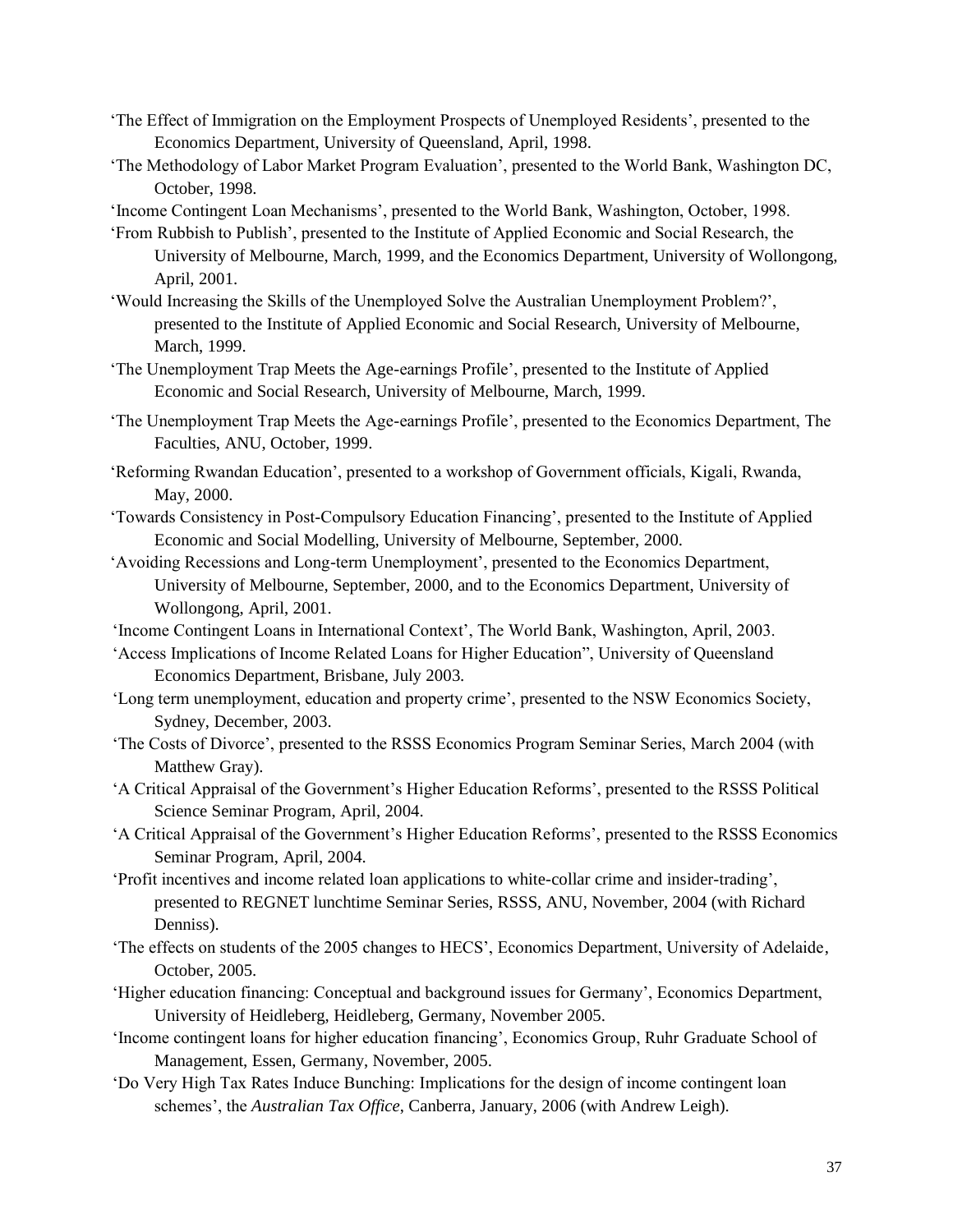‘The Effect of Immigration on the Employment Prospects of Unemployed Residents’, presented to the Economics Department, University of Queensland, April, 1998.

‘The Methodology of Labor Market Program Evaluation’, presented to the World Bank, Washington DC, October, 1998.

‘Income Contingent Loan Mechanisms’, presented to the World Bank, Washington, October, 1998.

‘From Rubbish to Publish’, presented to the Institute of Applied Economic and Social Research, the University of Melbourne, March, 1999, and the Economics Department, University of Wollongong, April, 2001.

‘Would Increasing the Skills of the Unemployed Solve the Australian Unemployment Problem?’, presented to the Institute of Applied Economic and Social Research, University of Melbourne, March, 1999.

‘The Unemployment Trap Meets the Age-earnings Profile’, presented to the Institute of Applied Economic and Social Research, University of Melbourne, March, 1999.

‘The Unemployment Trap Meets the Age-earnings Profile’, presented to the Economics Department, The Faculties, ANU, October, 1999.

‘Reforming Rwandan Education’, presented to a workshop of Government officials, Kigali, Rwanda, May, 2000.

‘Towards Consistency in Post-Compulsory Education Financing’, presented to the Institute of Applied Economic and Social Modelling, University of Melbourne, September, 2000.

‘Avoiding Recessions and Long-term Unemployment’, presented to the Economics Department, University of Melbourne, September, 2000, and to the Economics Department, University of Wollongong, April, 2001.

‘Income Contingent Loans in International Context’, The World Bank, Washington, April, 2003.

‘Access Implications of Income Related Loans for Higher Education”, University of Queensland Economics Department, Brisbane, July 2003.

‘Long term unemployment, education and property crime’, presented to the NSW Economics Society, Sydney, December, 2003.

‘The Costs of Divorce’, presented to the RSSS Economics Program Seminar Series, March 2004 (with Matthew Gray).

‘A Critical Appraisal of the Government’s Higher Education Reforms’, presented to the RSSS Political Science Seminar Program, April, 2004.

‘A Critical Appraisal of the Government’s Higher Education Reforms’, presented to the RSSS Economics Seminar Program, April, 2004.

‘Profit incentives and income related loan applications to white-collar crime and insider-trading’, presented to REGNET lunchtime Seminar Series, RSSS, ANU, November, 2004 (with Richard Denniss).

‘The effects on students of the 2005 changes to HECS’, Economics Department, University of Adelaide, October, 2005.

‘Higher education financing: Conceptual and background issues for Germany’, Economics Department, University of Heidleberg, Heidleberg, Germany, November 2005.

‘Income contingent loans for higher education financing’, Economics Group, Ruhr Graduate School of Management, Essen, Germany, November, 2005.

‘Do Very High Tax Rates Induce Bunching: Implications for the design of income contingent loan schemes’, the *Australian Tax Office*, Canberra, January, 2006 (with Andrew Leigh).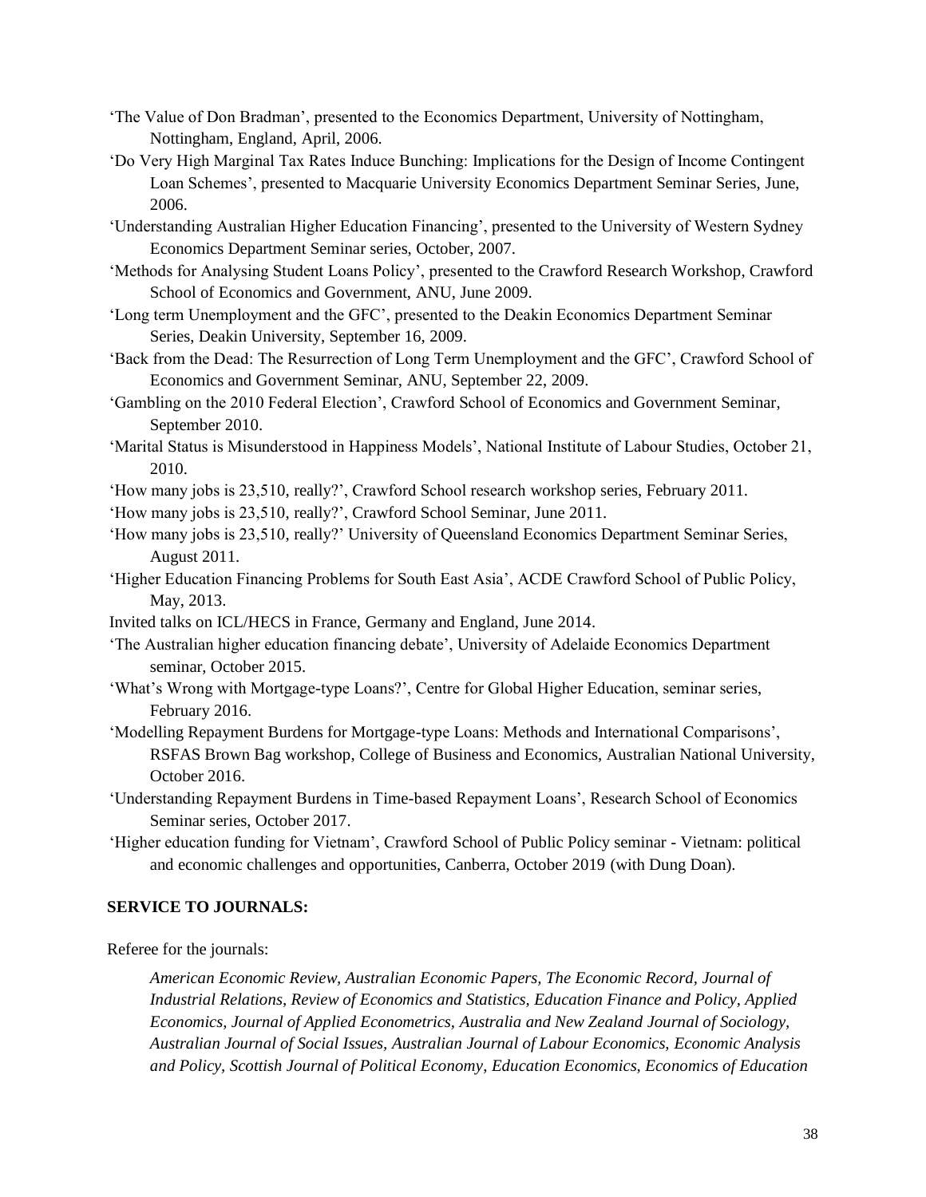‘The Value of Don Bradman’, presented to the Economics Department, University of Nottingham, Nottingham, England, April, 2006.

‘Do Very High Marginal Tax Rates Induce Bunching: Implications for the Design of Income Contingent Loan Schemes’, presented to Macquarie University Economics Department Seminar Series, June, 2006.

‘Understanding Australian Higher Education Financing’, presented to the University of Western Sydney Economics Department Seminar series, October, 2007.

‘Methods for Analysing Student Loans Policy’, presented to the Crawford Research Workshop, Crawford School of Economics and Government, ANU, June 2009.

‘Long term Unemployment and the GFC’, presented to the Deakin Economics Department Seminar Series, Deakin University, September 16, 2009.

‘Back from the Dead: The Resurrection of Long Term Unemployment and the GFC’, Crawford School of Economics and Government Seminar, ANU, September 22, 2009.

‘Gambling on the 2010 Federal Election’, Crawford School of Economics and Government Seminar, September 2010.

‘Marital Status is Misunderstood in Happiness Models’, National Institute of Labour Studies, October 21, 2010.

‘How many jobs is 23,510, really?’, Crawford School research workshop series, February 2011.

‘How many jobs is 23,510, really?’, Crawford School Seminar, June 2011.

‘How many jobs is 23,510, really?’ University of Queensland Economics Department Seminar Series, August 2011.

‘Higher Education Financing Problems for South East Asia’, ACDE Crawford School of Public Policy, May, 2013.

Invited talks on ICL/HECS in France, Germany and England, June 2014.

‘The Australian higher education financing debate’, University of Adelaide Economics Department seminar, October 2015.

‘What’s Wrong with Mortgage-type Loans?’, Centre for Global Higher Education, seminar series, February 2016.

‘Modelling Repayment Burdens for Mortgage-type Loans: Methods and International Comparisons’, RSFAS Brown Bag workshop, College of Business and Economics, Australian National University, October 2016.

‘Understanding Repayment Burdens in Time-based Repayment Loans’, Research School of Economics Seminar series, October 2017.

‘Higher education funding for Vietnam’, Crawford School of Public Policy seminar - Vietnam: political and economic challenges and opportunities, Canberra, October 2019 (with Dung Doan).

**SERVICE TO JOURNALS:**

Referee for the journals:

*American Economic Review, Australian Economic Papers, The Economic Record, Journal of Industrial Relations, Review of Economics and Statistics, Education Finance and Policy, Applied Economics, Journal of Applied Econometrics, Australia and New Zealand Journal of Sociology, Australian Journal of Social Issues, Australian Journal of Labour Economics, Economic Analysis and Policy, Scottish Journal of Political Economy, Education Economics, Economics of Education*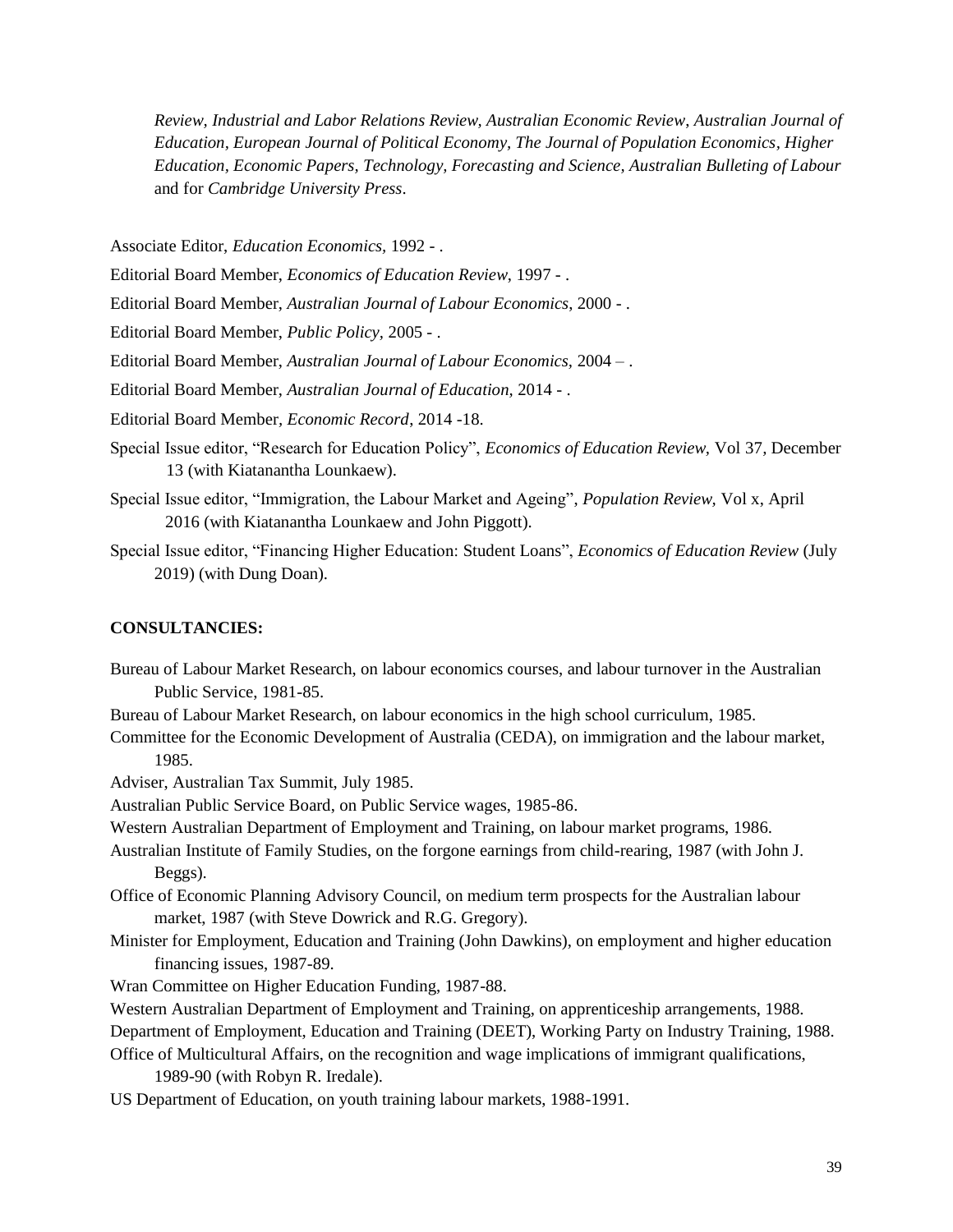*Review, Industrial and Labor Relations Review, Australian Economic Review, Australian Journal of Education, European Journal of Political Economy, The Journal of Population Economics, Higher Education, Economic Papers, Technology, Forecasting and Science, Australian Bulleting of Labour* and for *Cambridge University Press*.

Associate Editor, *Education Economics,* 1992 - .

Editorial Board Member, *Economics of Education Review*, 1997 - .

Editorial Board Member, *Australian Journal of Labour Economics*, 2000 - .

Editorial Board Member, *Public Policy*, 2005 - .

Editorial Board Member, *Australian Journal of Labour Economics*, 2004 – .

Editorial Board Member, *Australian Journal of Education,* 2014 - .

Editorial Board Member, *Economic Record*, 2014 -18.

Special Issue editor, "Research for Education Policy", *Economics of Education Review,* Vol 37, December 13 (with Kiatanantha Lounkaew).

Special Issue editor, "Immigration, the Labour Market and Ageing", *Population Review,* Vol x, April 2016 (with Kiatanantha Lounkaew and John Piggott).

Special Issue editor, "Financing Higher Education: Student Loans", *Economics of Education Review* (July 2019) (with Dung Doan).

**CONSULTANCIES:**

Bureau of Labour Market Research, on labour economics courses, and labour turnover in the Australian Public Service, 1981-85.

Bureau of Labour Market Research, on labour economics in the high school curriculum, 1985.

Committee for the Economic Development of Australia (CEDA), on immigration and the labour market, 1985.

Adviser, Australian Tax Summit, July 1985.

Australian Public Service Board, on Public Service wages, 1985-86.

Western Australian Department of Employment and Training, on labour market programs, 1986.

Australian Institute of Family Studies, on the forgone earnings from child-rearing, 1987 (with John J. Beggs).

Office of Economic Planning Advisory Council, on medium term prospects for the Australian labour market, 1987 (with Steve Dowrick and R.G. Gregory).

Minister for Employment, Education and Training (John Dawkins), on employment and higher education financing issues, 1987-89.

Wran Committee on Higher Education Funding, 1987-88.

Western Australian Department of Employment and Training, on apprenticeship arrangements, 1988.

Department of Employment, Education and Training (DEET), Working Party on Industry Training, 1988.

Office of Multicultural Affairs, on the recognition and wage implications of immigrant qualifications, 1989-90 (with Robyn R. Iredale).

US Department of Education, on youth training labour markets, 1988-1991.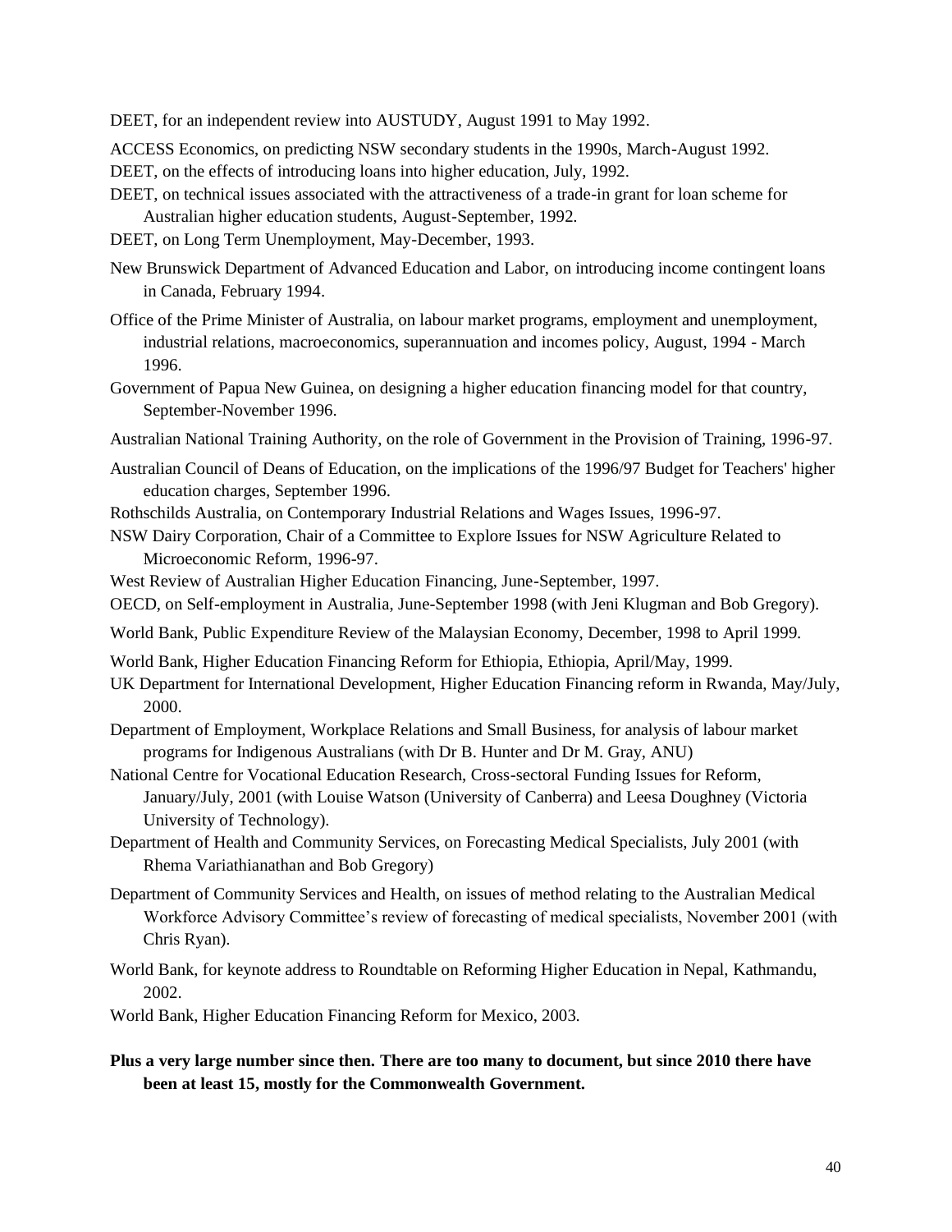DEET, for an independent review into AUSTUDY, August 1991 to May 1992.

ACCESS Economics, on predicting NSW secondary students in the 1990s, March-August 1992.

DEET, on the effects of introducing loans into higher education, July, 1992.

DEET, on technical issues associated with the attractiveness of a trade-in grant for loan scheme for Australian higher education students, August-September, 1992.

DEET, on Long Term Unemployment, May-December, 1993.

New Brunswick Department of Advanced Education and Labor, on introducing income contingent loans in Canada, February 1994.

Office of the Prime Minister of Australia, on labour market programs, employment and unemployment, industrial relations, macroeconomics, superannuation and incomes policy, August, 1994 - March 1996.

Government of Papua New Guinea, on designing a higher education financing model for that country, September-November 1996.

Australian National Training Authority, on the role of Government in the Provision of Training, 1996-97.

Australian Council of Deans of Education, on the implications of the 1996/97 Budget for Teachers' higher education charges, September 1996.

Rothschilds Australia, on Contemporary Industrial Relations and Wages Issues, 1996-97.

NSW Dairy Corporation, Chair of a Committee to Explore Issues for NSW Agriculture Related to Microeconomic Reform, 1996-97.

West Review of Australian Higher Education Financing, June-September, 1997.

OECD, on Self-employment in Australia, June-September 1998 (with Jeni Klugman and Bob Gregory).

World Bank, Public Expenditure Review of the Malaysian Economy, December, 1998 to April 1999.

World Bank, Higher Education Financing Reform for Ethiopia, Ethiopia, April/May, 1999.

UK Department for International Development, Higher Education Financing reform in Rwanda, May/July, 2000.

Department of Employment, Workplace Relations and Small Business, for analysis of labour market programs for Indigenous Australians (with Dr B. Hunter and Dr M. Gray, ANU)

National Centre for Vocational Education Research, Cross-sectoral Funding Issues for Reform, January/July, 2001 (with Louise Watson (University of Canberra) and Leesa Doughney (Victoria University of Technology).

Department of Health and Community Services, on Forecasting Medical Specialists, July 2001 (with Rhema Variathianathan and Bob Gregory)

Department of Community Services and Health, on issues of method relating to the Australian Medical Workforce Advisory Committee's review of forecasting of medical specialists, November 2001 (with Chris Ryan).

World Bank, for keynote address to Roundtable on Reforming Higher Education in Nepal, Kathmandu, 2002.

World Bank, Higher Education Financing Reform for Mexico, 2003.

**Plus a very large number since then. There are too many to document, but since 2010 there have been at least 15, mostly for the Commonwealth Government.**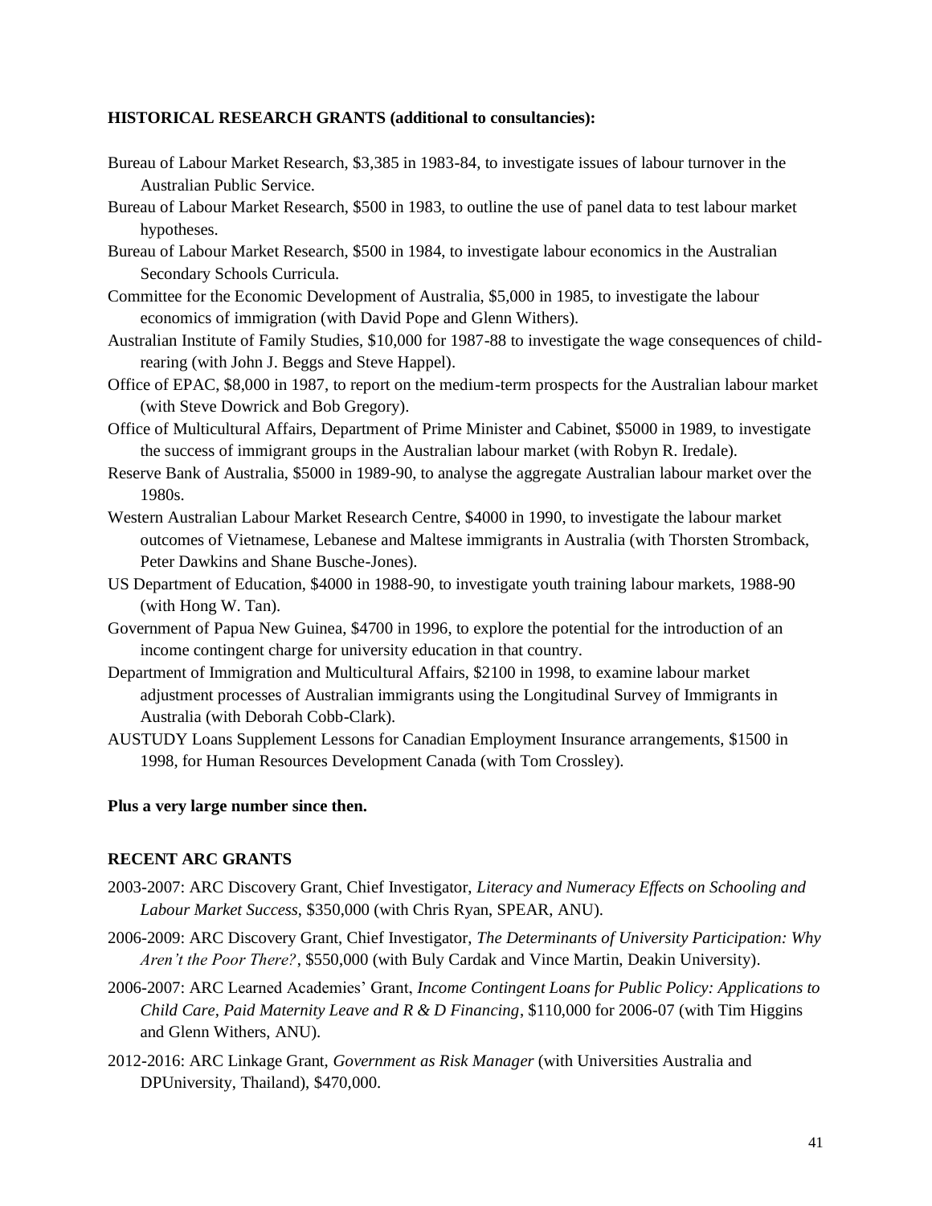**HISTORICAL RESEARCH GRANTS (additional to consultancies):**

Bureau of Labour Market Research, $3,385 in 1983-84, to investigate issues of labour turnover in the Australian Public Service.

Bureau of Labour Market Research, $500 in 1983, to outline the use of panel data to test labour market hypotheses.

Bureau of Labour Market Research, $500 in 1984, to investigate labour economics in the Australian Secondary Schools Curricula.

Committee for the Economic Development of Australia, $5,000 in 1985, to investigate the labour economics of immigration (with David Pope and Glenn Withers).

Australian Institute of Family Studies, $10,000 for 1987-88 to investigate the wage consequences of child-rearing (with John J. Beggs and Steve Happel).

Office of EPAC, $8,000 in 1987, to report on the medium-term prospects for the Australian labour market (with Steve Dowrick and Bob Gregory).

Office of Multicultural Affairs, Department of Prime Minister and Cabinet, $5000 in 1989, to investigate the success of immigrant groups in the Australian labour market (with Robyn R. Iredale).

Reserve Bank of Australia, $5000 in 1989-90, to analyse the aggregate Australian labour market over the 1980s.

Western Australian Labour Market Research Centre, $4000 in 1990, to investigate the labour market outcomes of Vietnamese, Lebanese and Maltese immigrants in Australia (with Thorsten Stromback, Peter Dawkins and Shane Busche-Jones).

US Department of Education, $4000 in 1988-90, to investigate youth training labour markets, 1988-90 (with Hong W. Tan).

Government of Papua New Guinea, $4700 in 1996, to explore the potential for the introduction of an income contingent charge for university education in that country.

Department of Immigration and Multicultural Affairs, $2100 in 1998, to examine labour market adjustment processes of Australian immigrants using the Longitudinal Survey of Immigrants in Australia (with Deborah Cobb-Clark).

AUSTUDY Loans Supplement Lessons for Canadian Employment Insurance arrangements, $1500 in 1998, for Human Resources Development Canada (with Tom Crossley).

**Plus a very large number since then.**

**RECENT ARC GRANTS**

2003-2007: ARC Discovery Grant, Chief Investigator, *Literacy and Numeracy Effects on Schooling and Labour Market Success*, $350,000 (with Chris Ryan, SPEAR, ANU).

2006-2009: ARC Discovery Grant, Chief Investigator, *The Determinants of University Participation: Why Aren't the Poor There?*, $550,000 (with Buly Cardak and Vince Martin, Deakin University).

2006-2007: ARC Learned Academies' Grant, *Income Contingent Loans for Public Policy: Applications to Child Care, Paid Maternity Leave and R & D Financing*, $110,000 for 2006-07 (with Tim Higgins and Glenn Withers, ANU).

2012-2016: ARC Linkage Grant, *Government as Risk Manager* (with Universities Australia and DPUniversity, Thailand), $470,000.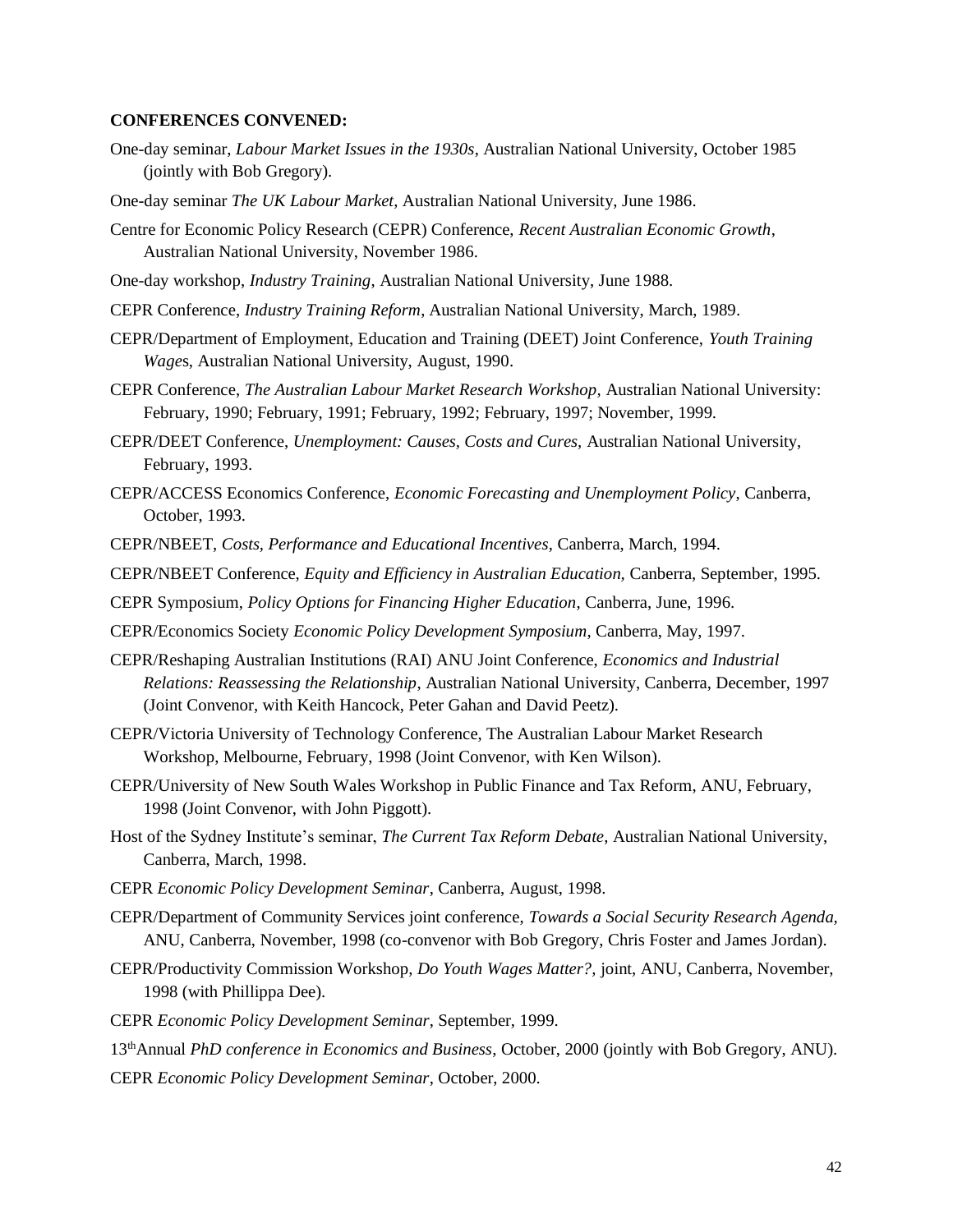**CONFERENCES CONVENED:**

One-day seminar, *Labour Market Issues in the 1930s*, Australian National University, October 1985 (jointly with Bob Gregory).

One-day seminar *The UK Labour Market*, Australian National University, June 1986.

Centre for Economic Policy Research (CEPR) Conference, *Recent Australian Economic Growth*, Australian National University, November 1986.

One-day workshop, *Industry Training*, Australian National University, June 1988.

CEPR Conference, *Industry Training Reform*, Australian National University, March, 1989.

CEPR/Department of Employment, Education and Training (DEET) Joint Conference, *Youth Training Wage*s, Australian National University, August, 1990.

CEPR Conference, *The Australian Labour Market Research Workshop,* Australian National University: February, 1990; February, 1991; February, 1992; February, 1997; November, 1999.

CEPR/DEET Conference, *Unemployment: Causes, Costs and Cures,* Australian National University, February, 1993.

CEPR/ACCESS Economics Conference, *Economic Forecasting and Unemployment Policy*, Canberra, October, 1993.

CEPR/NBEET, *Costs, Performance and Educational Incentives*, Canberra, March, 1994.

CEPR/NBEET Conference, *Equity and Efficiency in Australian Education,* Canberra, September, 1995.

CEPR Symposium, *Policy Options for Financing Higher Education*, Canberra, June, 1996.

CEPR/Economics Society *Economic Policy Development Symposium*, Canberra, May, 1997.

CEPR/Reshaping Australian Institutions (RAI) ANU Joint Conference, *Economics and Industrial Relations: Reassessing the Relationship*, Australian National University, Canberra, December, 1997 (Joint Convenor, with Keith Hancock, Peter Gahan and David Peetz).

CEPR/Victoria University of Technology Conference, The Australian Labour Market Research Workshop, Melbourne, February, 1998 (Joint Convenor, with Ken Wilson).

CEPR/University of New South Wales Workshop in Public Finance and Tax Reform, ANU, February, 1998 (Joint Convenor, with John Piggott).

Host of the Sydney Institute's seminar, *The Current Tax Reform Debate*, Australian National University, Canberra, March, 1998.

CEPR *Economic Policy Development Seminar*, Canberra, August, 1998.

CEPR/Department of Community Services joint conference, *Towards a Social Security Research Agenda,* ANU, Canberra, November, 1998 (co-convenor with Bob Gregory, Chris Foster and James Jordan).

CEPR/Productivity Commission Workshop, *Do Youth Wages Matter?,* joint, ANU, Canberra, November, 1998 (with Phillippa Dee).

CEPR *Economic Policy Development Seminar*, September, 1999.

13th Annual *PhD conference in Economics and Business*, October, 2000 (jointly with Bob Gregory, ANU).

CEPR *Economic Policy Development Seminar*, October, 2000.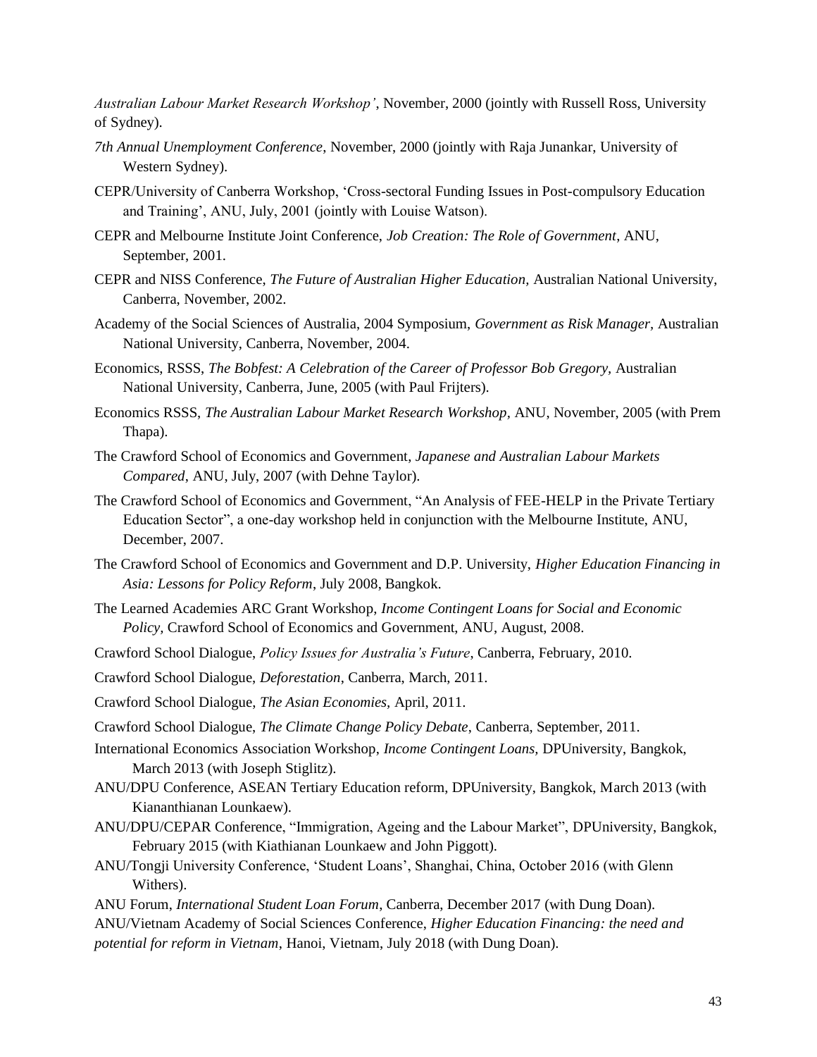*Australian Labour Market Research Workshop'*, November, 2000 (jointly with Russell Ross, University of Sydney).

*7th Annual Unemployment Conference*, November, 2000 (jointly with Raja Junankar, University of Western Sydney).

CEPR/University of Canberra Workshop, 'Cross-sectoral Funding Issues in Post-compulsory Education and Training', ANU, July, 2001 (jointly with Louise Watson).

CEPR and Melbourne Institute Joint Conference, *Job Creation: The Role of Government*, ANU, September, 2001.

CEPR and NISS Conference, *The Future of Australian Higher Education,* Australian National University, Canberra, November, 2002.

Academy of the Social Sciences of Australia, 2004 Symposium, *Government as Risk Manager*, Australian National University, Canberra, November, 2004.

Economics, RSSS, *The Bobfest: A Celebration of the Career of Professor Bob Gregory*, Australian National University, Canberra, June, 2005 (with Paul Frijters).

Economics RSSS, *The Australian Labour Market Research Workshop*, ANU, November, 2005 (with Prem Thapa).

The Crawford School of Economics and Government, *Japanese and Australian Labour Markets Compared*, ANU, July, 2007 (with Dehne Taylor).

The Crawford School of Economics and Government, "An Analysis of FEE-HELP in the Private Tertiary Education Sector", a one-day workshop held in conjunction with the Melbourne Institute, ANU, December, 2007.

The Crawford School of Economics and Government and D.P. University, *Higher Education Financing in Asia: Lessons for Policy Reform*, July 2008, Bangkok.

The Learned Academies ARC Grant Workshop, *Income Contingent Loans for Social and Economic Policy*, Crawford School of Economics and Government, ANU, August, 2008.

Crawford School Dialogue, *Policy Issues for Australia's Future*, Canberra, February, 2010.

Crawford School Dialogue, *Deforestation*, Canberra, March, 2011.

Crawford School Dialogue, *The Asian Economies*, April, 2011.

Crawford School Dialogue, *The Climate Change Policy Debate*, Canberra, September, 2011.

International Economics Association Workshop, *Income Contingent Loans*, DPUniversity, Bangkok, March 2013 (with Joseph Stiglitz).

ANU/DPU Conference, ASEAN Tertiary Education reform, DPUniversity, Bangkok, March 2013 (with Kiananthianan Lounkaew).

ANU/DPU/CEPAR Conference, "Immigration, Ageing and the Labour Market", DPUniversity, Bangkok, February 2015 (with Kiathianan Lounkaew and John Piggott).

ANU/Tongji University Conference, 'Student Loans', Shanghai, China, October 2016 (with Glenn Withers).

ANU Forum, *International Student Loan Forum*, Canberra, December 2017 (with Dung Doan).

ANU/Vietnam Academy of Social Sciences Conference, *Higher Education Financing: the need and potential for reform in Vietnam*, Hanoi, Vietnam, July 2018 (with Dung Doan).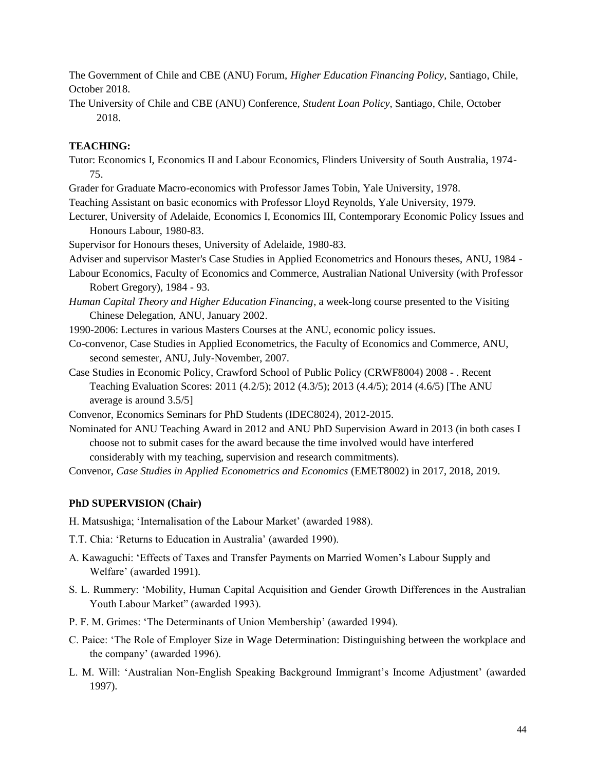The Government of Chile and CBE (ANU) Forum, *Higher Education Financing Policy*, Santiago, Chile, October 2018.

The University of Chile and CBE (ANU) Conference, *Student Loan Policy*, Santiago, Chile, October 2018.

**TEACHING:**

Tutor: Economics I, Economics II and Labour Economics, Flinders University of South Australia, 1974-75.

Grader for Graduate Macro-economics with Professor James Tobin, Yale University, 1978.

Teaching Assistant on basic economics with Professor Lloyd Reynolds, Yale University, 1979.

Lecturer, University of Adelaide, Economics I, Economics III, Contemporary Economic Policy Issues and Honours Labour, 1980-83.

Supervisor for Honours theses, University of Adelaide, 1980-83.

Adviser and supervisor Master's Case Studies in Applied Econometrics and Honours theses, ANU, 1984 -

Labour Economics, Faculty of Economics and Commerce, Australian National University (with Professor Robert Gregory), 1984 - 93.

*Human Capital Theory and Higher Education Financing*, a week-long course presented to the Visiting Chinese Delegation, ANU, January 2002.

1990-2006: Lectures in various Masters Courses at the ANU, economic policy issues.

Co-convenor, Case Studies in Applied Econometrics, the Faculty of Economics and Commerce, ANU, second semester, ANU, July-November, 2007.

Case Studies in Economic Policy, Crawford School of Public Policy (CRWF8004) 2008 - . Recent Teaching Evaluation Scores: 2011 (4.2/5); 2012 (4.3/5); 2013 (4.4/5); 2014 (4.6/5) [The ANU average is around 3.5/5]

Convenor, Economics Seminars for PhD Students (IDEC8024), 2012-2015.

Nominated for ANU Teaching Award in 2012 and ANU PhD Supervision Award in 2013 (in both cases I choose not to submit cases for the award because the time involved would have interfered considerably with my teaching, supervision and research commitments).

Convenor, *Case Studies in Applied Econometrics and Economics* (EMET8002) in 2017, 2018, 2019.

**PhD SUPERVISION (Chair)**

H. Matsushiga; 'Internalisation of the Labour Market' (awarded 1988).

T.T. Chia: 'Returns to Education in Australia' (awarded 1990).

A. Kawaguchi: 'Effects of Taxes and Transfer Payments on Married Women's Labour Supply and Welfare' (awarded 1991).

S. L. Rummery: 'Mobility, Human Capital Acquisition and Gender Growth Differences in the Australian Youth Labour Market" (awarded 1993).

P. F. M. Grimes: 'The Determinants of Union Membership' (awarded 1994).

C. Paice: 'The Role of Employer Size in Wage Determination: Distinguishing between the workplace and the company' (awarded 1996).

L. M. Will: 'Australian Non-English Speaking Background Immigrant's Income Adjustment' (awarded 1997).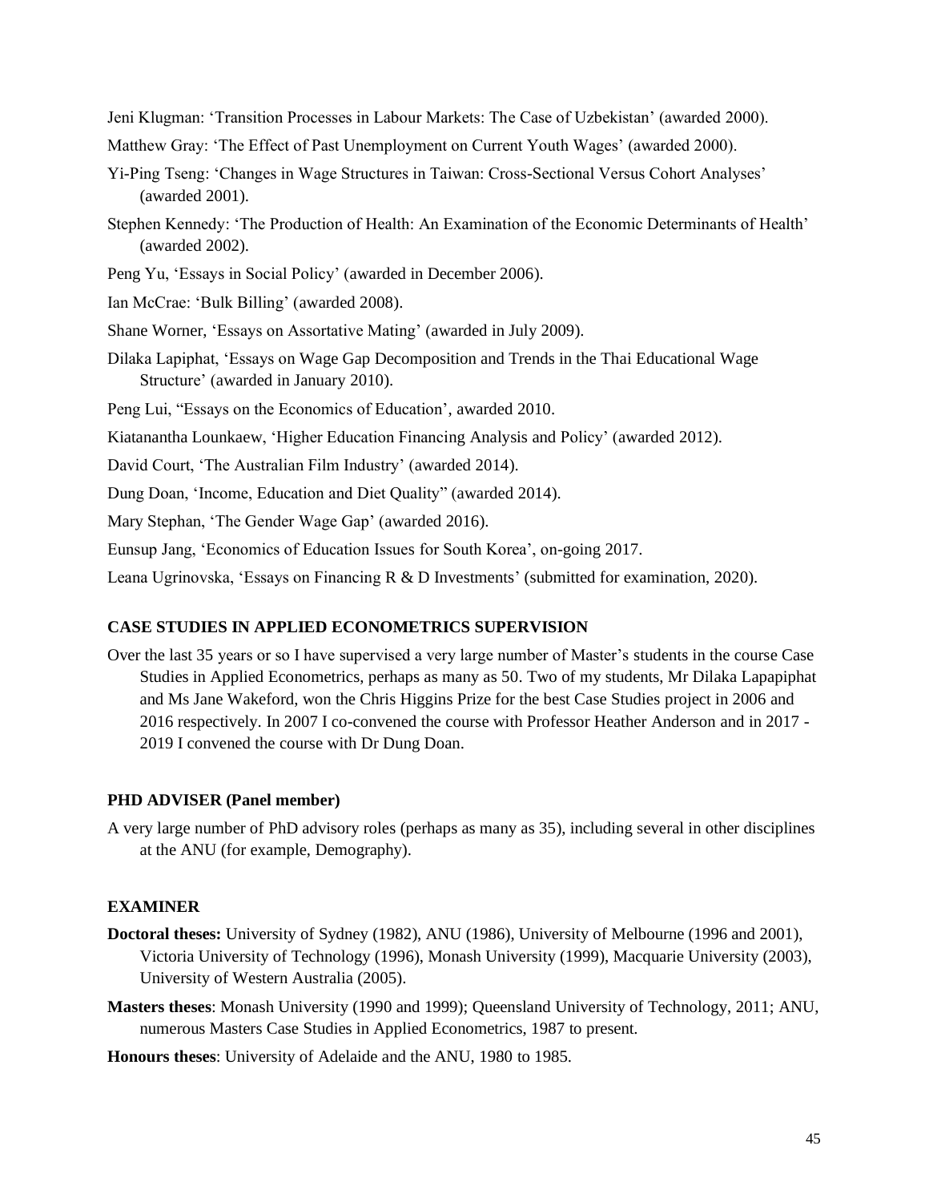Jeni Klugman: 'Transition Processes in Labour Markets: The Case of Uzbekistan' (awarded 2000).

Matthew Gray: 'The Effect of Past Unemployment on Current Youth Wages' (awarded 2000).

Yi-Ping Tseng: 'Changes in Wage Structures in Taiwan: Cross-Sectional Versus Cohort Analyses' (awarded 2001).

Stephen Kennedy: 'The Production of Health: An Examination of the Economic Determinants of Health' (awarded 2002).

Peng Yu, 'Essays in Social Policy' (awarded in December 2006).

Ian McCrae: 'Bulk Billing' (awarded 2008).

Shane Worner, 'Essays on Assortative Mating' (awarded in July 2009).

Dilaka Lapiphat, 'Essays on Wage Gap Decomposition and Trends in the Thai Educational Wage Structure' (awarded in January 2010).

Peng Lui, "Essays on the Economics of Education', awarded 2010.

Kiatanantha Lounkaew, 'Higher Education Financing Analysis and Policy' (awarded 2012).

David Court, 'The Australian Film Industry' (awarded 2014).

Dung Doan, 'Income, Education and Diet Quality" (awarded 2014).

Mary Stephan, 'The Gender Wage Gap' (awarded 2016).

Eunsup Jang, 'Economics of Education Issues for South Korea', on-going 2017.

Leana Ugrinovska, 'Essays on Financing R & D Investments' (submitted for examination, 2020).

**CASE STUDIES IN APPLIED ECONOMETRICS SUPERVISION**

Over the last 35 years or so I have supervised a very large number of Master's students in the course Case Studies in Applied Econometrics, perhaps as many as 50. Two of my students, Mr Dilaka Lapapiphat and Ms Jane Wakeford, won the Chris Higgins Prize for the best Case Studies project in 2006 and 2016 respectively. In 2007 I co-convened the course with Professor Heather Anderson and in 2017 - 2019 I convened the course with Dr Dung Doan.

**PHD ADVISER (Panel member)**

A very large number of PhD advisory roles (perhaps as many as 35), including several in other disciplines at the ANU (for example, Demography).

**EXAMINER**

**Doctoral theses:** University of Sydney (1982), ANU (1986), University of Melbourne (1996 and 2001), Victoria University of Technology (1996), Monash University (1999), Macquarie University (2003), University of Western Australia (2005).

**Masters theses**: Monash University (1990 and 1999); Queensland University of Technology, 2011; ANU, numerous Masters Case Studies in Applied Econometrics, 1987 to present.

**Honours theses**: University of Adelaide and the ANU, 1980 to 1985.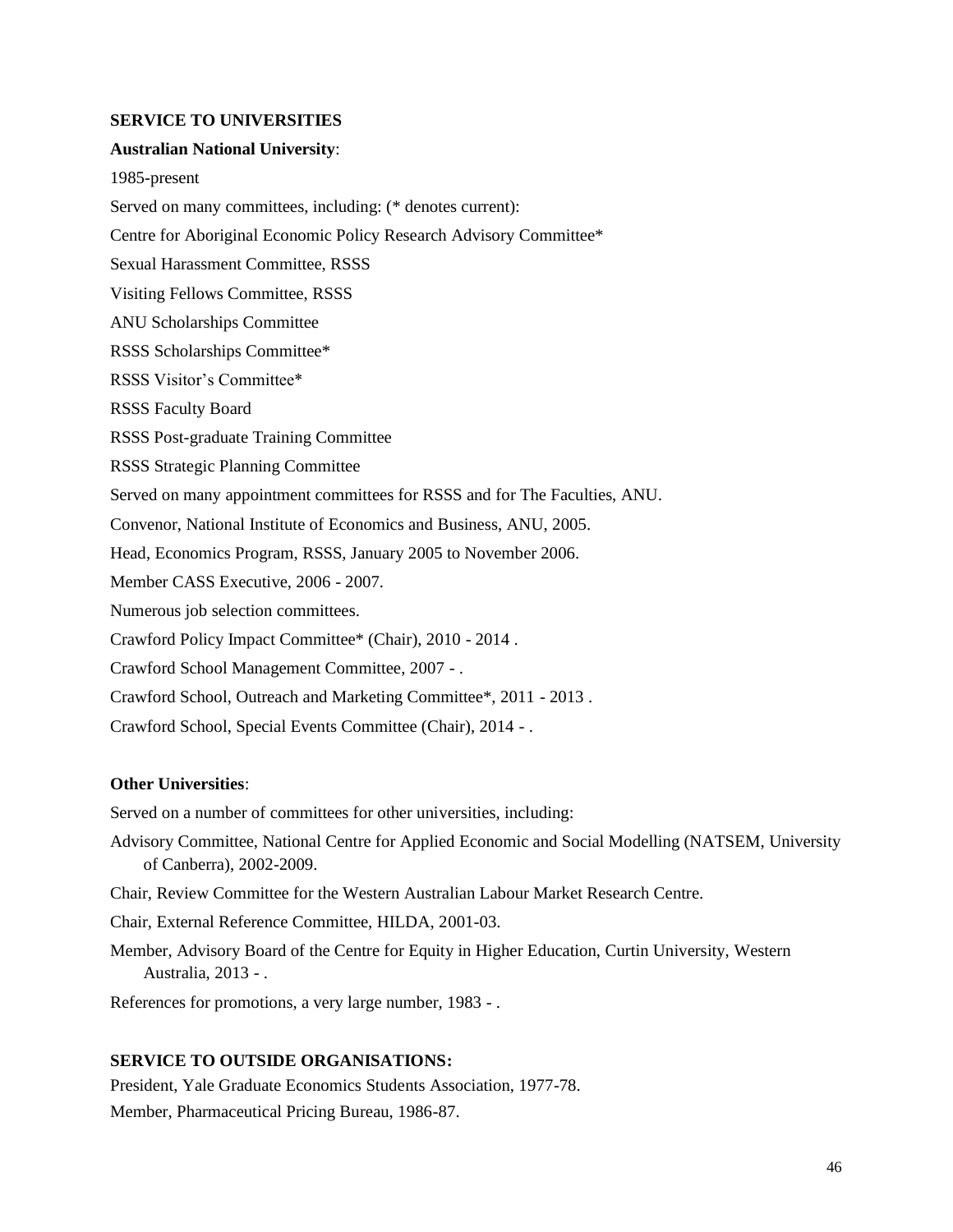## SERVICE TO UNIVERSITIES

**Australian National University**:

1985-present

Served on many committees, including: (* denotes current):

Centre for Aboriginal Economic Policy Research Advisory Committee*

Sexual Harassment Committee, RSSS

Visiting Fellows Committee, RSSS

ANU Scholarships Committee

RSSS Scholarships Committee*

RSSS Visitor's Committee*

RSSS Faculty Board

RSSS Post-graduate Training Committee

RSSS Strategic Planning Committee

Served on many appointment committees for RSSS and for The Faculties, ANU.

Convenor, National Institute of Economics and Business, ANU, 2005.

Head, Economics Program, RSSS, January 2005 to November 2006.

Member CASS Executive, 2006 - 2007.

Numerous job selection committees.

Crawford Policy Impact Committee* (Chair), 2010 - 2014 .

Crawford School Management Committee, 2007 - .

Crawford School, Outreach and Marketing Committee*, 2011 - 2013 .

Crawford School, Special Events Committee (Chair), 2014 - .

**Other Universities**:

Served on a number of committees for other universities, including:

Advisory Committee, National Centre for Applied Economic and Social Modelling (NATSEM, University of Canberra), 2002-2009.

Chair, Review Committee for the Western Australian Labour Market Research Centre.

Chair, External Reference Committee, HILDA, 2001-03.

Member, Advisory Board of the Centre for Equity in Higher Education, Curtin University, Western Australia, 2013 - .

References for promotions, a very large number, 1983 - .

## SERVICE TO OUTSIDE ORGANISATIONS:

President, Yale Graduate Economics Students Association, 1977-78.

Member, Pharmaceutical Pricing Bureau, 1986-87.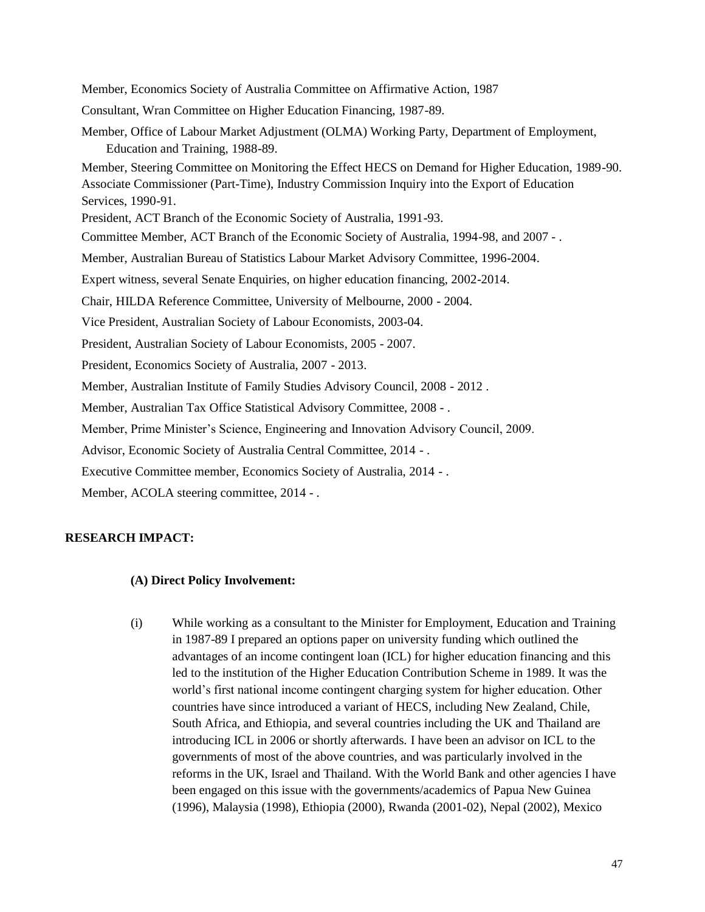Member, Economics Society of Australia Committee on Affirmative Action, 1987

Consultant, Wran Committee on Higher Education Financing, 1987-89.

Member, Office of Labour Market Adjustment (OLMA) Working Party, Department of Employment, Education and Training, 1988-89.

Member, Steering Committee on Monitoring the Effect HECS on Demand for Higher Education, 1989-90.

Associate Commissioner (Part-Time), Industry Commission Inquiry into the Export of Education Services, 1990-91.

President, ACT Branch of the Economic Society of Australia, 1991-93.

Committee Member, ACT Branch of the Economic Society of Australia, 1994-98, and 2007 - .

Member, Australian Bureau of Statistics Labour Market Advisory Committee, 1996-2004.

Expert witness, several Senate Enquiries, on higher education financing, 2002-2014.

Chair, HILDA Reference Committee, University of Melbourne, 2000 - 2004.

Vice President, Australian Society of Labour Economists, 2003-04.

President, Australian Society of Labour Economists, 2005 - 2007.

President, Economics Society of Australia, 2007 - 2013.

Member, Australian Institute of Family Studies Advisory Council, 2008 - 2012 .

Member, Australian Tax Office Statistical Advisory Committee, 2008 - .

Member, Prime Minister's Science, Engineering and Innovation Advisory Council, 2009.

Advisor, Economic Society of Australia Central Committee, 2014 - .

Executive Committee member, Economics Society of Australia, 2014 - .

Member, ACOLA steering committee, 2014 - .

## RESEARCH IMPACT:

### (A) Direct Policy Involvement:

(i) While working as a consultant to the Minister for Employment, Education and Training in 1987-89 I prepared an options paper on university funding which outlined the advantages of an income contingent loan (ICL) for higher education financing and this led to the institution of the Higher Education Contribution Scheme in 1989. It was the world's first national income contingent charging system for higher education. Other countries have since introduced a variant of HECS, including New Zealand, Chile, South Africa, and Ethiopia, and several countries including the UK and Thailand are introducing ICL in 2006 or shortly afterwards. I have been an advisor on ICL to the governments of most of the above countries, and was particularly involved in the reforms in the UK, Israel and Thailand. With the World Bank and other agencies I have been engaged on this issue with the governments/academics of Papua New Guinea (1996), Malaysia (1998), Ethiopia (2000), Rwanda (2001-02), Nepal (2002), Mexico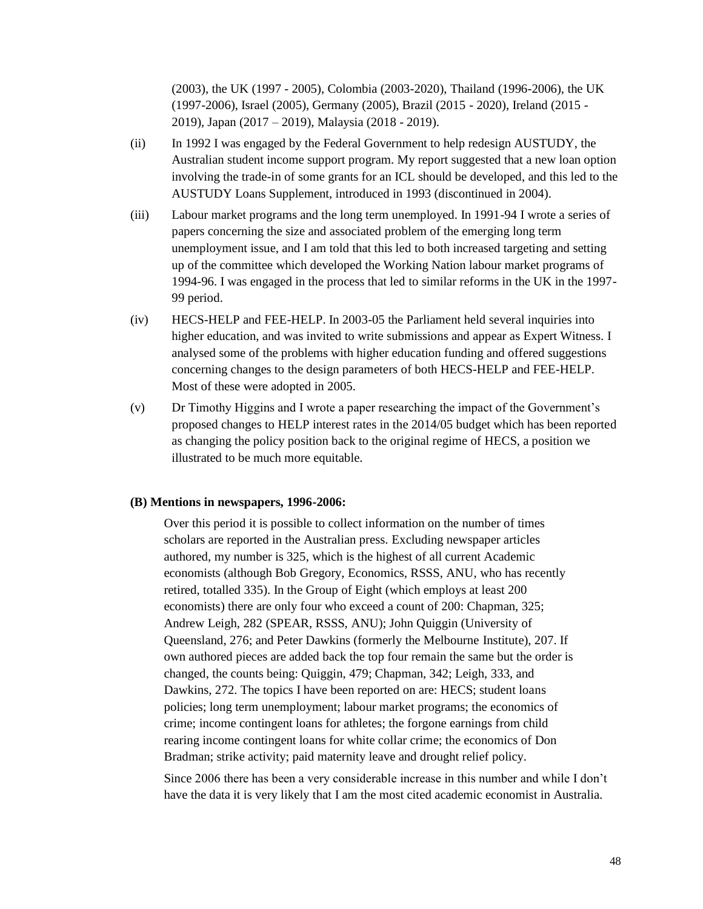(2003), the UK (1997 - 2005), Colombia (2003-2020), Thailand (1996-2006), the UK (1997-2006), Israel (2005), Germany (2005), Brazil (2015 - 2020), Ireland (2015 - 2019), Japan (2017 – 2019), Malaysia (2018 - 2019).

(ii) In 1992 I was engaged by the Federal Government to help redesign AUSTUDY, the Australian student income support program. My report suggested that a new loan option involving the trade-in of some grants for an ICL should be developed, and this led to the AUSTUDY Loans Supplement, introduced in 1993 (discontinued in 2004).

(iii) Labour market programs and the long term unemployed. In 1991-94 I wrote a series of papers concerning the size and associated problem of the emerging long term unemployment issue, and I am told that this led to both increased targeting and setting up of the committee which developed the Working Nation labour market programs of 1994-96. I was engaged in the process that led to similar reforms in the UK in the 1997-99 period.

(iv) HECS-HELP and FEE-HELP. In 2003-05 the Parliament held several inquiries into higher education, and was invited to write submissions and appear as Expert Witness. I analysed some of the problems with higher education funding and offered suggestions concerning changes to the design parameters of both HECS-HELP and FEE-HELP. Most of these were adopted in 2005.

(v) Dr Timothy Higgins and I wrote a paper researching the impact of the Government's proposed changes to HELP interest rates in the 2014/05 budget which has been reported as changing the policy position back to the original regime of HECS, a position we illustrated to be much more equitable.

**(B) Mentions in newspapers, 1996-2006:**

Over this period it is possible to collect information on the number of times scholars are reported in the Australian press. Excluding newspaper articles authored, my number is 325, which is the highest of all current Academic economists (although Bob Gregory, Economics, RSSS, ANU, who has recently retired, totalled 335). In the Group of Eight (which employs at least 200 economists) there are only four who exceed a count of 200: Chapman, 325; Andrew Leigh, 282 (SPEAR, RSSS, ANU); John Quiggin (University of Queensland, 276; and Peter Dawkins (formerly the Melbourne Institute), 207. If own authored pieces are added back the top four remain the same but the order is changed, the counts being: Quiggin, 479; Chapman, 342; Leigh, 333, and Dawkins, 272. The topics I have been reported on are: HECS; student loans policies; long term unemployment; labour market programs; the economics of crime; income contingent loans for athletes; the forgone earnings from child rearing income contingent loans for white collar crime; the economics of Don Bradman; strike activity; paid maternity leave and drought relief policy.

Since 2006 there has been a very considerable increase in this number and while I don't have the data it is very likely that I am the most cited academic economist in Australia.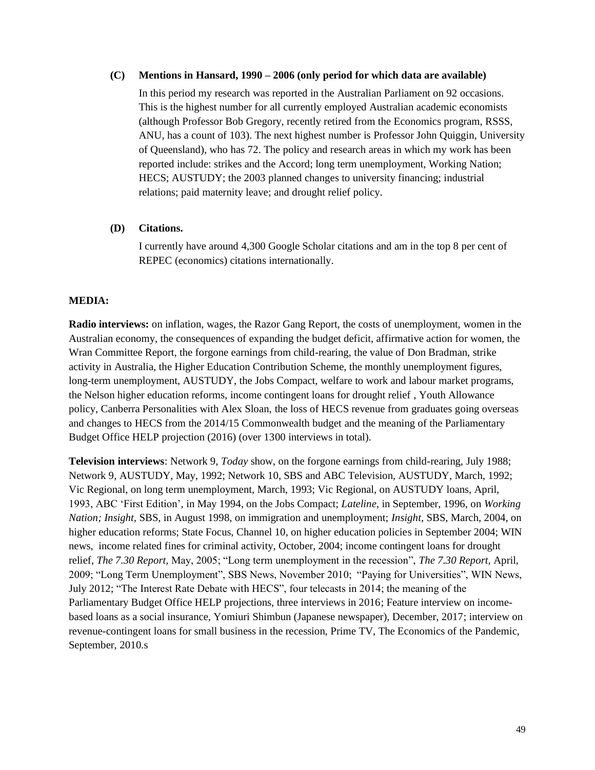**(C) Mentions in Hansard, 1990 – 2006 (only period for which data are available)**

In this period my research was reported in the Australian Parliament on 92 occasions. This is the highest number for all currently employed Australian academic economists (although Professor Bob Gregory, recently retired from the Economics program, RSSS, ANU, has a count of 103). The next highest number is Professor John Quiggin, University of Queensland), who has 72. The policy and research areas in which my work has been reported include: strikes and the Accord; long term unemployment, Working Nation; HECS; AUSTUDY; the 2003 planned changes to university financing; industrial relations; paid maternity leave; and drought relief policy.

**(D) Citations.**

I currently have around 4,300 Google Scholar citations and am in the top 8 per cent of REPEC (economics) citations internationally.

**MEDIA:**

**Radio interviews:** on inflation, wages, the Razor Gang Report, the costs of unemployment, women in the Australian economy, the consequences of expanding the budget deficit, affirmative action for women, the Wran Committee Report, the forgone earnings from child-rearing, the value of Don Bradman, strike activity in Australia, the Higher Education Contribution Scheme, the monthly unemployment figures, long-term unemployment, AUSTUDY, the Jobs Compact, welfare to work and labour market programs, the Nelson higher education reforms, income contingent loans for drought relief , Youth Allowance policy, Canberra Personalities with Alex Sloan, the loss of HECS revenue from graduates going overseas and changes to HECS from the 2014/15 Commonwealth budget and the meaning of the Parliamentary Budget Office HELP projection (2016) (over 1300 interviews in total).

**Television interviews**: Network 9, *Today* show, on the forgone earnings from child-rearing, July 1988; Network 9, AUSTUDY, May, 1992; Network 10, SBS and ABC Television, AUSTUDY, March, 1992; Vic Regional, on long term unemployment, March, 1993; Vic Regional, on AUSTUDY loans, April, 1993, ABC 'First Edition', in May 1994, on the Jobs Compact; *Lateline*, in September, 1996, on *Working Nation; Insight,* SBS, in August 1998, on immigration and unemployment; *Insight,* SBS, March, 2004, on higher education reforms; State Focus, Channel 10, on higher education policies in September 2004; WIN news, income related fines for criminal activity, October, 2004; income contingent loans for drought relief, *The 7.30 Report,* May, 2005; "Long term unemployment in the recession", *The 7.30 Report,* April, 2009; "Long Term Unemployment", SBS News, November 2010; "Paying for Universities", WIN News, July 2012; "The Interest Rate Debate with HECS", four telecasts in 2014; the meaning of the Parliamentary Budget Office HELP projections, three interviews in 2016; Feature interview on income-based loans as a social insurance, Yomiuri Shimbun (Japanese newspaper), December, 2017; interview on revenue-contingent loans for small business in the recession, Prime TV, The Economics of the Pandemic, September, 2010.s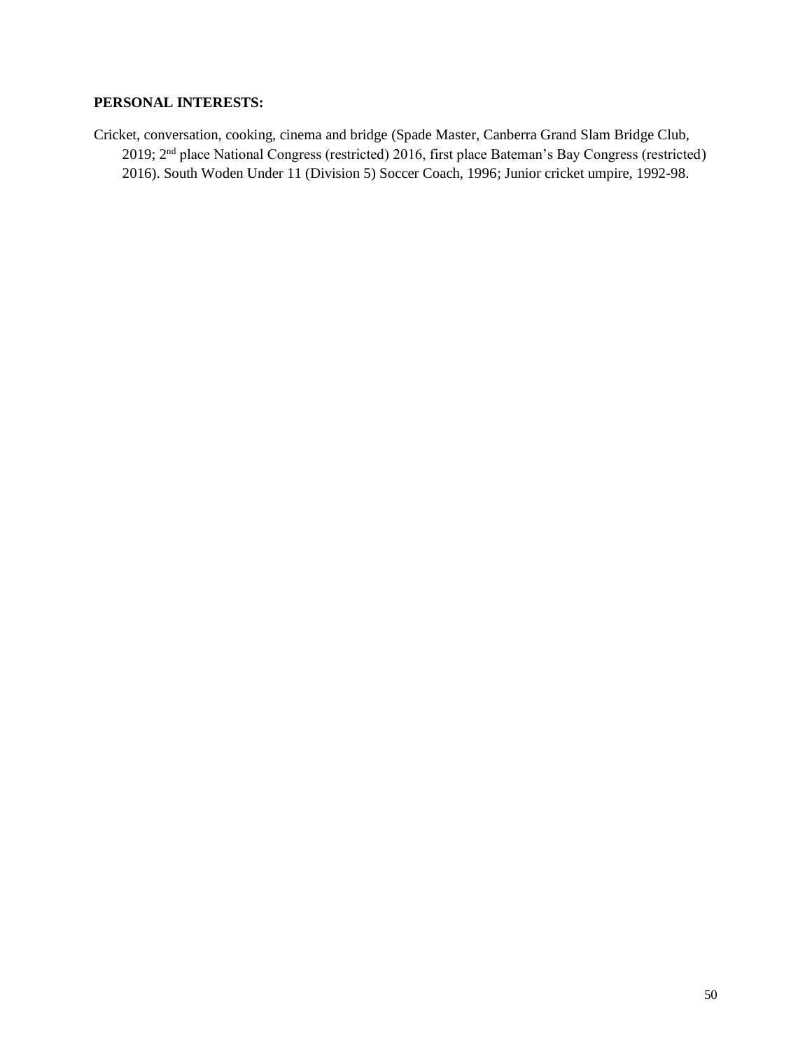**PERSONAL INTERESTS:**

Cricket, conversation, cooking, cinema and bridge (Spade Master, Canberra Grand Slam Bridge Club, 2019; 2nd place National Congress (restricted) 2016, first place Bateman's Bay Congress (restricted) 2016). South Woden Under 11 (Division 5) Soccer Coach, 1996; Junior cricket umpire, 1992-98.